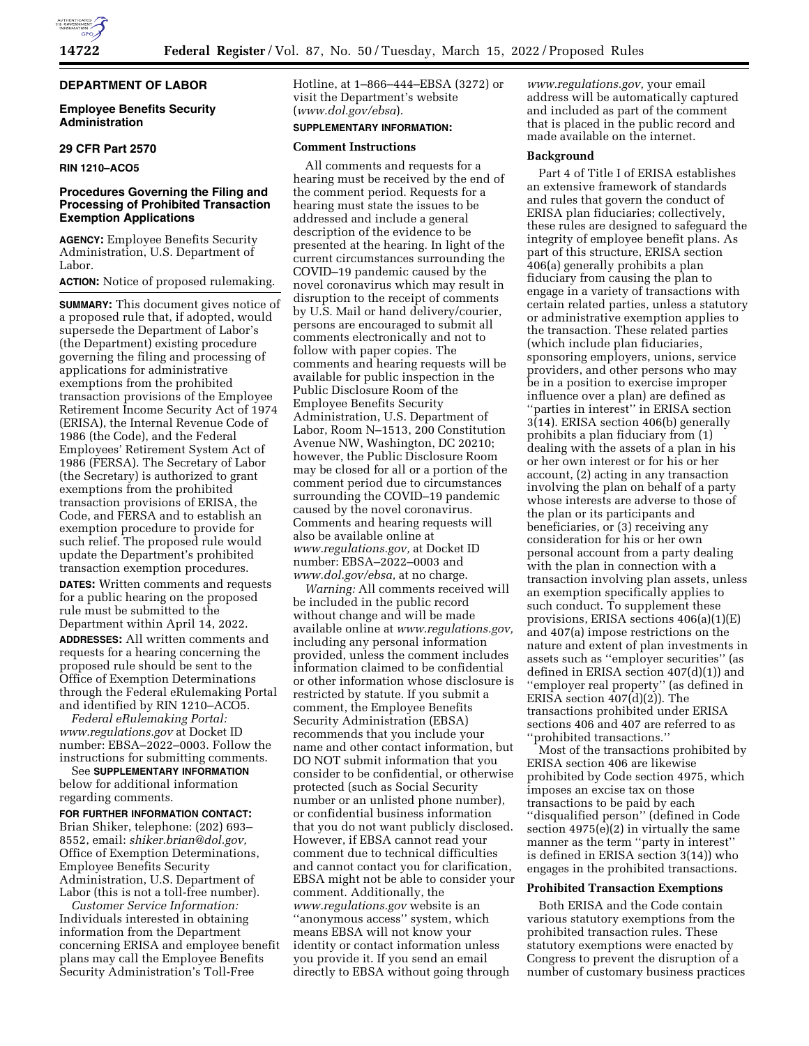## DEPARTMENT OF LABOR

### Employee Benefits Security Administration

### 29 CFR Part 2570

**RIN 1210–AC05**

### Procedures Governing the Filing and Processing of Prohibited Transaction Exemption Applications

**AGENCY:** Employee Benefits Security Administration, U.S. Department of Labor.

**ACTION:** Notice of proposed rulemaking.

**SUMMARY:** This document gives notice of a proposed rule that, if adopted, would supersede the Department of Labor's (the Department) existing procedure governing the filing and processing of applications for administrative exemptions from the prohibited transaction provisions of the Employee Retirement Income Security Act of 1974 (ERISA), the Internal Revenue Code of 1986 (the Code), and the Federal Employees' Retirement System Act of 1986 (FERSA). The Secretary of Labor (the Secretary) is authorized to grant exemptions from the prohibited transaction provisions of ERISA, the Code, and FERSA and to establish an exemption procedure to provide for such relief. The proposed rule would update the Department's prohibited transaction exemption procedures.

**DATES:** Written comments and requests for a public hearing on the proposed rule must be submitted to the Department within April 14, 2022.

**ADDRESSES:** All written comments and requests for a hearing concerning the proposed rule should be sent to the Office of Exemption Determinations through the Federal eRulemaking Portal and identified by RIN 1210–AC05.

*Federal eRulemaking Portal: www.regulations.gov* at Docket ID number: EBSA–2022–0003. Follow the instructions for submitting comments.

See **SUPPLEMENTARY INFORMATION** below for additional information regarding comments.

**FOR FURTHER INFORMATION CONTACT:** Brian Shiker, telephone: (202) 693–8552, email: *shiker.brian@dol.gov,* Office of Exemption Determinations, Employee Benefits Security Administration, U.S. Department of Labor (this is not a toll-free number).

*Customer Service Information:* Individuals interested in obtaining information from the Department concerning ERISA and employee benefit plans may call the Employee Benefits Security Administration's Toll-Free Hotline, at 1–866–444–EBSA (3272) or visit the Department's website (*www.dol.gov/ebsa*).

**SUPPLEMENTARY INFORMATION:**

**Comment Instructions**

All comments and requests for a hearing must be received by the end of the comment period. Requests for a hearing must state the issues to be addressed and include a general description of the evidence to be presented at the hearing. In light of the current circumstances surrounding the COVID–19 pandemic caused by the novel coronavirus which may result in disruption to the receipt of comments by U.S. Mail or hand delivery/courier, persons are encouraged to submit all comments electronically and not to follow with paper copies. The comments and hearing requests will be available for public inspection in the Public Disclosure Room of the Employee Benefits Security Administration, U.S. Department of Labor, Room N–1513, 200 Constitution Avenue NW, Washington, DC 20210; however, the Public Disclosure Room may be closed for all or a portion of the comment period due to circumstances surrounding the COVID–19 pandemic caused by the novel coronavirus. Comments and hearing requests will also be available online at *www.regulations.gov,* at Docket ID number: EBSA–2022–0003 and *www.dol.gov/ebsa,* at no charge.

*Warning:* All comments received will be included in the public record without change and will be made available online at *www.regulations.gov,* including any personal information provided, unless the comment includes information claimed to be confidential or other information whose disclosure is restricted by statute. If you submit a comment, the Employee Benefits Security Administration (EBSA) recommends that you include your name and other contact information, but DO NOT submit information that you consider to be confidential, or otherwise protected (such as Social Security number or an unlisted phone number), or confidential business information that you do not want publicly disclosed. However, if EBSA cannot read your comment due to technical difficulties and cannot contact you for clarification, EBSA might not be able to consider your comment. Additionally, the *www.regulations.gov* website is an "anonymous access" system, which means EBSA will not know your identity or contact information unless you provide it. If you send an email directly to EBSA without going through *www.regulations.gov,* your email address will be automatically captured and included as part of the comment that is placed in the public record and made available on the internet.

**Background**

Part 4 of Title I of ERISA establishes an extensive framework of standards and rules that govern the conduct of ERISA plan fiduciaries; collectively, these rules are designed to safeguard the integrity of employee benefit plans. As part of this structure, ERISA section 406(a) generally prohibits a plan fiduciary from causing the plan to engage in a variety of transactions with certain related parties, unless a statutory or administrative exemption applies to the transaction. These related parties (which include plan fiduciaries, sponsoring employers, unions, service providers, and other persons who may be in a position to exercise improper influence over a plan) are defined as "parties in interest" in ERISA section 3(14). ERISA section 406(b) generally prohibits a plan fiduciary from (1) dealing with the assets of a plan in his or her own interest or for his or her account, (2) acting in any transaction involving the plan on behalf of a party whose interests are adverse to those of the plan or its participants and beneficiaries, or (3) receiving any consideration for his or her own personal account from a party dealing with the plan in connection with a transaction involving plan assets, unless an exemption specifically applies to such conduct. To supplement these provisions, ERISA sections 406(a)(1)(E) and 407(a) impose restrictions on the nature and extent of plan investments in assets such as "employer securities" (as defined in ERISA section 407(d)(1)) and "employer real property" (as defined in ERISA section 407(d)(2)). The transactions prohibited under ERISA sections 406 and 407 are referred to as "prohibited transactions."

Most of the transactions prohibited by ERISA section 406 are likewise prohibited by Code section 4975, which imposes an excise tax on those transactions to be paid by each "disqualified person" (defined in Code section 4975(e)(2) in virtually the same manner as the term "party in interest" is defined in ERISA section 3(14)) who engages in the prohibited transactions.

**Prohibited Transaction Exemptions**

Both ERISA and the Code contain various statutory exemptions from the prohibited transaction rules. These statutory exemptions were enacted by Congress to prevent the disruption of a number of customary business practices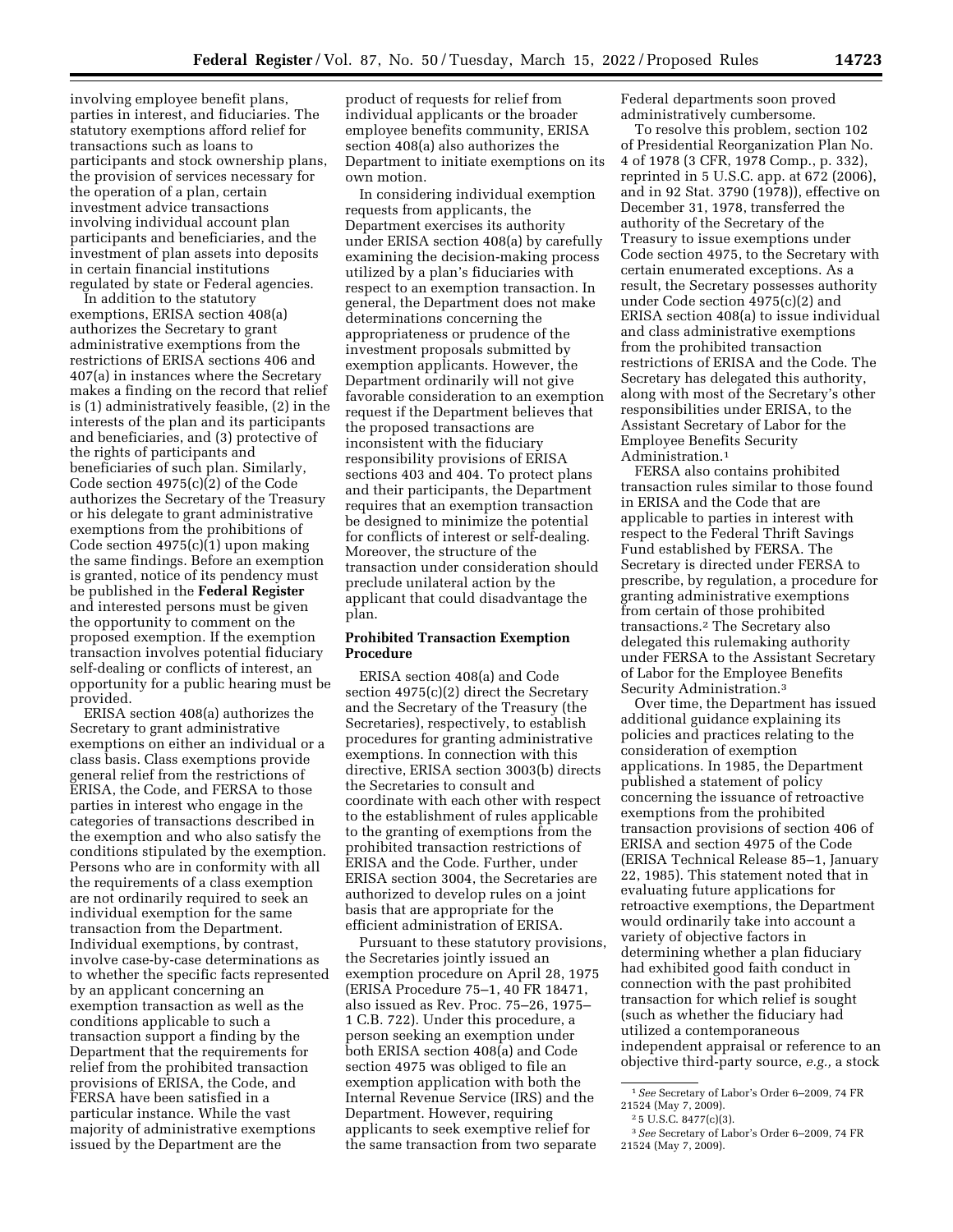involving employee benefit plans, parties in interest, and fiduciaries. The statutory exemptions afford relief for transactions such as loans to participants and stock ownership plans, the provision of services necessary for the operation of a plan, certain investment advice transactions involving individual account plan participants and beneficiaries, and the investment of plan assets into deposits in certain financial institutions regulated by state or Federal agencies.

In addition to the statutory exemptions, ERISA section 408(a) authorizes the Secretary to grant administrative exemptions from the restrictions of ERISA sections 406 and 407(a) in instances where the Secretary makes a finding on the record that relief is (1) administratively feasible, (2) in the interests of the plan and its participants and beneficiaries, and (3) protective of the rights of participants and beneficiaries of such plan. Similarly, Code section 4975(c)(2) of the Code authorizes the Secretary of the Treasury or his delegate to grant administrative exemptions from the prohibitions of Code section 4975(c)(1) upon making the same findings. Before an exemption is granted, notice of its pendency must be published in the **Federal Register** and interested persons must be given the opportunity to comment on the proposed exemption. If the exemption transaction involves potential fiduciary self-dealing or conflicts of interest, an opportunity for a public hearing must be provided.

ERISA section 408(a) authorizes the Secretary to grant administrative exemptions on either an individual or a class basis. Class exemptions provide general relief from the restrictions of ERISA, the Code, and FERSA to those parties in interest who engage in the categories of transactions described in the exemption and who also satisfy the conditions stipulated by the exemption. Persons who are in conformity with all the requirements of a class exemption are not ordinarily required to seek an individual exemption for the same transaction from the Department. Individual exemptions, by contrast, involve case-by-case determinations as to whether the specific facts represented by an applicant concerning an exemption transaction as well as the conditions applicable to such a transaction support a finding by the Department that the requirements for relief from the prohibited transaction provisions of ERISA, the Code, and FERSA have been satisfied in a particular instance. While the vast majority of administrative exemptions issued by the Department are the product of requests for relief from individual applicants or the broader employee benefits community, ERISA section 408(a) also authorizes the Department to initiate exemptions on its own motion.

In considering individual exemption requests from applicants, the Department exercises its authority under ERISA section 408(a) by carefully examining the decision-making process utilized by a plan's fiduciaries with respect to an exemption transaction. In general, the Department does not make determinations concerning the appropriateness or prudence of the investment proposals submitted by exemption applicants. However, the Department ordinarily will not give favorable consideration to an exemption request if the Department believes that the proposed transactions are inconsistent with the fiduciary responsibility provisions of ERISA sections 403 and 404. To protect plans and their participants, the Department requires that an exemption transaction be designed to minimize the potential for conflicts of interest or self-dealing. Moreover, the structure of the transaction under consideration should preclude unilateral action by the applicant that could disadvantage the plan.

## Prohibited Transaction Exemption Procedure

ERISA section 408(a) and Code section 4975(c)(2) direct the Secretary and the Secretary of the Treasury (the Secretaries), respectively, to establish procedures for granting administrative exemptions. In connection with this directive, ERISA section 3003(b) directs the Secretaries to consult and coordinate with each other with respect to the establishment of rules applicable to the granting of exemptions from the prohibited transaction restrictions of ERISA and the Code. Further, under ERISA section 3004, the Secretaries are authorized to develop rules on a joint basis that are appropriate for the efficient administration of ERISA.

Pursuant to these statutory provisions, the Secretaries jointly issued an exemption procedure on April 28, 1975 (ERISA Procedure 75–1, 40 FR 18471, also issued as Rev. Proc. 75–26, 1975–1 C.B. 722). Under this procedure, a person seeking an exemption under both ERISA section 408(a) and Code section 4975 was obliged to file an exemption application with both the Internal Revenue Service (IRS) and the Department. However, requiring applicants to seek exemptive relief for the same transaction from two separate Federal departments soon proved administratively cumbersome.

To resolve this problem, section 102 of Presidential Reorganization Plan No. 4 of 1978 (3 CFR, 1978 Comp., p. 332), reprinted in 5 U.S.C. app. at 672 (2006), and in 92 Stat. 3790 (1978)), effective on December 31, 1978, transferred the authority of the Secretary of the Treasury to issue exemptions under Code section 4975, to the Secretary with certain enumerated exceptions. As a result, the Secretary possesses authority under Code section 4975(c)(2) and ERISA section 408(a) to issue individual and class administrative exemptions from the prohibited transaction restrictions of ERISA and the Code. The Secretary has delegated this authority, along with most of the Secretary's other responsibilities under ERISA, to the Assistant Secretary of Labor for the Employee Benefits Security Administration.[1]

FERSA also contains prohibited transaction rules similar to those found in ERISA and the Code that are applicable to parties in interest with respect to the Federal Thrift Savings Fund established by FERSA. The Secretary is directed under FERSA to prescribe, by regulation, a procedure for granting administrative exemptions from certain of those prohibited transactions.[2] The Secretary also delegated this rulemaking authority under FERSA to the Assistant Secretary of Labor for the Employee Benefits Security Administration.[3]

Over time, the Department has issued additional guidance explaining its policies and practices relating to the consideration of exemption applications. In 1985, the Department published a statement of policy concerning the issuance of retroactive exemptions from the prohibited transaction provisions of section 406 of ERISA and section 4975 of the Code (ERISA Technical Release 85–1, January 22, 1985). This statement noted that in evaluating future applications for retroactive exemptions, the Department would ordinarily take into account a variety of objective factors in determining whether a plan fiduciary had exhibited good faith conduct in connection with the past prohibited transaction for which relief is sought (such as whether the fiduciary had utilized a contemporaneous independent appraisal or reference to an objective third-party source, *e.g.,* a stock

[1] *See* Secretary of Labor's Order 6–2009, 74 FR 21524 (May 7, 2009).

[2] 5 U.S.C. 8477(c)(3).

[3] *See* Secretary of Labor's Order 6–2009, 74 FR 21524 (May 7, 2009).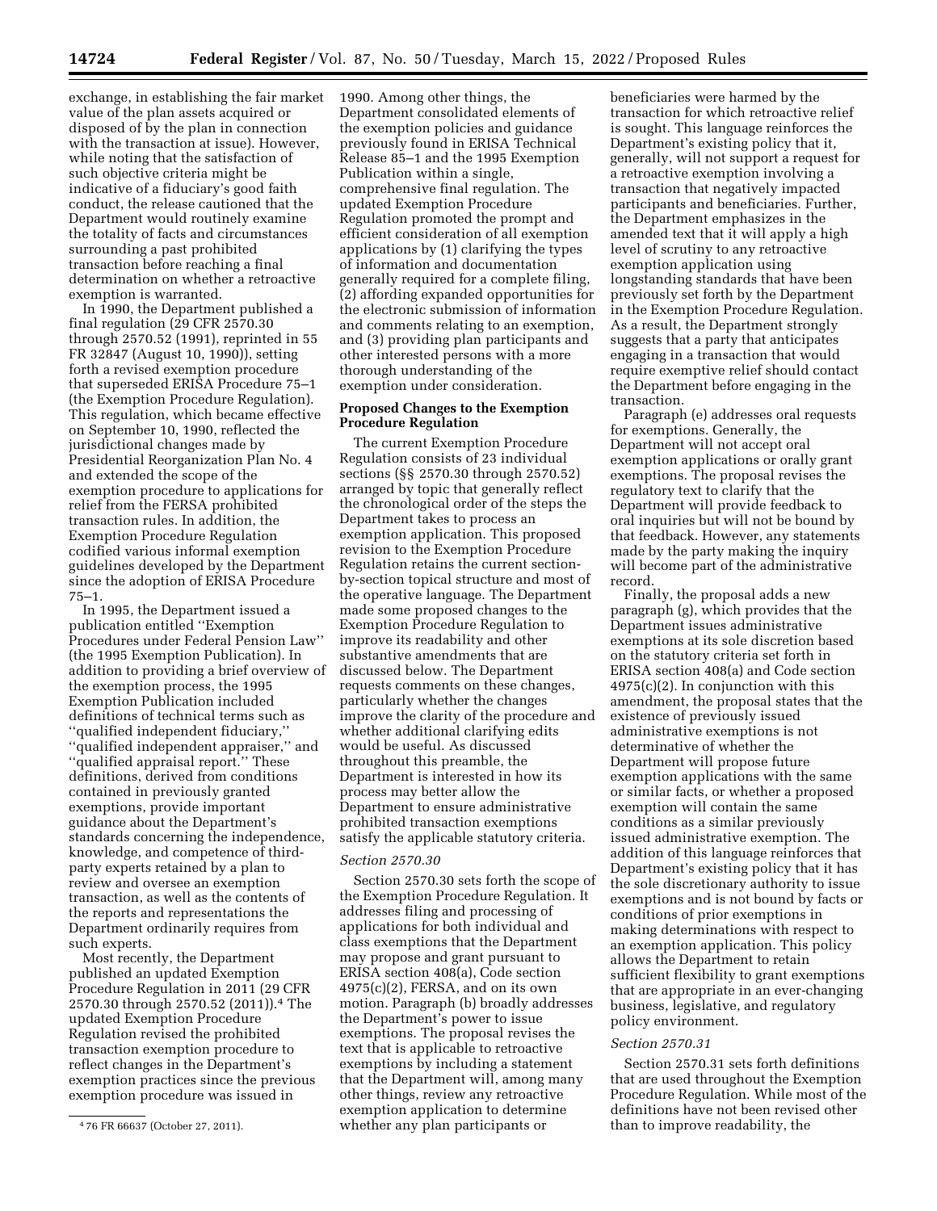exchange, in establishing the fair market value of the plan assets acquired or disposed of by the plan in connection with the transaction at issue). However, while noting that the satisfaction of such objective criteria might be indicative of a fiduciary's good faith conduct, the release cautioned that the Department would routinely examine the totality of facts and circumstances surrounding a past prohibited transaction before reaching a final determination on whether a retroactive exemption is warranted.

In 1990, the Department published a final regulation (29 CFR 2570.30 through 2570.52 (1991), reprinted in 55 FR 32847 (August 10, 1990)), setting forth a revised exemption procedure that superseded ERISA Procedure 75–1 (the Exemption Procedure Regulation). This regulation, which became effective on September 10, 1990, reflected the jurisdictional changes made by Presidential Reorganization Plan No. 4 and extended the scope of the exemption procedure to applications for relief from the FERSA prohibited transaction rules. In addition, the Exemption Procedure Regulation codified various informal exemption guidelines developed by the Department since the adoption of ERISA Procedure 75–1.

In 1995, the Department issued a publication entitled ''Exemption Procedures under Federal Pension Law'' (the 1995 Exemption Publication). In addition to providing a brief overview of the exemption process, the 1995 Exemption Publication included definitions of technical terms such as ''qualified independent fiduciary,'' ''qualified independent appraiser,'' and ''qualified appraisal report.'' These definitions, derived from conditions contained in previously granted exemptions, provide important guidance about the Department's standards concerning the independence, knowledge, and competence of third-party experts retained by a plan to review and oversee an exemption transaction, as well as the contents of the reports and representations the Department ordinarily requires from such experts.

Most recently, the Department published an updated Exemption Procedure Regulation in 2011 (29 CFR 2570.30 through 2570.52 (2011)).[4] The updated Exemption Procedure Regulation revised the prohibited transaction exemption procedure to reflect changes in the Department's exemption practices since the previous exemption procedure was issued in 1990. Among other things, the Department consolidated elements of the exemption policies and guidance previously found in ERISA Technical Release 85–1 and the 1995 Exemption Publication within a single, comprehensive final regulation. The updated Exemption Procedure Regulation promoted the prompt and efficient consideration of all exemption applications by (1) clarifying the types of information and documentation generally required for a complete filing, (2) affording expanded opportunities for the electronic submission of information and comments relating to an exemption, and (3) providing plan participants and other interested persons with a more thorough understanding of the exemption under consideration.

## Proposed Changes to the Exemption Procedure Regulation

The current Exemption Procedure Regulation consists of 23 individual sections (§§ 2570.30 through 2570.52) arranged by topic that generally reflect the chronological order of the steps the Department takes to process an exemption application. This proposed revision to the Exemption Procedure Regulation retains the current section-by-section topical structure and most of the operative language. The Department made some proposed changes to the Exemption Procedure Regulation to improve its readability and other substantive amendments that are discussed below. The Department requests comments on these changes, particularly whether the changes improve the clarity of the procedure and whether additional clarifying edits would be useful. As discussed throughout this preamble, the Department is interested in how its process may better allow the Department to ensure administrative prohibited transaction exemptions satisfy the applicable statutory criteria.

### *Section 2570.30*

Section 2570.30 sets forth the scope of the Exemption Procedure Regulation. It addresses filing and processing of applications for both individual and class exemptions that the Department may propose and grant pursuant to ERISA section 408(a), Code section 4975(c)(2), FERSA, and on its own motion. Paragraph (b) broadly addresses the Department's power to issue exemptions. The proposal revises the text that is applicable to retroactive exemptions by including a statement that the Department will, among many other things, review any retroactive exemption application to determine whether any plan participants or beneficiaries were harmed by the transaction for which retroactive relief is sought. This language reinforces the Department's existing policy that it, generally, will not support a request for a retroactive exemption involving a transaction that negatively impacted participants and beneficiaries. Further, the Department emphasizes in the amended text that it will apply a high level of scrutiny to any retroactive exemption application using longstanding standards that have been previously set forth by the Department in the Exemption Procedure Regulation. As a result, the Department strongly suggests that a party that anticipates engaging in a transaction that would require exemptive relief should contact the Department before engaging in the transaction.

Paragraph (e) addresses oral requests for exemptions. Generally, the Department will not accept oral exemption applications or orally grant exemptions. The proposal revises the regulatory text to clarify that the Department will provide feedback to oral inquiries but will not be bound by that feedback. However, any statements made by the party making the inquiry will become part of the administrative record.

Finally, the proposal adds a new paragraph (g), which provides that the Department issues administrative exemptions at its sole discretion based on the statutory criteria set forth in ERISA section 408(a) and Code section 4975(c)(2). In conjunction with this amendment, the proposal states that the existence of previously issued administrative exemptions is not determinative of whether the Department will propose future exemption applications with the same or similar facts, or whether a proposed exemption will contain the same conditions as a similar previously issued administrative exemption. The addition of this language reinforces that Department's existing policy that it has the sole discretionary authority to issue exemptions and is not bound by facts or conditions of prior exemptions in making determinations with respect to an exemption application. This policy allows the Department to retain sufficient flexibility to grant exemptions that are appropriate in an ever-changing business, legislative, and regulatory policy environment.

### *Section 2570.31*

Section 2570.31 sets forth definitions that are used throughout the Exemption Procedure Regulation. While most of the definitions have not been revised other than to improve readability, the

[4] 76 FR 66637 (October 27, 2011).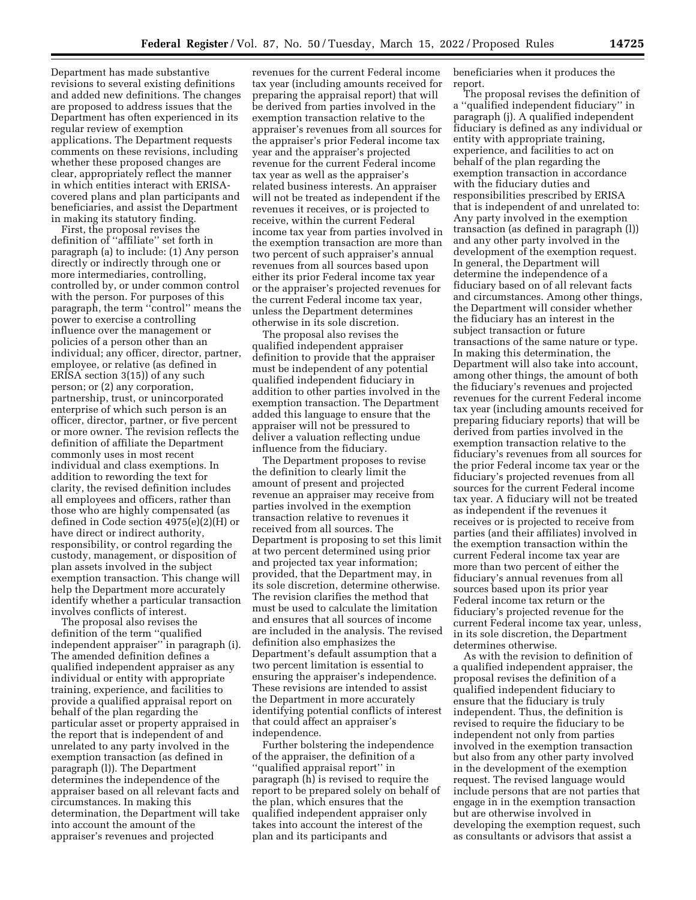Department has made substantive revisions to several existing definitions and added new definitions. The changes are proposed to address issues that the Department has often experienced in its regular review of exemption applications. The Department requests comments on these revisions, including whether these proposed changes are clear, appropriately reflect the manner in which entities interact with ERISA-covered plans and plan participants and beneficiaries, and assist the Department in making its statutory finding.

First, the proposal revises the definition of ''affiliate'' set forth in paragraph (a) to include: (1) Any person directly or indirectly through one or more intermediaries, controlling, controlled by, or under common control with the person. For purposes of this paragraph, the term ''control'' means the power to exercise a controlling influence over the management or policies of a person other than an individual; any officer, director, partner, employee, or relative (as defined in ERISA section 3(15)) of any such person; or (2) any corporation, partnership, trust, or unincorporated enterprise of which such person is an officer, director, partner, or five percent or more owner. The revision reflects the definition of affiliate the Department commonly uses in most recent individual and class exemptions. In addition to rewording the text for clarity, the revised definition includes all employees and officers, rather than those who are highly compensated (as defined in Code section 4975(e)(2)(H) or have direct or indirect authority, responsibility, or control regarding the custody, management, or disposition of plan assets involved in the subject exemption transaction. This change will help the Department more accurately identify whether a particular transaction involves conflicts of interest.

The proposal also revises the definition of the term ''qualified independent appraiser'' in paragraph (i). The amended definition defines a qualified independent appraiser as any individual or entity with appropriate training, experience, and facilities to provide a qualified appraisal report on behalf of the plan regarding the particular asset or property appraised in the report that is independent of and unrelated to any party involved in the exemption transaction (as defined in paragraph (l)). The Department determines the independence of the appraiser based on all relevant facts and circumstances. In making this determination, the Department will take into account the amount of the appraiser's revenues and projected revenues for the current Federal income tax year (including amounts received for preparing the appraisal report) that will be derived from parties involved in the exemption transaction relative to the appraiser's revenues from all sources for the appraiser's prior Federal income tax year and the appraiser's projected revenue for the current Federal income tax year as well as the appraiser's related business interests. An appraiser will not be treated as independent if the revenues it receives, or is projected to receive, within the current Federal income tax year from parties involved in the exemption transaction are more than two percent of such appraiser's annual revenues from all sources based upon either its prior Federal income tax year or the appraiser's projected revenues for the current Federal income tax year, unless the Department determines otherwise in its sole discretion.

The proposal also revises the qualified independent appraiser definition to provide that the appraiser must be independent of any potential qualified independent fiduciary in addition to other parties involved in the exemption transaction. The Department added this language to ensure that the appraiser will not be pressured to deliver a valuation reflecting undue influence from the fiduciary.

The Department proposes to revise the definition to clearly limit the amount of present and projected revenue an appraiser may receive from parties involved in the exemption transaction relative to revenues it received from all sources. The Department is proposing to set this limit at two percent determined using prior and projected tax year information; provided, that the Department may, in its sole discretion, determine otherwise. The revision clarifies the method that must be used to calculate the limitation and ensures that all sources of income are included in the analysis. The revised definition also emphasizes the Department's default assumption that a two percent limitation is essential to ensuring the appraiser's independence. These revisions are intended to assist the Department in more accurately identifying potential conflicts of interest that could affect an appraiser's independence.

Further bolstering the independence of the appraiser, the definition of a ''qualified appraisal report'' in paragraph (h) is revised to require the report to be prepared solely on behalf of the plan, which ensures that the qualified independent appraiser only takes into account the interest of the plan and its participants and beneficiaries when it produces the report.

The proposal revises the definition of a ''qualified independent fiduciary'' in paragraph (j). A qualified independent fiduciary is defined as any individual or entity with appropriate training, experience, and facilities to act on behalf of the plan regarding the exemption transaction in accordance with the fiduciary duties and responsibilities prescribed by ERISA that is independent of and unrelated to: Any party involved in the exemption transaction (as defined in paragraph (l)) and any other party involved in the development of the exemption request. In general, the Department will determine the independence of a fiduciary based on of all relevant facts and circumstances. Among other things, the Department will consider whether the fiduciary has an interest in the subject transaction or future transactions of the same nature or type. In making this determination, the Department will also take into account, among other things, the amount of both the fiduciary's revenues and projected revenues for the current Federal income tax year (including amounts received for preparing fiduciary reports) that will be derived from parties involved in the exemption transaction relative to the fiduciary's revenues from all sources for the prior Federal income tax year or the fiduciary's projected revenues from all sources for the current Federal income tax year. A fiduciary will not be treated as independent if the revenues it receives or is projected to receive from parties (and their affiliates) involved in the exemption transaction within the current Federal income tax year are more than two percent of either the fiduciary's annual revenues from all sources based upon its prior year Federal income tax return or the fiduciary's projected revenue for the current Federal income tax year, unless, in its sole discretion, the Department determines otherwise.

As with the revision to definition of a qualified independent appraiser, the proposal revises the definition of a qualified independent fiduciary to ensure that the fiduciary is truly independent. Thus, the definition is revised to require the fiduciary to be independent not only from parties involved in the exemption transaction but also from any other party involved in the development of the exemption request. The revised language would include persons that are not parties that engage in in the exemption transaction but are otherwise involved in developing the exemption request, such as consultants or advisors that assist a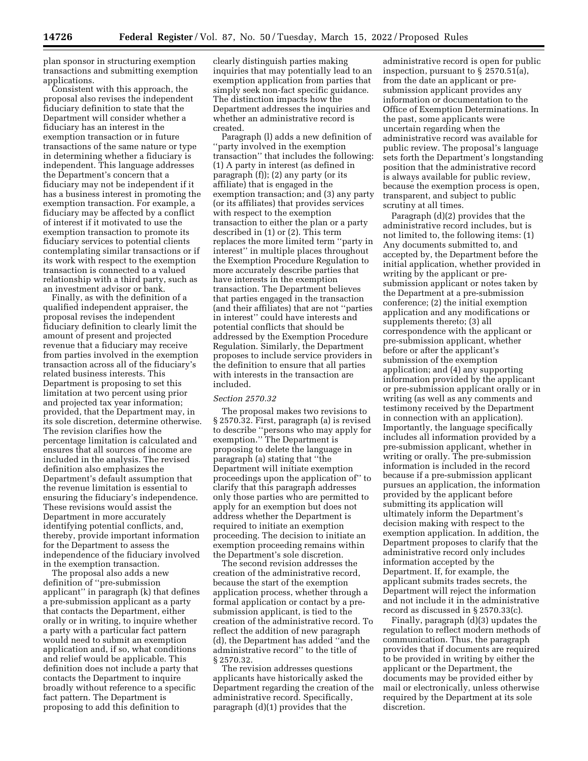plan sponsor in structuring exemption transactions and submitting exemption applications.

Consistent with this approach, the proposal also revises the independent fiduciary definition to state that the Department will consider whether a fiduciary has an interest in the exemption transaction or in future transactions of the same nature or type in determining whether a fiduciary is independent. This language addresses the Department's concern that a fiduciary may not be independent if it has a business interest in promoting the exemption transaction. For example, a fiduciary may be affected by a conflict of interest if it motivated to use the exemption transaction to promote its fiduciary services to potential clients contemplating similar transactions or if its work with respect to the exemption transaction is connected to a valued relationship with a third party, such as an investment advisor or bank.

Finally, as with the definition of a qualified independent appraiser, the proposal revises the independent fiduciary definition to clearly limit the amount of present and projected revenue that a fiduciary may receive from parties involved in the exemption transaction across all of the fiduciary's related business interests. This Department is proposing to set this limitation at two percent using prior and projected tax year information; provided, that the Department may, in its sole discretion, determine otherwise. The revision clarifies how the percentage limitation is calculated and ensures that all sources of income are included in the analysis. The revised definition also emphasizes the Department's default assumption that the revenue limitation is essential to ensuring the fiduciary's independence. These revisions would assist the Department in more accurately identifying potential conflicts, and, thereby, provide important information for the Department to assess the independence of the fiduciary involved in the exemption transaction.

The proposal also adds a new definition of ''pre-submission applicant'' in paragraph (k) that defines a pre-submission applicant as a party that contacts the Department, either orally or in writing, to inquire whether a party with a particular fact pattern would need to submit an exemption application and, if so, what conditions and relief would be applicable. This definition does not include a party that contacts the Department to inquire broadly without reference to a specific fact pattern. The Department is proposing to add this definition to clearly distinguish parties making inquiries that may potentially lead to an exemption application from parties that simply seek non-fact specific guidance. The distinction impacts how the Department addresses the inquiries and whether an administrative record is created.

Paragraph (l) adds a new definition of ''party involved in the exemption transaction'' that includes the following: (1) A party in interest (as defined in paragraph (f)); (2) any party (or its affiliate) that is engaged in the exemption transaction; and (3) any party (or its affiliates) that provides services with respect to the exemption transaction to either the plan or a party described in (1) or (2). This term replaces the more limited term ''party in interest'' in multiple places throughout the Exemption Procedure Regulation to more accurately describe parties that have interests in the exemption transaction. The Department believes that parties engaged in the transaction (and their affiliates) that are not ''parties in interest'' could have interests and potential conflicts that should be addressed by the Exemption Procedure Regulation. Similarly, the Department proposes to include service providers in the definition to ensure that all parties with interests in the transaction are included.

### *Section 2570.32*

The proposal makes two revisions to § 2570.32. First, paragraph (a) is revised to describe ''persons who may apply for exemption.'' The Department is proposing to delete the language in paragraph (a) stating that ''the Department will initiate exemption proceedings upon the application of'' to clarify that this paragraph addresses only those parties who are permitted to apply for an exemption but does not address whether the Department is required to initiate an exemption proceeding. The decision to initiate an exemption proceeding remains within the Department's sole discretion.

The second revision addresses the creation of the administrative record, because the start of the exemption application process, whether through a formal application or contact by a pre-submission applicant, is tied to the creation of the administrative record. To reflect the addition of new paragraph (d), the Department has added ''and the administrative record'' to the title of § 2570.32.

The revision addresses questions applicants have historically asked the Department regarding the creation of the administrative record. Specifically, paragraph (d)(1) provides that the administrative record is open for public inspection, pursuant to § 2570.51(a), from the date an applicant or pre-submission applicant provides any information or documentation to the Office of Exemption Determinations. In the past, some applicants were uncertain regarding when the administrative record was available for public review. The proposal's language sets forth the Department's longstanding position that the administrative record is always available for public review, because the exemption process is open, transparent, and subject to public scrutiny at all times.

Paragraph (d)(2) provides that the administrative record includes, but is not limited to, the following items: (1) Any documents submitted to, and accepted by, the Department before the initial application, whether provided in writing by the applicant or pre-submission applicant or notes taken by the Department at a pre-submission conference; (2) the initial exemption application and any modifications or supplements thereto; (3) all correspondence with the applicant or pre-submission applicant, whether before or after the applicant's submission of the exemption application; and (4) any supporting information provided by the applicant or pre-submission applicant orally or in writing (as well as any comments and testimony received by the Department in connection with an application). Importantly, the language specifically includes all information provided by a pre-submission applicant, whether in writing or orally. The pre-submission information is included in the record because if a pre-submission applicant pursues an application, the information provided by the applicant before submitting its application will ultimately inform the Department's decision making with respect to the exemption application. In addition, the Department proposes to clarify that the administrative record only includes information accepted by the Department. If, for example, the applicant submits trades secrets, the Department will reject the information and not include it in the administrative record as discussed in § 2570.33(c).

Finally, paragraph (d)(3) updates the regulation to reflect modern methods of communication. Thus, the paragraph provides that if documents are required to be provided in writing by either the applicant or the Department, the documents may be provided either by mail or electronically, unless otherwise required by the Department at its sole discretion.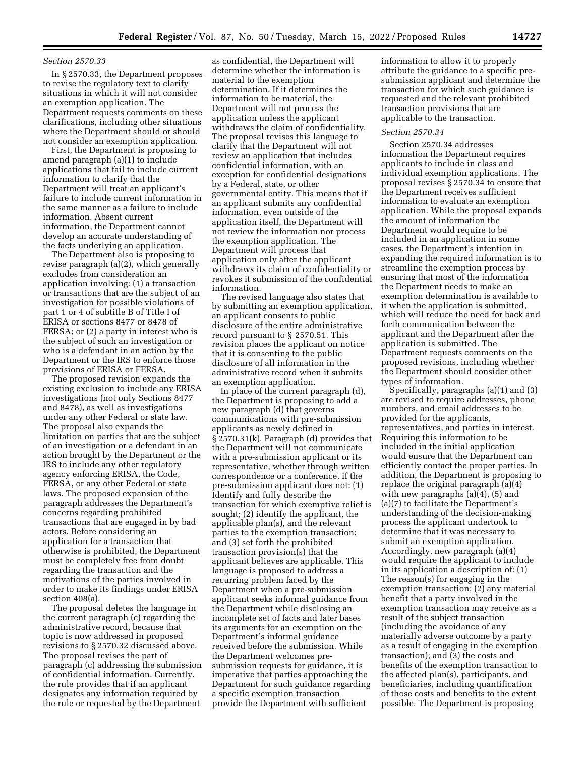*Section 2570.33*

In § 2570.33, the Department proposes to revise the regulatory text to clarify situations in which it will not consider an exemption application. The Department requests comments on these clarifications, including other situations where the Department should or should not consider an exemption application.

First, the Department is proposing to amend paragraph (a)(1) to include applications that fail to include current information to clarify that the Department will treat an applicant's failure to include current information in the same manner as a failure to include information. Absent current information, the Department cannot develop an accurate understanding of the facts underlying an application.

The Department also is proposing to revise paragraph (a)(2), which generally excludes from consideration an application involving: (1) a transaction or transactions that are the subject of an investigation for possible violations of part 1 or 4 of subtitle B of Title I of ERISA or sections 8477 or 8478 of FERSA; or (2) a party in interest who is the subject of such an investigation or who is a defendant in an action by the Department or the IRS to enforce those provisions of ERISA or FERSA.

The proposed revision expands the existing exclusion to include any ERISA investigations (not only Sections 8477 and 8478), as well as investigations under any other Federal or state law. The proposal also expands the limitation on parties that are the subject of an investigation or a defendant in an action brought by the Department or the IRS to include any other regulatory agency enforcing ERISA, the Code, FERSA, or any other Federal or state laws. The proposed expansion of the paragraph addresses the Department's concerns regarding prohibited transactions that are engaged in by bad actors. Before considering an application for a transaction that otherwise is prohibited, the Department must be completely free from doubt regarding the transaction and the motivations of the parties involved in order to make its findings under ERISA section 408(a).

The proposal deletes the language in the current paragraph (c) regarding the administrative record, because that topic is now addressed in proposed revisions to § 2570.32 discussed above. The proposal revises the part of paragraph (c) addressing the submission of confidential information. Currently, the rule provides that if an applicant designates any information required by the rule or requested by the Department as confidential, the Department will determine whether the information is material to the exemption determination. If it determines the information to be material, the Department will not process the application unless the applicant withdraws the claim of confidentiality. The proposal revises this language to clarify that the Department will not review an application that includes confidential information, with an exception for confidential designations by a Federal, state, or other governmental entity. This means that if an applicant submits any confidential information, even outside of the application itself, the Department will not review the information nor process the exemption application. The Department will process that application only after the applicant withdraws its claim of confidentiality or revokes it submission of the confidential information.

The revised language also states that by submitting an exemption application, an applicant consents to public disclosure of the entire administrative record pursuant to § 2570.51. This revision places the applicant on notice that it is consenting to the public disclosure of all information in the administrative record when it submits an exemption application.

In place of the current paragraph (d), the Department is proposing to add a new paragraph (d) that governs communications with pre-submission applicants as newly defined in § 2570.31(k). Paragraph (d) provides that the Department will not communicate with a pre-submission applicant or its representative, whether through written correspondence or a conference, if the pre-submission applicant does not: (1) Identify and fully describe the transaction for which exemptive relief is sought; (2) identify the applicant, the applicable plan(s), and the relevant parties to the exemption transaction; and (3) set forth the prohibited transaction provision(s) that the applicant believes are applicable. This language is proposed to address a recurring problem faced by the Department when a pre-submission applicant seeks informal guidance from the Department while disclosing an incomplete set of facts and later bases its arguments for an exemption on the Department's informal guidance received before the submission. While the Department welcomes pre-submission requests for guidance, it is imperative that parties approaching the Department for such guidance regarding a specific exemption transaction provide the Department with sufficient information to allow it to properly attribute the guidance to a specific pre-submission applicant and determine the transaction for which such guidance is requested and the relevant prohibited transaction provisions that are applicable to the transaction.

*Section 2570.34*

Section 2570.34 addresses information the Department requires applicants to include in class and individual exemption applications. The proposal revises § 2570.34 to ensure that the Department receives sufficient information to evaluate an exemption application. While the proposal expands the amount of information the Department would require to be included in an application in some cases, the Department's intention in expanding the required information is to streamline the exemption process by ensuring that most of the information the Department needs to make an exemption determination is available to it when the application is submitted, which will reduce the need for back and forth communication between the applicant and the Department after the application is submitted. The Department requests comments on the proposed revisions, including whether the Department should consider other types of information.

Specifically, paragraphs (a)(1) and (3) are revised to require addresses, phone numbers, and email addresses to be provided for the applicants, representatives, and parties in interest. Requiring this information to be included in the initial application would ensure that the Department can efficiently contact the proper parties. In addition, the Department is proposing to replace the original paragraph (a)(4) with new paragraphs (a)(4), (5) and (a)(7) to facilitate the Department's understanding of the decision-making process the applicant undertook to determine that it was necessary to submit an exemption application. Accordingly, new paragraph (a)(4) would require the applicant to include in its application a description of: (1) The reason(s) for engaging in the exemption transaction; (2) any material benefit that a party involved in the exemption transaction may receive as a result of the subject transaction (including the avoidance of any materially adverse outcome by a party as a result of engaging in the exemption transaction); and (3) the costs and benefits of the exemption transaction to the affected plan(s), participants, and beneficiaries, including quantification of those costs and benefits to the extent possible. The Department is proposing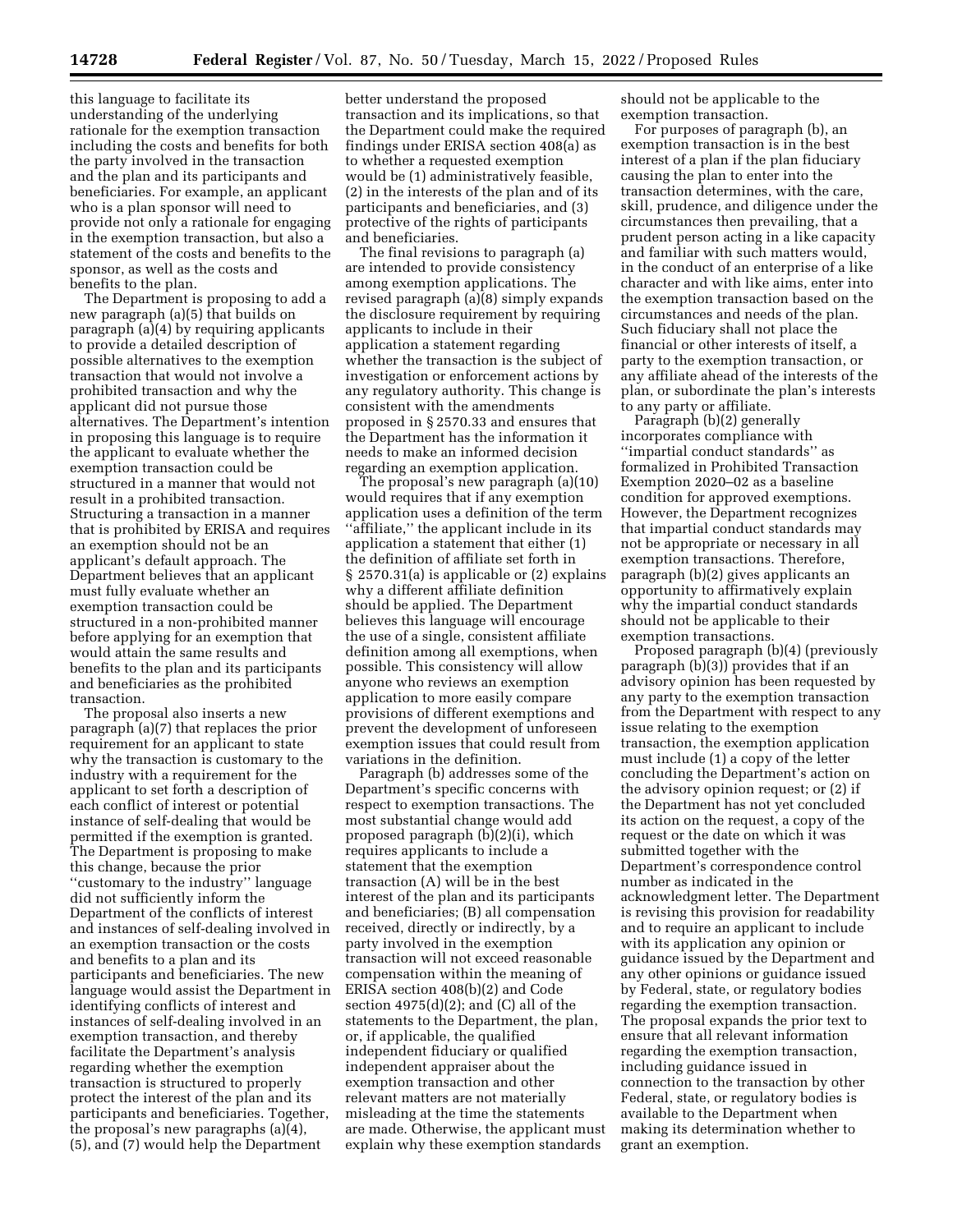this language to facilitate its understanding of the underlying rationale for the exemption transaction including the costs and benefits for both the party involved in the transaction and the plan and its participants and beneficiaries. For example, an applicant who is a plan sponsor will need to provide not only a rationale for engaging in the exemption transaction, but also a statement of the costs and benefits to the sponsor, as well as the costs and benefits to the plan.

The Department is proposing to add a new paragraph (a)(5) that builds on paragraph (a)(4) by requiring applicants to provide a detailed description of possible alternatives to the exemption transaction that would not involve a prohibited transaction and why the applicant did not pursue those alternatives. The Department's intention in proposing this language is to require the applicant to evaluate whether the exemption transaction could be structured in a manner that would not result in a prohibited transaction. Structuring a transaction in a manner that is prohibited by ERISA and requires an exemption should not be an applicant's default approach. The Department believes that an applicant must fully evaluate whether an exemption transaction could be structured in a non-prohibited manner before applying for an exemption that would attain the same results and benefits to the plan and its participants and beneficiaries as the prohibited transaction.

The proposal also inserts a new paragraph (a)(7) that replaces the prior requirement for an applicant to state why the transaction is customary to the industry with a requirement for the applicant to set forth a description of each conflict of interest or potential instance of self-dealing that would be permitted if the exemption is granted. The Department is proposing to make this change, because the prior ''customary to the industry'' language did not sufficiently inform the Department of the conflicts of interest and instances of self-dealing involved in an exemption transaction or the costs and benefits to a plan and its participants and beneficiaries. The new language would assist the Department in identifying conflicts of interest and instances of self-dealing involved in an exemption transaction, and thereby facilitate the Department's analysis regarding whether the exemption transaction is structured to properly protect the interest of the plan and its participants and beneficiaries. Together, the proposal's new paragraphs (a)(4), (5), and (7) would help the Department better understand the proposed transaction and its implications, so that the Department could make the required findings under ERISA section 408(a) as to whether a requested exemption would be (1) administratively feasible, (2) in the interests of the plan and of its participants and beneficiaries, and (3) protective of the rights of participants and beneficiaries.

The final revisions to paragraph (a) are intended to provide consistency among exemption applications. The revised paragraph (a)(8) simply expands the disclosure requirement by requiring applicants to include in their application a statement regarding whether the transaction is the subject of investigation or enforcement actions by any regulatory authority. This change is consistent with the amendments proposed in § 2570.33 and ensures that the Department has the information it needs to make an informed decision regarding an exemption application.

The proposal's new paragraph (a)(10) would requires that if any exemption application uses a definition of the term ''affiliate,'' the applicant include in its application a statement that either (1) the definition of affiliate set forth in § 2570.31(a) is applicable or (2) explains why a different affiliate definition should be applied. The Department believes this language will encourage the use of a single, consistent affiliate definition among all exemptions, when possible. This consistency will allow anyone who reviews an exemption application to more easily compare provisions of different exemptions and prevent the development of unforeseen exemption issues that could result from variations in the definition.

Paragraph (b) addresses some of the Department's specific concerns with respect to exemption transactions. The most substantial change would add proposed paragraph (b)(2)(i), which requires applicants to include a statement that the exemption transaction (A) will be in the best interest of the plan and its participants and beneficiaries; (B) all compensation received, directly or indirectly, by a party involved in the exemption transaction will not exceed reasonable compensation within the meaning of ERISA section 408(b)(2) and Code section 4975(d)(2); and (C) all of the statements to the Department, the plan, or, if applicable, the qualified independent fiduciary or qualified independent appraiser about the exemption transaction and other relevant matters are not materially misleading at the time the statements are made. Otherwise, the applicant must explain why these exemption standards should not be applicable to the exemption transaction.

For purposes of paragraph (b), an exemption transaction is in the best interest of a plan if the plan fiduciary causing the plan to enter into the transaction determines, with the care, skill, prudence, and diligence under the circumstances then prevailing, that a prudent person acting in a like capacity and familiar with such matters would, in the conduct of an enterprise of a like character and with like aims, enter into the exemption transaction based on the circumstances and needs of the plan. Such fiduciary shall not place the financial or other interests of itself, a party to the exemption transaction, or any affiliate ahead of the interests of the plan, or subordinate the plan's interests to any party or affiliate.

Paragraph (b)(2) generally incorporates compliance with ''impartial conduct standards'' as formalized in Prohibited Transaction Exemption 2020–02 as a baseline condition for approved exemptions. However, the Department recognizes that impartial conduct standards may not be appropriate or necessary in all exemption transactions. Therefore, paragraph (b)(2) gives applicants an opportunity to affirmatively explain why the impartial conduct standards should not be applicable to their exemption transactions.

Proposed paragraph (b)(4) (previously paragraph (b)(3)) provides that if an advisory opinion has been requested by any party to the exemption transaction from the Department with respect to any issue relating to the exemption transaction, the exemption application must include (1) a copy of the letter concluding the Department's action on the advisory opinion request; or (2) if the Department has not yet concluded its action on the request, a copy of the request or the date on which it was submitted together with the Department's correspondence control number as indicated in the acknowledgment letter. The Department is revising this provision for readability and to require an applicant to include with its application any opinion or guidance issued by the Department and any other opinions or guidance issued by Federal, state, or regulatory bodies regarding the exemption transaction. The proposal expands the prior text to ensure that all relevant information regarding the exemption transaction, including guidance issued in connection to the transaction by other Federal, state, or regulatory bodies is available to the Department when making its determination whether to grant an exemption.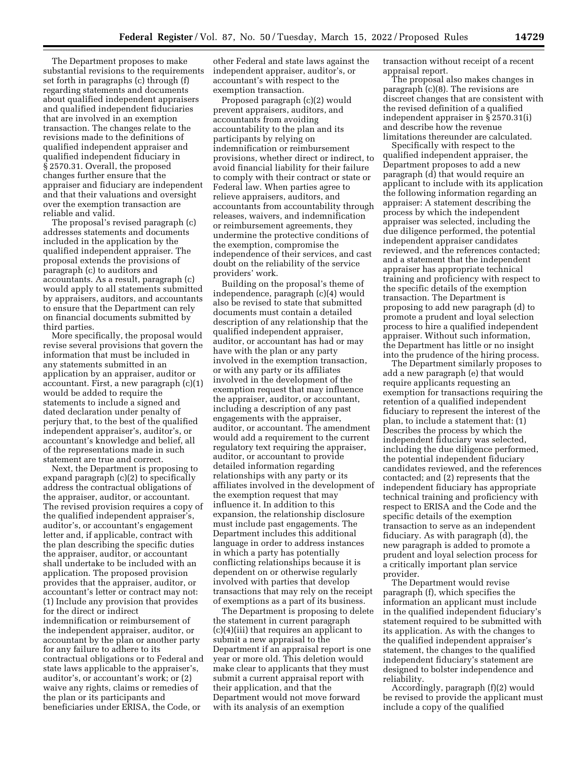The Department proposes to make substantial revisions to the requirements set forth in paragraphs (c) through (f) regarding statements and documents about qualified independent appraisers and qualified independent fiduciaries that are involved in an exemption transaction. The changes relate to the revisions made to the definitions of qualified independent appraiser and qualified independent fiduciary in § 2570.31. Overall, the proposed changes further ensure that the appraiser and fiduciary are independent and that their valuations and oversight over the exemption transaction are reliable and valid.

The proposal's revised paragraph (c) addresses statements and documents included in the application by the qualified independent appraiser. The proposal extends the provisions of paragraph (c) to auditors and accountants. As a result, paragraph (c) would apply to all statements submitted by appraisers, auditors, and accountants to ensure that the Department can rely on financial documents submitted by third parties.

More specifically, the proposal would revise several provisions that govern the information that must be included in any statements submitted in an application by an appraiser, auditor or accountant. First, a new paragraph (c)(1) would be added to require the statements to include a signed and dated declaration under penalty of perjury that, to the best of the qualified independent appraiser's, auditor's, or accountant's knowledge and belief, all of the representations made in such statement are true and correct.

Next, the Department is proposing to expand paragraph (c)(2) to specifically address the contractual obligations of the appraiser, auditor, or accountant. The revised provision requires a copy of the qualified independent appraiser's, auditor's, or accountant's engagement letter and, if applicable, contract with the plan describing the specific duties the appraiser, auditor, or accountant shall undertake to be included with an application. The proposed provision provides that the appraiser, auditor, or accountant's letter or contract may not: (1) Include any provision that provides for the direct or indirect indemnification or reimbursement of the independent appraiser, auditor, or accountant by the plan or another party for any failure to adhere to its contractual obligations or to Federal and state laws applicable to the appraiser's, auditor's, or accountant's work; or (2) waive any rights, claims or remedies of the plan or its participants and beneficiaries under ERISA, the Code, or other Federal and state laws against the independent appraiser, auditor's, or accountant's with respect to the exemption transaction.

Proposed paragraph (c)(2) would prevent appraisers, auditors, and accountants from avoiding accountability to the plan and its participants by relying on indemnification or reimbursement provisions, whether direct or indirect, to avoid financial liability for their failure to comply with their contract or state or Federal law. When parties agree to relieve appraisers, auditors, and accountants from accountability through releases, waivers, and indemnification or reimbursement agreements, they undermine the protective conditions of the exemption, compromise the independence of their services, and cast doubt on the reliability of the service providers' work.

Building on the proposal's theme of independence, paragraph (c)(4) would also be revised to state that submitted documents must contain a detailed description of any relationship that the qualified independent appraiser, auditor, or accountant has had or may have with the plan or any party involved in the exemption transaction, or with any party or its affiliates involved in the development of the exemption request that may influence the appraiser, auditor, or accountant, including a description of any past engagements with the appraiser, auditor, or accountant. The amendment would add a requirement to the current regulatory text requiring the appraiser, auditor, or accountant to provide detailed information regarding relationships with any party or its affiliates involved in the development of the exemption request that may influence it. In addition to this expansion, the relationship disclosure must include past engagements. The Department includes this additional language in order to address instances in which a party has potentially conflicting relationships because it is dependent on or otherwise regularly involved with parties that develop transactions that may rely on the receipt of exemptions as a part of its business.

The Department is proposing to delete the statement in current paragraph (c)(4)(iii) that requires an applicant to submit a new appraisal to the Department if an appraisal report is one year or more old. This deletion would make clear to applicants that they must submit a current appraisal report with their application, and that the Department would not move forward with its analysis of an exemption transaction without receipt of a recent appraisal report.

The proposal also makes changes in paragraph (c)(8). The revisions are discreet changes that are consistent with the revised definition of a qualified independent appraiser in § 2570.31(i) and describe how the revenue limitations thereunder are calculated.

Specifically with respect to the qualified independent appraiser, the Department proposes to add a new paragraph (d) that would require an applicant to include with its application the following information regarding an appraiser: A statement describing the process by which the independent appraiser was selected, including the due diligence performed, the potential independent appraiser candidates reviewed, and the references contacted; and a statement that the independent appraiser has appropriate technical training and proficiency with respect to the specific details of the exemption transaction. The Department is proposing to add new paragraph (d) to promote a prudent and loyal selection process to hire a qualified independent appraiser. Without such information, the Department has little or no insight into the prudence of the hiring process.

The Department similarly proposes to add a new paragraph (e) that would require applicants requesting an exemption for transactions requiring the retention of a qualified independent fiduciary to represent the interest of the plan, to include a statement that: (1) Describes the process by which the independent fiduciary was selected, including the due diligence performed, the potential independent fiduciary candidates reviewed, and the references contacted; and (2) represents that the independent fiduciary has appropriate technical training and proficiency with respect to ERISA and the Code and the specific details of the exemption transaction to serve as an independent fiduciary. As with paragraph (d), the new paragraph is added to promote a prudent and loyal selection process for a critically important plan service provider.

The Department would revise paragraph (f), which specifies the information an applicant must include in the qualified independent fiduciary's statement required to be submitted with its application. As with the changes to the qualified independent appraiser's statement, the changes to the qualified independent fiduciary's statement are designed to bolster independence and reliability.

Accordingly, paragraph (f)(2) would be revised to provide the applicant must include a copy of the qualified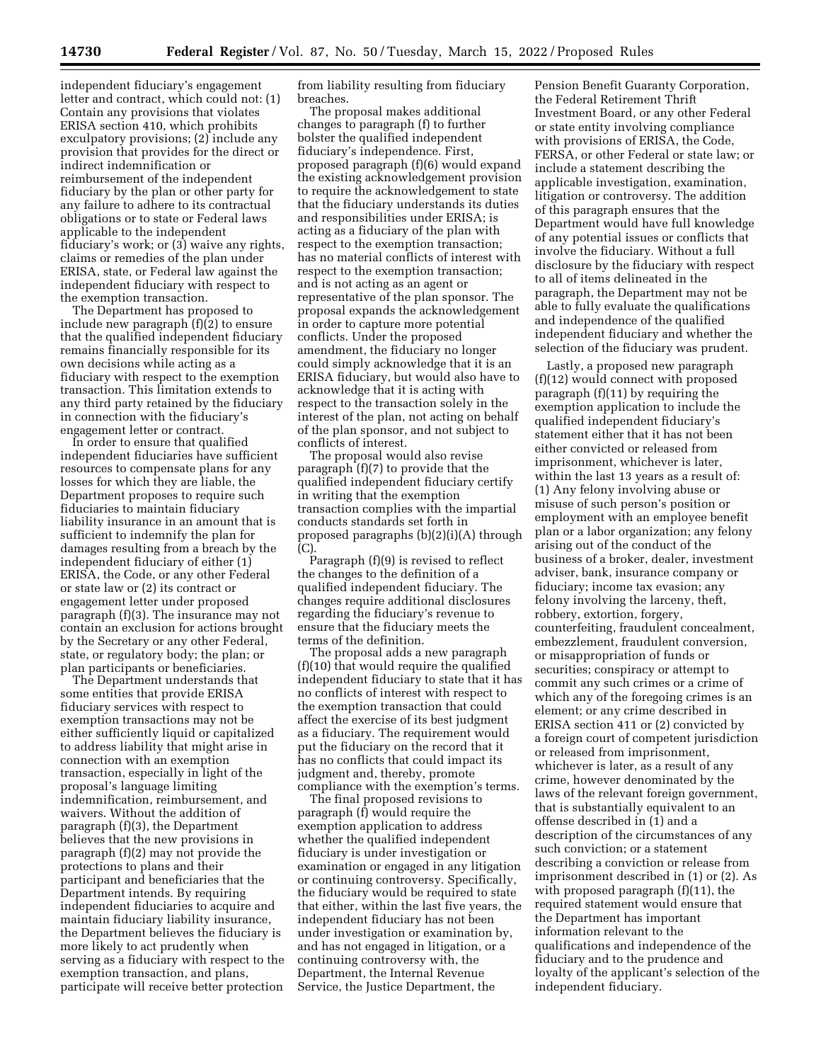independent fiduciary's engagement letter and contract, which could not: (1) Contain any provisions that violates ERISA section 410, which prohibits exculpatory provisions; (2) include any provision that provides for the direct or indirect indemnification or reimbursement of the independent fiduciary by the plan or other party for any failure to adhere to its contractual obligations or to state or Federal laws applicable to the independent fiduciary's work; or (3) waive any rights, claims or remedies of the plan under ERISA, state, or Federal law against the independent fiduciary with respect to the exemption transaction.

The Department has proposed to include new paragraph (f)(2) to ensure that the qualified independent fiduciary remains financially responsible for its own decisions while acting as a fiduciary with respect to the exemption transaction. This limitation extends to any third party retained by the fiduciary in connection with the fiduciary's engagement letter or contract.

In order to ensure that qualified independent fiduciaries have sufficient resources to compensate plans for any losses for which they are liable, the Department proposes to require such fiduciaries to maintain fiduciary liability insurance in an amount that is sufficient to indemnify the plan for damages resulting from a breach by the independent fiduciary of either (1) ERISA, the Code, or any other Federal or state law or (2) its contract or engagement letter under proposed paragraph (f)(3). The insurance may not contain an exclusion for actions brought by the Secretary or any other Federal, state, or regulatory body; the plan; or plan participants or beneficiaries.

The Department understands that some entities that provide ERISA fiduciary services with respect to exemption transactions may not be either sufficiently liquid or capitalized to address liability that might arise in connection with an exemption transaction, especially in light of the proposal's language limiting indemnification, reimbursement, and waivers. Without the addition of paragraph (f)(3), the Department believes that the new provisions in paragraph (f)(2) may not provide the protections to plans and their participant and beneficiaries that the Department intends. By requiring independent fiduciaries to acquire and maintain fiduciary liability insurance, the Department believes the fiduciary is more likely to act prudently when serving as a fiduciary with respect to the exemption transaction, and plans, participate will receive better protection from liability resulting from fiduciary breaches.

The proposal makes additional changes to paragraph (f) to further bolster the qualified independent fiduciary's independence. First, proposed paragraph (f)(6) would expand the existing acknowledgement provision to require the acknowledgement to state that the fiduciary understands its duties and responsibilities under ERISA; is acting as a fiduciary of the plan with respect to the exemption transaction; has no material conflicts of interest with respect to the exemption transaction; and is not acting as an agent or representative of the plan sponsor. The proposal expands the acknowledgement in order to capture more potential conflicts. Under the proposed amendment, the fiduciary no longer could simply acknowledge that it is an ERISA fiduciary, but would also have to acknowledge that it is acting with respect to the transaction solely in the interest of the plan, not acting on behalf of the plan sponsor, and not subject to conflicts of interest.

The proposal would also revise paragraph (f)(7) to provide that the qualified independent fiduciary certify in writing that the exemption transaction complies with the impartial conducts standards set forth in proposed paragraphs (b)(2)(i)(A) through (C).

Paragraph (f)(9) is revised to reflect the changes to the definition of a qualified independent fiduciary. The changes require additional disclosures regarding the fiduciary's revenue to ensure that the fiduciary meets the terms of the definition.

The proposal adds a new paragraph (f)(10) that would require the qualified independent fiduciary to state that it has no conflicts of interest with respect to the exemption transaction that could affect the exercise of its best judgment as a fiduciary. The requirement would put the fiduciary on the record that it has no conflicts that could impact its judgment and, thereby, promote compliance with the exemption's terms.

The final proposed revisions to paragraph (f) would require the exemption application to address whether the qualified independent fiduciary is under investigation or examination or engaged in any litigation or continuing controversy. Specifically, the fiduciary would be required to state that either, within the last five years, the independent fiduciary has not been under investigation or examination by, and has not engaged in litigation, or a continuing controversy with, the Department, the Internal Revenue Service, the Justice Department, the Pension Benefit Guaranty Corporation, the Federal Retirement Thrift Investment Board, or any other Federal or state entity involving compliance with provisions of ERISA, the Code, FERSA, or other Federal or state law; or include a statement describing the applicable investigation, examination, litigation or controversy. The addition of this paragraph ensures that the Department would have full knowledge of any potential issues or conflicts that involve the fiduciary. Without a full disclosure by the fiduciary with respect to all of items delineated in the paragraph, the Department may not be able to fully evaluate the qualifications and independence of the qualified independent fiduciary and whether the selection of the fiduciary was prudent.

Lastly, a proposed new paragraph (f)(12) would connect with proposed paragraph (f)(11) by requiring the exemption application to include the qualified independent fiduciary's statement either that it has not been either convicted or released from imprisonment, whichever is later, within the last 13 years as a result of: (1) Any felony involving abuse or misuse of such person's position or employment with an employee benefit plan or a labor organization; any felony arising out of the conduct of the business of a broker, dealer, investment adviser, bank, insurance company or fiduciary; income tax evasion; any felony involving the larceny, theft, robbery, extortion, forgery, counterfeiting, fraudulent concealment, embezzlement, fraudulent conversion, or misappropriation of funds or securities; conspiracy or attempt to commit any such crimes or a crime of which any of the foregoing crimes is an element; or any crime described in ERISA section 411 or (2) convicted by a foreign court of competent jurisdiction or released from imprisonment, whichever is later, as a result of any crime, however denominated by the laws of the relevant foreign government, that is substantially equivalent to an offense described in (1) and a description of the circumstances of any such conviction; or a statement describing a conviction or release from imprisonment described in (1) or (2). As with proposed paragraph (f)(11), the required statement would ensure that the Department has important information relevant to the qualifications and independence of the fiduciary and to the prudence and loyalty of the applicant's selection of the independent fiduciary.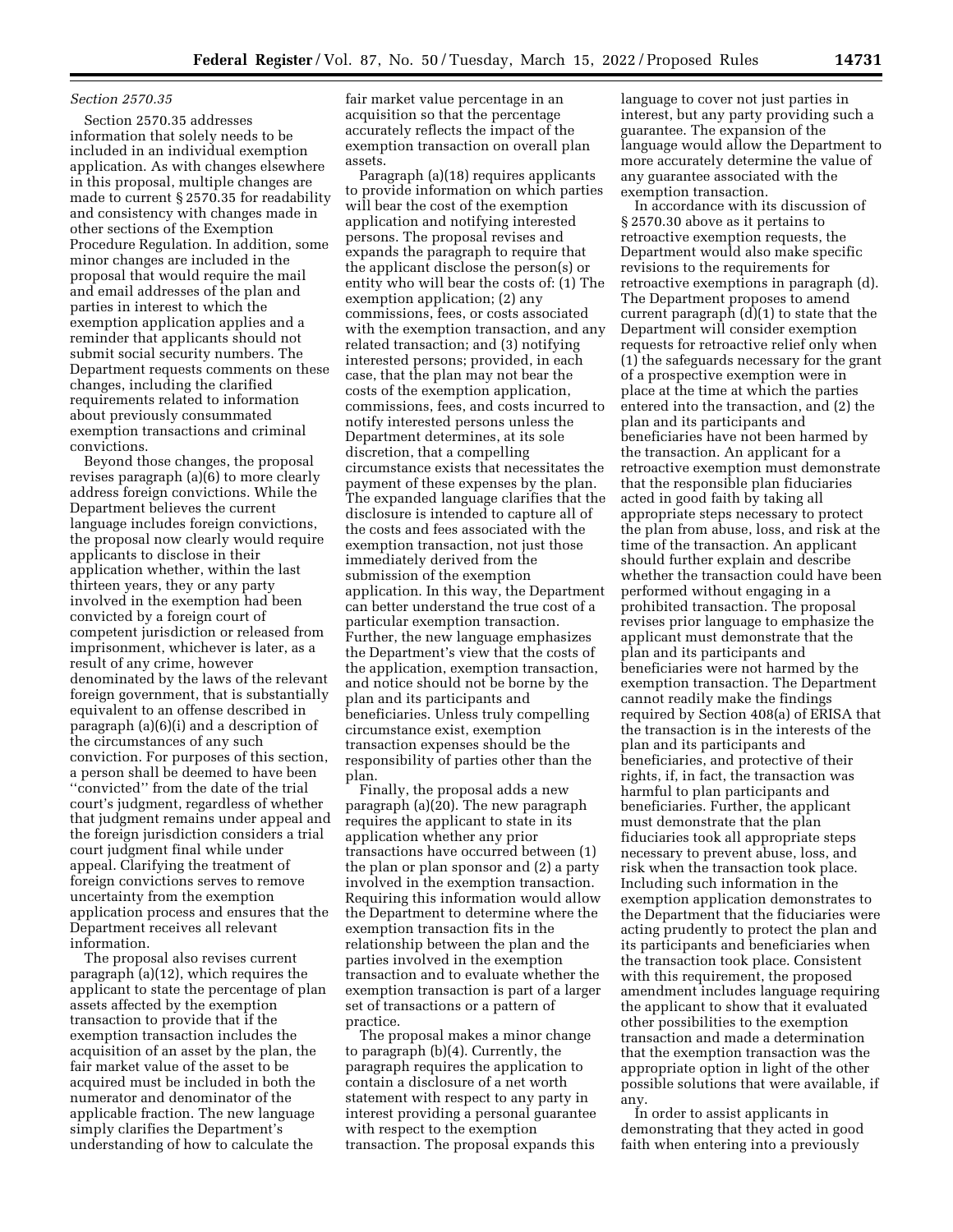*Section 2570.35*

Section 2570.35 addresses information that solely needs to be included in an individual exemption application. As with changes elsewhere in this proposal, multiple changes are made to current § 2570.35 for readability and consistency with changes made in other sections of the Exemption Procedure Regulation. In addition, some minor changes are included in the proposal that would require the mail and email addresses of the plan and parties in interest to which the exemption application applies and a reminder that applicants should not submit social security numbers. The Department requests comments on these changes, including the clarified requirements related to information about previously consummated exemption transactions and criminal convictions.

Beyond those changes, the proposal revises paragraph (a)(6) to more clearly address foreign convictions. While the Department believes the current language includes foreign convictions, the proposal now clearly would require applicants to disclose in their application whether, within the last thirteen years, they or any party involved in the exemption had been convicted by a foreign court of competent jurisdiction or released from imprisonment, whichever is later, as a result of any crime, however denominated by the laws of the relevant foreign government, that is substantially equivalent to an offense described in paragraph (a)(6)(i) and a description of the circumstances of any such conviction. For purposes of this section, a person shall be deemed to have been ''convicted'' from the date of the trial court's judgment, regardless of whether that judgment remains under appeal and the foreign jurisdiction considers a trial court judgment final while under appeal. Clarifying the treatment of foreign convictions serves to remove uncertainty from the exemption application process and ensures that the Department receives all relevant information.

The proposal also revises current paragraph (a)(12), which requires the applicant to state the percentage of plan assets affected by the exemption transaction to provide that if the exemption transaction includes the acquisition of an asset by the plan, the fair market value of the asset to be acquired must be included in both the numerator and denominator of the applicable fraction. The new language simply clarifies the Department's understanding of how to calculate the fair market value percentage in an acquisition so that the percentage accurately reflects the impact of the exemption transaction on overall plan assets.

Paragraph (a)(18) requires applicants to provide information on which parties will bear the cost of the exemption application and notifying interested persons. The proposal revises and expands the paragraph to require that the applicant disclose the person(s) or entity who will bear the costs of: (1) The exemption application; (2) any commissions, fees, or costs associated with the exemption transaction, and any related transaction; and (3) notifying interested persons; provided, in each case, that the plan may not bear the costs of the exemption application, commissions, fees, and costs incurred to notify interested persons unless the Department determines, at its sole discretion, that a compelling circumstance exists that necessitates the payment of these expenses by the plan. The expanded language clarifies that the disclosure is intended to capture all of the costs and fees associated with the exemption transaction, not just those immediately derived from the submission of the exemption application. In this way, the Department can better understand the true cost of a particular exemption transaction. Further, the new language emphasizes the Department's view that the costs of the application, exemption transaction, and notice should not be borne by the plan and its participants and beneficiaries. Unless truly compelling circumstance exist, exemption transaction expenses should be the responsibility of parties other than the plan.

Finally, the proposal adds a new paragraph (a)(20). The new paragraph requires the applicant to state in its application whether any prior transactions have occurred between (1) the plan or plan sponsor and (2) a party involved in the exemption transaction. Requiring this information would allow the Department to determine where the exemption transaction fits in the relationship between the plan and the parties involved in the exemption transaction and to evaluate whether the exemption transaction is part of a larger set of transactions or a pattern of practice.

The proposal makes a minor change to paragraph (b)(4). Currently, the paragraph requires the application to contain a disclosure of a net worth statement with respect to any party in interest providing a personal guarantee with respect to the exemption transaction. The proposal expands this language to cover not just parties in interest, but any party providing such a guarantee. The expansion of the language would allow the Department to more accurately determine the value of any guarantee associated with the exemption transaction.

In accordance with its discussion of § 2570.30 above as it pertains to retroactive exemption requests, the Department would also make specific revisions to the requirements for retroactive exemptions in paragraph (d). The Department proposes to amend current paragraph (d)(1) to state that the Department will consider exemption requests for retroactive relief only when (1) the safeguards necessary for the grant of a prospective exemption were in place at the time at which the parties entered into the transaction, and (2) the plan and its participants and beneficiaries have not been harmed by the transaction. An applicant for a retroactive exemption must demonstrate that the responsible plan fiduciaries acted in good faith by taking all appropriate steps necessary to protect the plan from abuse, loss, and risk at the time of the transaction. An applicant should further explain and describe whether the transaction could have been performed without engaging in a prohibited transaction. The proposal revises prior language to emphasize the applicant must demonstrate that the plan and its participants and beneficiaries were not harmed by the exemption transaction. The Department cannot readily make the findings required by Section 408(a) of ERISA that the transaction is in the interests of the plan and its participants and beneficiaries, and protective of their rights, if, in fact, the transaction was harmful to plan participants and beneficiaries. Further, the applicant must demonstrate that the plan fiduciaries took all appropriate steps necessary to prevent abuse, loss, and risk when the transaction took place. Including such information in the exemption application demonstrates to the Department that the fiduciaries were acting prudently to protect the plan and its participants and beneficiaries when the transaction took place. Consistent with this requirement, the proposed amendment includes language requiring the applicant to show that it evaluated other possibilities to the exemption transaction and made a determination that the exemption transaction was the appropriate option in light of the other possible solutions that were available, if any.

In order to assist applicants in demonstrating that they acted in good faith when entering into a previously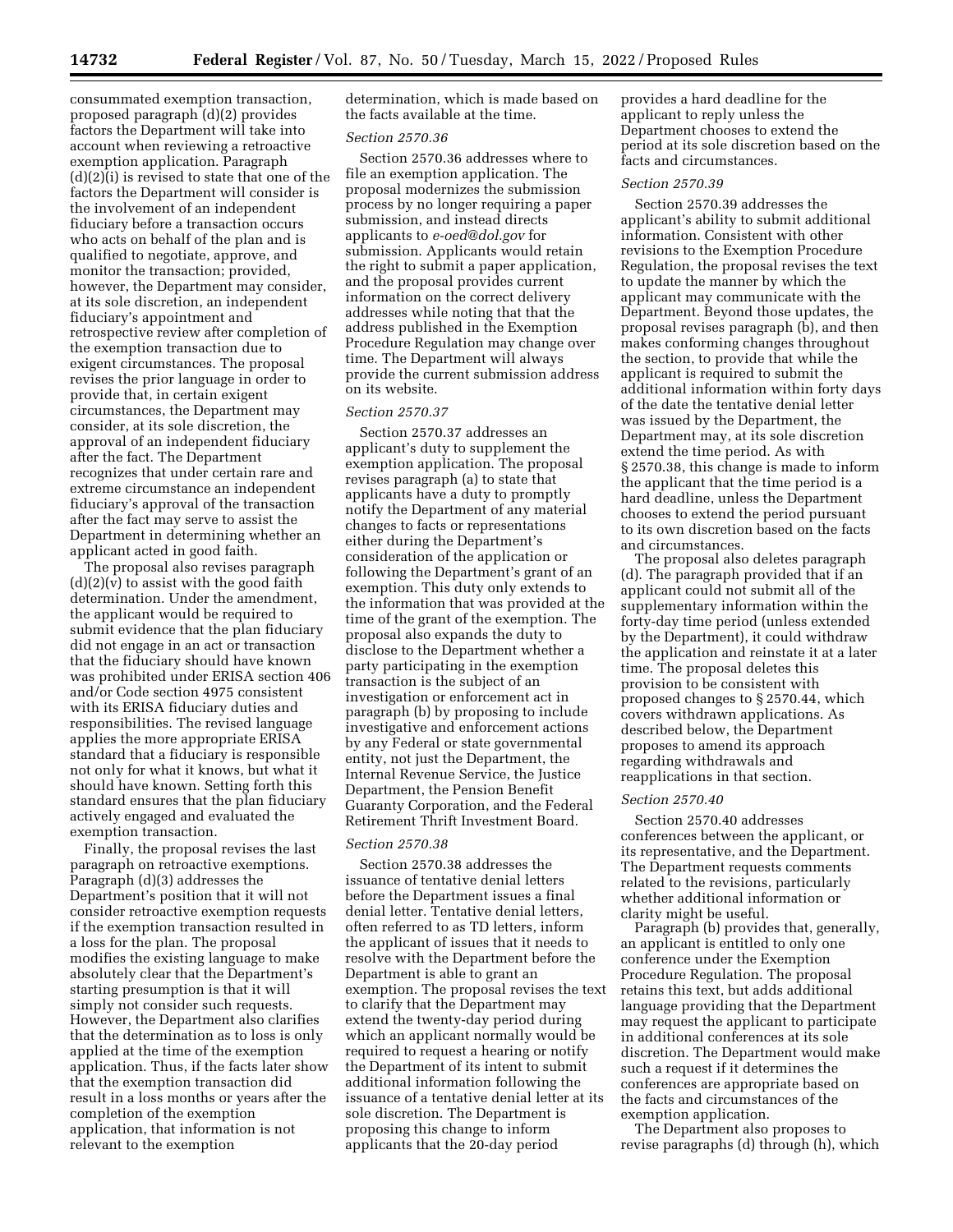consummated exemption transaction, proposed paragraph (d)(2) provides factors the Department will take into account when reviewing a retroactive exemption application. Paragraph (d)(2)(i) is revised to state that one of the factors the Department will consider is the involvement of an independent fiduciary before a transaction occurs who acts on behalf of the plan and is qualified to negotiate, approve, and monitor the transaction; provided, however, the Department may consider, at its sole discretion, an independent fiduciary's appointment and retrospective review after completion of the exemption transaction due to exigent circumstances. The proposal revises the prior language in order to provide that, in certain exigent circumstances, the Department may consider, at its sole discretion, the approval of an independent fiduciary after the fact. The Department recognizes that under certain rare and extreme circumstance an independent fiduciary's approval of the transaction after the fact may serve to assist the Department in determining whether an applicant acted in good faith.

The proposal also revises paragraph (d)(2)(v) to assist with the good faith determination. Under the amendment, the applicant would be required to submit evidence that the plan fiduciary did not engage in an act or transaction that the fiduciary should have known was prohibited under ERISA section 406 and/or Code section 4975 consistent with its ERISA fiduciary duties and responsibilities. The revised language applies the more appropriate ERISA standard that a fiduciary is responsible not only for what it knows, but what it should have known. Setting forth this standard ensures that the plan fiduciary actively engaged and evaluated the exemption transaction.

Finally, the proposal revises the last paragraph on retroactive exemptions. Paragraph (d)(3) addresses the Department's position that it will not consider retroactive exemption requests if the exemption transaction resulted in a loss for the plan. The proposal modifies the existing language to make absolutely clear that the Department's starting presumption is that it will simply not consider such requests. However, the Department also clarifies that the determination as to loss is only applied at the time of the exemption application. Thus, if the facts later show that the exemption transaction did result in a loss months or years after the completion of the exemption application, that information is not relevant to the exemption determination, which is made based on the facts available at the time.

*Section 2570.36*

Section 2570.36 addresses where to file an exemption application. The proposal modernizes the submission process by no longer requiring a paper submission, and instead directs applicants to *e-oed@dol.gov* for submission. Applicants would retain the right to submit a paper application, and the proposal provides current information on the correct delivery addresses while noting that that the address published in the Exemption Procedure Regulation may change over time. The Department will always provide the current submission address on its website.

*Section 2570.37*

Section 2570.37 addresses an applicant's duty to supplement the exemption application. The proposal revises paragraph (a) to state that applicants have a duty to promptly notify the Department of any material changes to facts or representations either during the Department's consideration of the application or following the Department's grant of an exemption. This duty only extends to the information that was provided at the time of the grant of the exemption. The proposal also expands the duty to disclose to the Department whether a party participating in the exemption transaction is the subject of an investigation or enforcement act in paragraph (b) by proposing to include investigative and enforcement actions by any Federal or state governmental entity, not just the Department, the Internal Revenue Service, the Justice Department, the Pension Benefit Guaranty Corporation, and the Federal Retirement Thrift Investment Board.

*Section 2570.38*

Section 2570.38 addresses the issuance of tentative denial letters before the Department issues a final denial letter. Tentative denial letters, often referred to as TD letters, inform the applicant of issues that it needs to resolve with the Department before the Department is able to grant an exemption. The proposal revises the text to clarify that the Department may extend the twenty-day period during which an applicant normally would be required to request a hearing or notify the Department of its intent to submit additional information following the issuance of a tentative denial letter at its sole discretion. The Department is proposing this change to inform applicants that the 20-day period provides a hard deadline for the applicant to reply unless the Department chooses to extend the period at its sole discretion based on the facts and circumstances.

*Section 2570.39*

Section 2570.39 addresses the applicant's ability to submit additional information. Consistent with other revisions to the Exemption Procedure Regulation, the proposal revises the text to update the manner by which the applicant may communicate with the Department. Beyond those updates, the proposal revises paragraph (b), and then makes conforming changes throughout the section, to provide that while the applicant is required to submit the additional information within forty days of the date the tentative denial letter was issued by the Department, the Department may, at its sole discretion extend the time period. As with § 2570.38, this change is made to inform the applicant that the time period is a hard deadline, unless the Department chooses to extend the period pursuant to its own discretion based on the facts and circumstances.

The proposal also deletes paragraph (d). The paragraph provided that if an applicant could not submit all of the supplementary information within the forty-day time period (unless extended by the Department), it could withdraw the application and reinstate it at a later time. The proposal deletes this provision to be consistent with proposed changes to § 2570.44, which covers withdrawn applications. As described below, the Department proposes to amend its approach regarding withdrawals and reapplications in that section.

*Section 2570.40*

Section 2570.40 addresses conferences between the applicant, or its representative, and the Department. The Department requests comments related to the revisions, particularly whether additional information or clarity might be useful.

Paragraph (b) provides that, generally, an applicant is entitled to only one conference under the Exemption Procedure Regulation. The proposal retains this text, but adds additional language providing that the Department may request the applicant to participate in additional conferences at its sole discretion. The Department would make such a request if it determines the conferences are appropriate based on the facts and circumstances of the exemption application.

The Department also proposes to revise paragraphs (d) through (h), which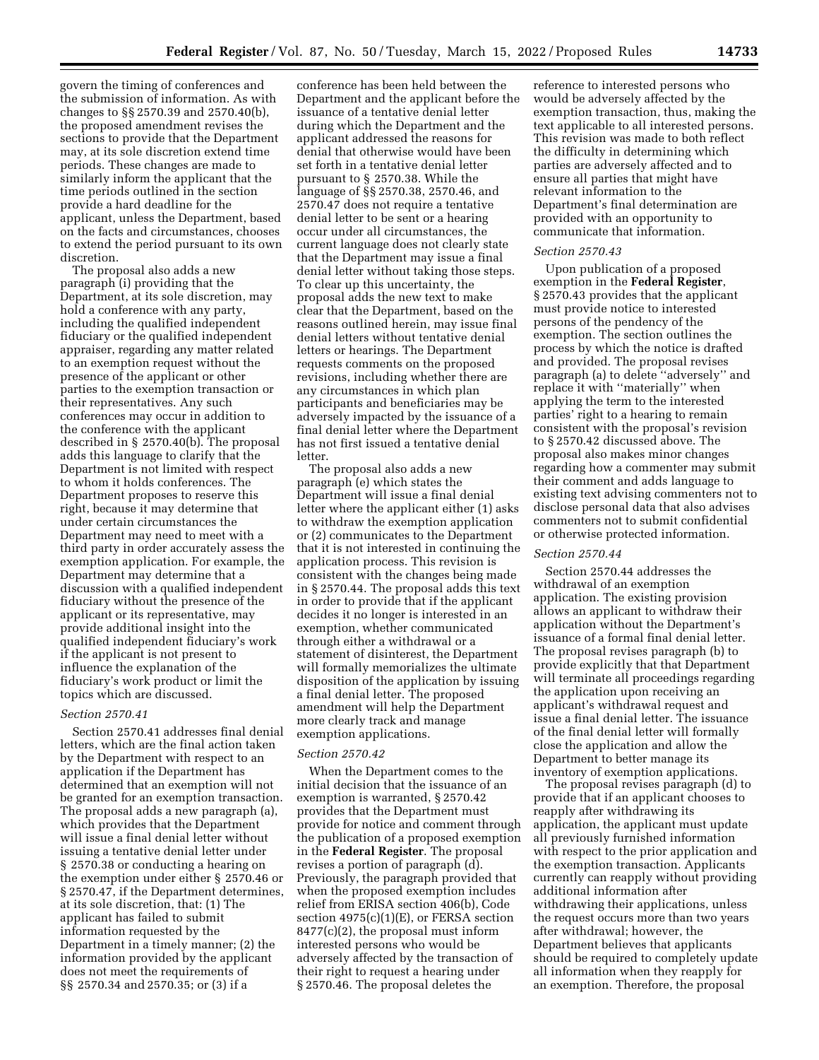govern the timing of conferences and the submission of information. As with changes to §§ 2570.39 and 2570.40(b), the proposed amendment revises the sections to provide that the Department may, at its sole discretion extend time periods. These changes are made to similarly inform the applicant that the time periods outlined in the section provide a hard deadline for the applicant, unless the Department, based on the facts and circumstances, chooses to extend the period pursuant to its own discretion.

The proposal also adds a new paragraph (i) providing that the Department, at its sole discretion, may hold a conference with any party, including the qualified independent fiduciary or the qualified independent appraiser, regarding any matter related to an exemption request without the presence of the applicant or other parties to the exemption transaction or their representatives. Any such conferences may occur in addition to the conference with the applicant described in § 2570.40(b). The proposal adds this language to clarify that the Department is not limited with respect to whom it holds conferences. The Department proposes to reserve this right, because it may determine that under certain circumstances the Department may need to meet with a third party in order accurately assess the exemption application. For example, the Department may determine that a discussion with a qualified independent fiduciary without the presence of the applicant or its representative, may provide additional insight into the qualified independent fiduciary's work if the applicant is not present to influence the explanation of the fiduciary's work product or limit the topics which are discussed.

*Section 2570.41*

Section 2570.41 addresses final denial letters, which are the final action taken by the Department with respect to an application if the Department has determined that an exemption will not be granted for an exemption transaction. The proposal adds a new paragraph (a), which provides that the Department will issue a final denial letter without issuing a tentative denial letter under § 2570.38 or conducting a hearing on the exemption under either § 2570.46 or § 2570.47, if the Department determines, at its sole discretion, that: (1) The applicant has failed to submit information requested by the Department in a timely manner; (2) the information provided by the applicant does not meet the requirements of §§ 2570.34 and 2570.35; or (3) if a conference has been held between the Department and the applicant before the issuance of a tentative denial letter during which the Department and the applicant addressed the reasons for denial that otherwise would have been set forth in a tentative denial letter pursuant to § 2570.38. While the language of §§ 2570.38, 2570.46, and 2570.47 does not require a tentative denial letter to be sent or a hearing occur under all circumstances, the current language does not clearly state that the Department may issue a final denial letter without taking those steps. To clear up this uncertainty, the proposal adds the new text to make clear that the Department, based on the reasons outlined herein, may issue final denial letters without tentative denial letters or hearings. The Department requests comments on the proposed revisions, including whether there are any circumstances in which plan participants and beneficiaries may be adversely impacted by the issuance of a final denial letter where the Department has not first issued a tentative denial letter.

The proposal also adds a new paragraph (e) which states the Department will issue a final denial letter where the applicant either (1) asks to withdraw the exemption application or (2) communicates to the Department that it is not interested in continuing the application process. This revision is consistent with the changes being made in § 2570.44. The proposal adds this text in order to provide that if the applicant decides it no longer is interested in an exemption, whether communicated through either a withdrawal or a statement of disinterest, the Department will formally memorializes the ultimate disposition of the application by issuing a final denial letter. The proposed amendment will help the Department more clearly track and manage exemption applications.

*Section 2570.42*

When the Department comes to the initial decision that the issuance of an exemption is warranted, § 2570.42 provides that the Department must provide for notice and comment through the publication of a proposed exemption in the **Federal Register**. The proposal revises a portion of paragraph (d). Previously, the paragraph provided that when the proposed exemption includes relief from ERISA section 406(b), Code section 4975(c)(1)(E), or FERSA section 8477(c)(2), the proposal must inform interested persons who would be adversely affected by the transaction of their right to request a hearing under § 2570.46. The proposal deletes the reference to interested persons who would be adversely affected by the exemption transaction, thus, making the text applicable to all interested persons. This revision was made to both reflect the difficulty in determining which parties are adversely affected and to ensure all parties that might have relevant information to the Department's final determination are provided with an opportunity to communicate that information.

*Section 2570.43*

Upon publication of a proposed exemption in the **Federal Register**, § 2570.43 provides that the applicant must provide notice to interested persons of the pendency of the exemption. The section outlines the process by which the notice is drafted and provided. The proposal revises paragraph (a) to delete ''adversely'' and replace it with ''materially'' when applying the term to the interested parties' right to a hearing to remain consistent with the proposal's revision to § 2570.42 discussed above. The proposal also makes minor changes regarding how a commenter may submit their comment and adds language to existing text advising commenters not to disclose personal data that also advises commenters not to submit confidential or otherwise protected information.

*Section 2570.44*

Section 2570.44 addresses the withdrawal of an exemption application. The existing provision allows an applicant to withdraw their application without the Department's issuance of a formal final denial letter. The proposal revises paragraph (b) to provide explicitly that that Department will terminate all proceedings regarding the application upon receiving an applicant's withdrawal request and issue a final denial letter. The issuance of the final denial letter will formally close the application and allow the Department to better manage its inventory of exemption applications.

The proposal revises paragraph (d) to provide that if an applicant chooses to reapply after withdrawing its application, the applicant must update all previously furnished information with respect to the prior application and the exemption transaction. Applicants currently can reapply without providing additional information after withdrawing their applications, unless the request occurs more than two years after withdrawal; however, the Department believes that applicants should be required to completely update all information when they reapply for an exemption. Therefore, the proposal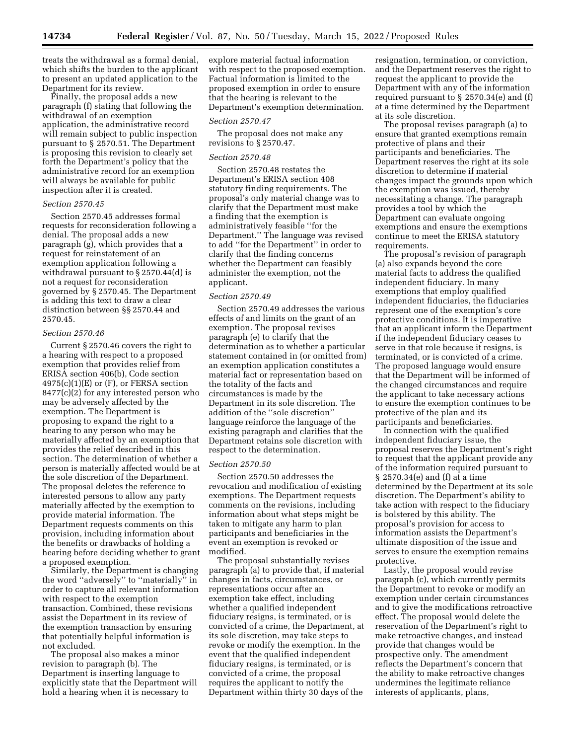treats the withdrawal as a formal denial, which shifts the burden to the applicant to present an updated application to the Department for its review.

Finally, the proposal adds a new paragraph (f) stating that following the withdrawal of an exemption application, the administrative record will remain subject to public inspection pursuant to § 2570.51. The Department is proposing this revision to clearly set forth the Department's policy that the administrative record for an exemption will always be available for public inspection after it is created.

*Section 2570.45*

Section 2570.45 addresses formal requests for reconsideration following a denial. The proposal adds a new paragraph (g), which provides that a request for reinstatement of an exemption application following a withdrawal pursuant to § 2570.44(d) is not a request for reconsideration governed by § 2570.45. The Department is adding this text to draw a clear distinction between §§ 2570.44 and 2570.45.

*Section 2570.46*

Current § 2570.46 covers the right to a hearing with respect to a proposed exemption that provides relief from ERISA section 406(b), Code section 4975(c)(1)(E) or (F), or FERSA section 8477(c)(2) for any interested person who may be adversely affected by the exemption. The Department is proposing to expand the right to a hearing to any person who may be materially affected by an exemption that provides the relief described in this section. The determination of whether a person is materially affected would be at the sole discretion of the Department. The proposal deletes the reference to interested persons to allow any party materially affected by the exemption to provide material information. The Department requests comments on this provision, including information about the benefits or drawbacks of holding a hearing before deciding whether to grant a proposed exemption.

Similarly, the Department is changing the word ''adversely'' to ''materially'' in order to capture all relevant information with respect to the exemption transaction. Combined, these revisions assist the Department in its review of the exemption transaction by ensuring that potentially helpful information is not excluded.

The proposal also makes a minor revision to paragraph (b). The Department is inserting language to explicitly state that the Department will hold a hearing when it is necessary to explore material factual information with respect to the proposed exemption. Factual information is limited to the proposed exemption in order to ensure that the hearing is relevant to the Department's exemption determination.

*Section 2570.47*

The proposal does not make any revisions to § 2570.47.

*Section 2570.48*

Section 2570.48 restates the Department's ERISA section 408 statutory finding requirements. The proposal's only material change was to clarify that the Department must make a finding that the exemption is administratively feasible ''for the Department.'' The language was revised to add ''for the Department'' in order to clarify that the finding concerns whether the Department can feasibly administer the exemption, not the applicant.

*Section 2570.49*

Section 2570.49 addresses the various effects of and limits on the grant of an exemption. The proposal revises paragraph (e) to clarify that the determination as to whether a particular statement contained in (or omitted from) an exemption application constitutes a material fact or representation based on the totality of the facts and circumstances is made by the Department in its sole discretion. The addition of the ''sole discretion'' language reinforce the language of the existing paragraph and clarifies that the Department retains sole discretion with respect to the determination.

*Section 2570.50*

Section 2570.50 addresses the revocation and modification of existing exemptions. The Department requests comments on the revisions, including information about what steps might be taken to mitigate any harm to plan participants and beneficiaries in the event an exemption is revoked or modified.

The proposal substantially revises paragraph (a) to provide that, if material changes in facts, circumstances, or representations occur after an exemption take effect, including whether a qualified independent fiduciary resigns, is terminated, or is convicted of a crime, the Department, at its sole discretion, may take steps to revoke or modify the exemption. In the event that the qualified independent fiduciary resigns, is terminated, or is convicted of a crime, the proposal requires the applicant to notify the Department within thirty 30 days of the resignation, termination, or conviction, and the Department reserves the right to request the applicant to provide the Department with any of the information required pursuant to § 2570.34(e) and (f) at a time determined by the Department at its sole discretion.

The proposal revises paragraph (a) to ensure that granted exemptions remain protective of plans and their participants and beneficiaries. The Department reserves the right at its sole discretion to determine if material changes impact the grounds upon which the exemption was issued, thereby necessitating a change. The paragraph provides a tool by which the Department can evaluate ongoing exemptions and ensure the exemptions continue to meet the ERISA statutory requirements.

The proposal's revision of paragraph (a) also expands beyond the core material facts to address the qualified independent fiduciary. In many exemptions that employ qualified independent fiduciaries, the fiduciaries represent one of the exemption's core protective conditions. It is imperative that an applicant inform the Department if the independent fiduciary ceases to serve in that role because it resigns, is terminated, or is convicted of a crime. The proposed language would ensure that the Department will be informed of the changed circumstances and require the applicant to take necessary actions to ensure the exemption continues to be protective of the plan and its participants and beneficiaries.

In connection with the qualified independent fiduciary issue, the proposal reserves the Department's right to request that the applicant provide any of the information required pursuant to § 2570.34(e) and (f) at a time determined by the Department at its sole discretion. The Department's ability to take action with respect to the fiduciary is bolstered by this ability. The proposal's provision for access to information assists the Department's ultimate disposition of the issue and serves to ensure the exemption remains protective.

Lastly, the proposal would revise paragraph (c), which currently permits the Department to revoke or modify an exemption under certain circumstances and to give the modifications retroactive effect. The proposal would delete the reservation of the Department's right to make retroactive changes, and instead provide that changes would be prospective only. The amendment reflects the Department's concern that the ability to make retroactive changes undermines the legitimate reliance interests of applicants, plans,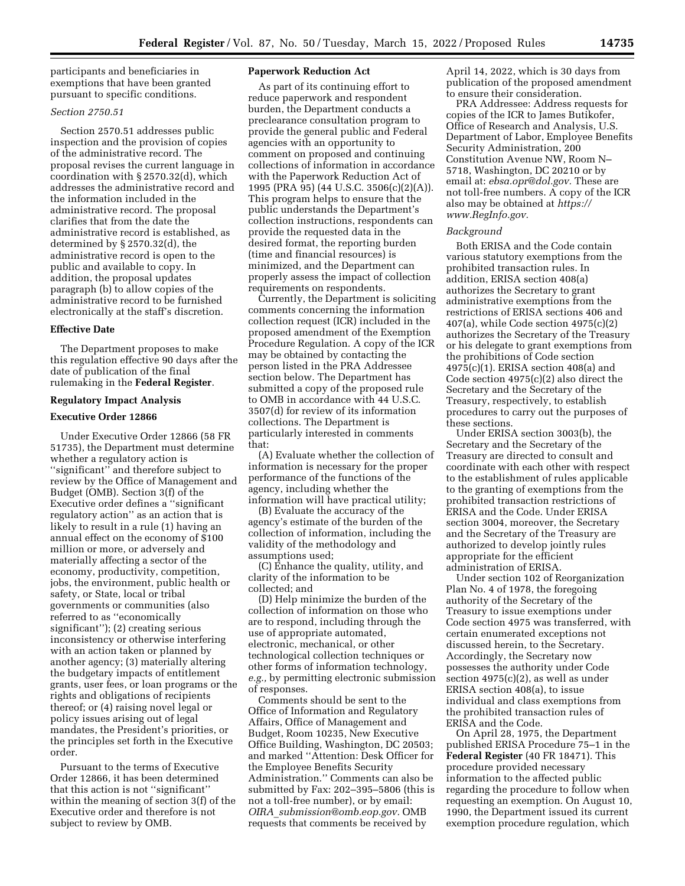participants and beneficiaries in exemptions that have been granted pursuant to specific conditions.

*Section 2750.51*

Section 2570.51 addresses public inspection and the provision of copies of the administrative record. The proposal revises the current language in coordination with § 2570.32(d), which addresses the administrative record and the information included in the administrative record. The proposal clarifies that from the date the administrative record is established, as determined by § 2570.32(d), the administrative record is open to the public and available to copy. In addition, the proposal updates paragraph (b) to allow copies of the administrative record to be furnished electronically at the staff's discretion.

## Effective Date

The Department proposes to make this regulation effective 90 days after the date of publication of the final rulemaking in the **Federal Register**.

## Regulatory Impact Analysis

## Executive Order 12866

Under Executive Order 12866 (58 FR 51735), the Department must determine whether a regulatory action is ''significant'' and therefore subject to review by the Office of Management and Budget (OMB). Section 3(f) of the Executive order defines a ''significant regulatory action'' as an action that is likely to result in a rule (1) having an annual effect on the economy of $100 million or more, or adversely and materially affecting a sector of the economy, productivity, competition, jobs, the environment, public health or safety, or State, local or tribal governments or communities (also referred to as ''economically significant''); (2) creating serious inconsistency or otherwise interfering with an action taken or planned by another agency; (3) materially altering the budgetary impacts of entitlement grants, user fees, or loan programs or the rights and obligations of recipients thereof; or (4) raising novel legal or policy issues arising out of legal mandates, the President's priorities, or the principles set forth in the Executive order.

Pursuant to the terms of Executive Order 12866, it has been determined that this action is not ''significant'' within the meaning of section 3(f) of the Executive order and therefore is not subject to review by OMB.

## Paperwork Reduction Act

As part of its continuing effort to reduce paperwork and respondent burden, the Department conducts a preclearance consultation program to provide the general public and Federal agencies with an opportunity to comment on proposed and continuing collections of information in accordance with the Paperwork Reduction Act of 1995 (PRA 95) (44 U.S.C. 3506(c)(2)(A)). This program helps to ensure that the public understands the Department's collection instructions, respondents can provide the requested data in the desired format, the reporting burden (time and financial resources) is minimized, and the Department can properly assess the impact of collection requirements on respondents.

Currently, the Department is soliciting comments concerning the information collection request (ICR) included in the proposed amendment of the Exemption Procedure Regulation. A copy of the ICR may be obtained by contacting the person listed in the PRA Addressee section below. The Department has submitted a copy of the proposed rule to OMB in accordance with 44 U.S.C. 3507(d) for review of its information collections. The Department is particularly interested in comments that:

(A) Evaluate whether the collection of information is necessary for the proper performance of the functions of the agency, including whether the information will have practical utility;

(B) Evaluate the accuracy of the agency's estimate of the burden of the collection of information, including the validity of the methodology and assumptions used;

(C) Enhance the quality, utility, and clarity of the information to be collected; and

(D) Help minimize the burden of the collection of information on those who are to respond, including through the use of appropriate automated, electronic, mechanical, or other technological collection techniques or other forms of information technology, *e.g.,* by permitting electronic submission of responses.

Comments should be sent to the Office of Information and Regulatory Affairs, Office of Management and Budget, Room 10235, New Executive Office Building, Washington, DC 20503; and marked ''Attention: Desk Officer for the Employee Benefits Security Administration.'' Comments can also be submitted by Fax: 202–395–5806 (this is not a toll-free number), or by email: *OIRA_submission@omb.eop.gov.* OMB requests that comments be received by April 14, 2022, which is 30 days from publication of the proposed amendment to ensure their consideration.

PRA Addressee: Address requests for copies of the ICR to James Butikofer, Office of Research and Analysis, U.S. Department of Labor, Employee Benefits Security Administration, 200 Constitution Avenue NW, Room N–5718, Washington, DC 20210 or by email at: *ebsa.opr@dol.gov.* These are not toll-free numbers. A copy of the ICR also may be obtained at *https://www.RegInfo.gov.*

*Background*

Both ERISA and the Code contain various statutory exemptions from the prohibited transaction rules. In addition, ERISA section 408(a) authorizes the Secretary to grant administrative exemptions from the restrictions of ERISA sections 406 and 407(a), while Code section 4975(c)(2) authorizes the Secretary of the Treasury or his delegate to grant exemptions from the prohibitions of Code section 4975(c)(1). ERISA section 408(a) and Code section 4975(c)(2) also direct the Secretary and the Secretary of the Treasury, respectively, to establish procedures to carry out the purposes of these sections.

Under ERISA section 3003(b), the Secretary and the Secretary of the Treasury are directed to consult and coordinate with each other with respect to the establishment of rules applicable to the granting of exemptions from the prohibited transaction restrictions of ERISA and the Code. Under ERISA section 3004, moreover, the Secretary and the Secretary of the Treasury are authorized to develop jointly rules appropriate for the efficient administration of ERISA.

Under section 102 of Reorganization Plan No. 4 of 1978, the foregoing authority of the Secretary of the Treasury to issue exemptions under Code section 4975 was transferred, with certain enumerated exceptions not discussed herein, to the Secretary. Accordingly, the Secretary now possesses the authority under Code section 4975(c)(2), as well as under ERISA section 408(a), to issue individual and class exemptions from the prohibited transaction rules of ERISA and the Code.

On April 28, 1975, the Department published ERISA Procedure 75–1 in the **Federal Register** (40 FR 18471). This procedure provided necessary information to the affected public regarding the procedure to follow when requesting an exemption. On August 10, 1990, the Department issued its current exemption procedure regulation, which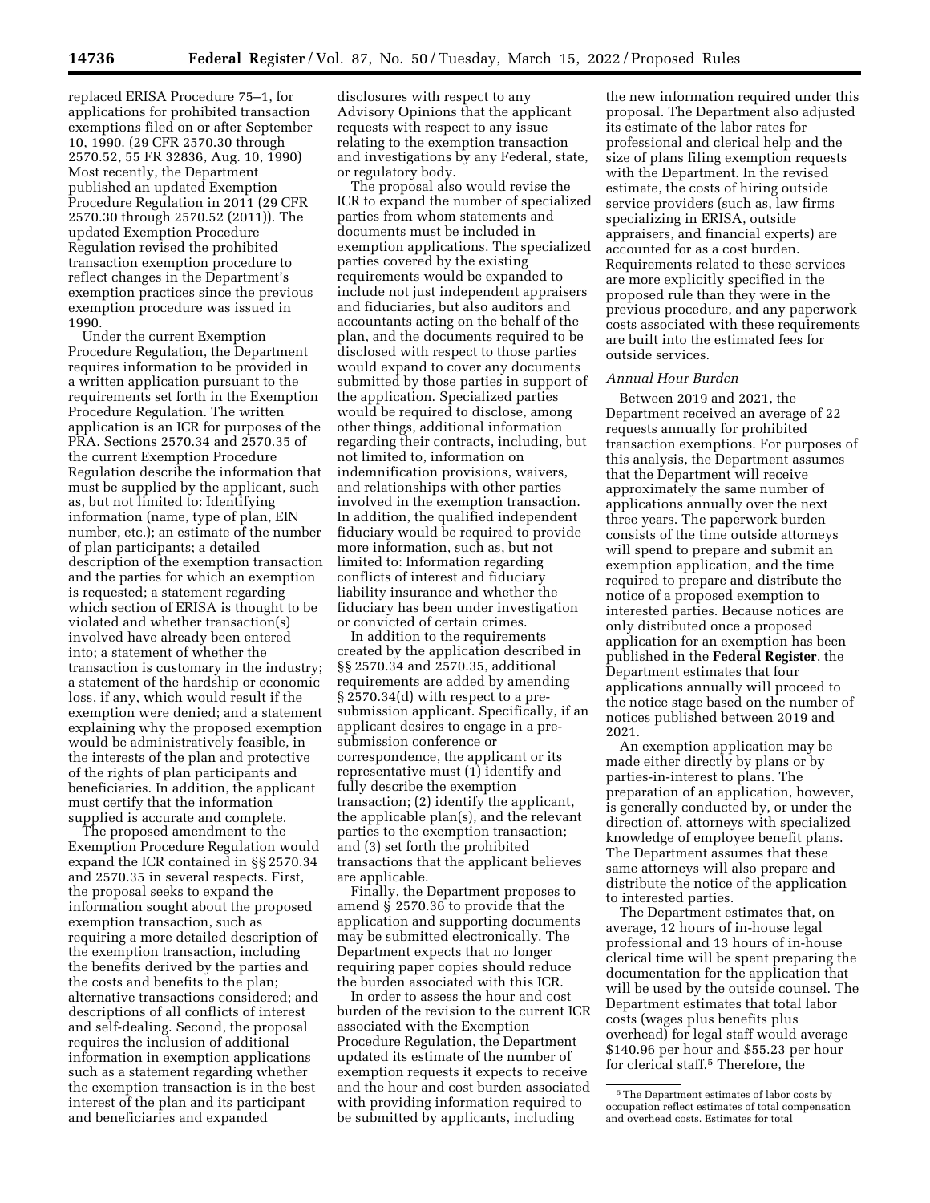replaced ERISA Procedure 75–1, for applications for prohibited transaction exemptions filed on or after September 10, 1990. (29 CFR 2570.30 through 2570.52, 55 FR 32836, Aug. 10, 1990) Most recently, the Department published an updated Exemption Procedure Regulation in 2011 (29 CFR 2570.30 through 2570.52 (2011)). The updated Exemption Procedure Regulation revised the prohibited transaction exemption procedure to reflect changes in the Department's exemption practices since the previous exemption procedure was issued in 1990.

Under the current Exemption Procedure Regulation, the Department requires information to be provided in a written application pursuant to the requirements set forth in the Exemption Procedure Regulation. The written application is an ICR for purposes of the PRA. Sections 2570.34 and 2570.35 of the current Exemption Procedure Regulation describe the information that must be supplied by the applicant, such as, but not limited to: Identifying information (name, type of plan, EIN number, etc.); an estimate of the number of plan participants; a detailed description of the exemption transaction and the parties for which an exemption is requested; a statement regarding which section of ERISA is thought to be violated and whether transaction(s) involved have already been entered into; a statement of whether the transaction is customary in the industry; a statement of the hardship or economic loss, if any, which would result if the exemption were denied; and a statement explaining why the proposed exemption would be administratively feasible, in the interests of the plan and protective of the rights of plan participants and beneficiaries. In addition, the applicant must certify that the information supplied is accurate and complete.

The proposed amendment to the Exemption Procedure Regulation would expand the ICR contained in §§ 2570.34 and 2570.35 in several respects. First, the proposal seeks to expand the information sought about the proposed exemption transaction, such as requiring a more detailed description of the exemption transaction, including the benefits derived by the parties and the costs and benefits to the plan; alternative transactions considered; and descriptions of all conflicts of interest and self-dealing. Second, the proposal requires the inclusion of additional information in exemption applications such as a statement regarding whether the exemption transaction is in the best interest of the plan and its participant and beneficiaries and expanded disclosures with respect to any Advisory Opinions that the applicant requests with respect to any issue relating to the exemption transaction and investigations by any Federal, state, or regulatory body.

The proposal also would revise the ICR to expand the number of specialized parties from whom statements and documents must be included in exemption applications. The specialized parties covered by the existing requirements would be expanded to include not just independent appraisers and fiduciaries, but also auditors and accountants acting on the behalf of the plan, and the documents required to be disclosed with respect to those parties would expand to cover any documents submitted by those parties in support of the application. Specialized parties would be required to disclose, among other things, additional information regarding their contracts, including, but not limited to, information on indemnification provisions, waivers, and relationships with other parties involved in the exemption transaction. In addition, the qualified independent fiduciary would be required to provide more information, such as, but not limited to: Information regarding conflicts of interest and fiduciary liability insurance and whether the fiduciary has been under investigation or convicted of certain crimes.

In addition to the requirements created by the application described in §§ 2570.34 and 2570.35, additional requirements are added by amending § 2570.34(d) with respect to a pre-submission applicant. Specifically, if an applicant desires to engage in a pre-submission conference or correspondence, the applicant or its representative must (1) identify and fully describe the exemption transaction; (2) identify the applicant, the applicable plan(s), and the relevant parties to the exemption transaction; and (3) set forth the prohibited transactions that the applicant believes are applicable.

Finally, the Department proposes to amend § 2570.36 to provide that the application and supporting documents may be submitted electronically. The Department expects that no longer requiring paper copies should reduce the burden associated with this ICR.

In order to assess the hour and cost burden of the revision to the current ICR associated with the Exemption Procedure Regulation, the Department updated its estimate of the number of exemption requests it expects to receive and the hour and cost burden associated with providing information required to be submitted by applicants, including the new information required under this proposal. The Department also adjusted its estimate of the labor rates for professional and clerical help and the size of plans filing exemption requests with the Department. In the revised estimate, the costs of hiring outside service providers (such as, law firms specializing in ERISA, outside appraisers, and financial experts) are accounted for as a cost burden. Requirements related to these services are more explicitly specified in the proposed rule than they were in the previous procedure, and any paperwork costs associated with these requirements are built into the estimated fees for outside services.

*Annual Hour Burden*

Between 2019 and 2021, the Department received an average of 22 requests annually for prohibited transaction exemptions. For purposes of this analysis, the Department assumes that the Department will receive approximately the same number of applications annually over the next three years. The paperwork burden consists of the time outside attorneys will spend to prepare and submit an exemption application, and the time required to prepare and distribute the notice of a proposed exemption to interested parties. Because notices are only distributed once a proposed application for an exemption has been published in the **Federal Register**, the Department estimates that four applications annually will proceed to the notice stage based on the number of notices published between 2019 and 2021.

An exemption application may be made either directly by plans or by parties-in-interest to plans. The preparation of an application, however, is generally conducted by, or under the direction of, attorneys with specialized knowledge of employee benefit plans. The Department assumes that these same attorneys will also prepare and distribute the notice of the application to interested parties.

The Department estimates that, on average, 12 hours of in-house legal professional and 13 hours of in-house clerical time will be spent preparing the documentation for the application that will be used by the outside counsel. The Department estimates that total labor costs (wages plus benefits plus overhead) for legal staff would average $140.96 per hour and $55.23 per hour for clerical staff.[5] Therefore, the

[5] The Department estimates of labor costs by occupation reflect estimates of total compensation and overhead costs. Estimates for total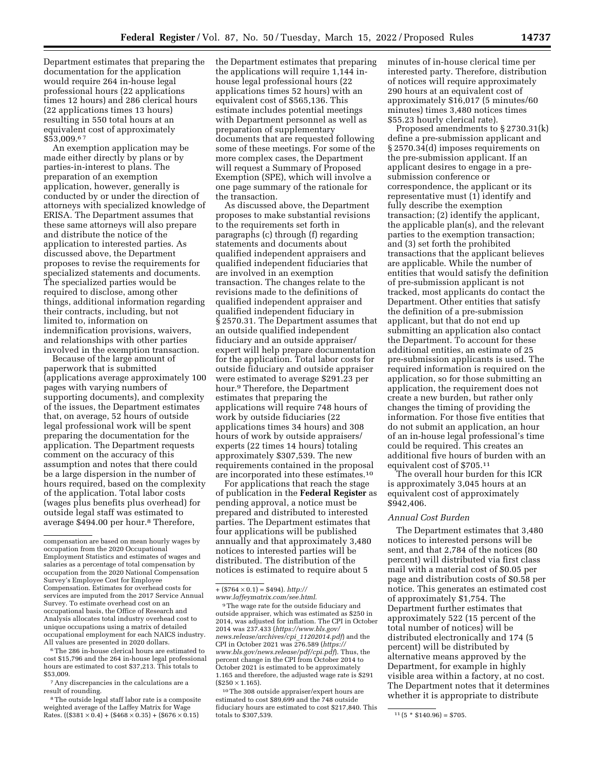Department estimates that preparing the documentation for the application would require 264 in-house legal professional hours (22 applications times 12 hours) and 286 clerical hours (22 applications times 13 hours) resulting in 550 total hours at an equivalent cost of approximately $53,009.[6] [7]

An exemption application may be made either directly by plans or by parties-in-interest to plans. The preparation of an exemption application, however, generally is conducted by or under the direction of attorneys with specialized knowledge of ERISA. The Department assumes that these same attorneys will also prepare and distribute the notice of the application to interested parties. As discussed above, the Department proposes to revise the requirements for specialized statements and documents. The specialized parties would be required to disclose, among other things, additional information regarding their contracts, including, but not limited to, information on indemnification provisions, waivers, and relationships with other parties involved in the exemption transaction.

Because of the large amount of paperwork that is submitted (applications average approximately 100 pages with varying numbers of supporting documents), and complexity of the issues, the Department estimates that, on average, 52 hours of outside legal professional work will be spent preparing the documentation for the application. The Department requests comment on the accuracy of this assumption and notes that there could be a large dispersion in the number of hours required, based on the complexity of the application. Total labor costs (wages plus benefits plus overhead) for outside legal staff was estimated to average $494.00 per hour.[8] Therefore, the Department estimates that preparing the applications will require 1,144 in-house legal professional hours (22 applications times 52 hours) with an equivalent cost of $565,136. This estimate includes potential meetings with Department personnel as well as preparation of supplementary documents that are requested following some of these meetings. For some of the more complex cases, the Department will request a Summary of Proposed Exemption (SPE), which will involve a one page summary of the rationale for the transaction.

As discussed above, the Department proposes to make substantial revisions to the requirements set forth in paragraphs (c) through (f) regarding statements and documents about qualified independent appraisers and qualified independent fiduciaries that are involved in an exemption transaction. The changes relate to the revisions made to the definitions of qualified independent appraiser and qualified independent fiduciary in § 2570.31. The Department assumes that an outside qualified independent fiduciary and an outside appraiser/expert will help prepare documentation for the application. Total labor costs for outside fiduciary and outside appraiser were estimated to average $291.23 per hour.[9] Therefore, the Department estimates that preparing the applications will require 748 hours of work by outside fiduciaries (22 applications times 34 hours) and 308 hours of work by outside appraisers/experts (22 times 14 hours) totaling approximately $307,539. The new requirements contained in the proposal are incorporated into these estimates.[10]

For applications that reach the stage of publication in the **Federal Register** as pending approval, a notice must be prepared and distributed to interested parties. The Department estimates that four applications will be published annually and that approximately 3,480 notices to interested parties will be distributed. The distribution of the notices is estimated to require about 5 minutes of in-house clerical time per interested party. Therefore, distribution of notices will require approximately 290 hours at an equivalent cost of approximately $16,017 (5 minutes/60 minutes) times 3,480 notices times $55.23 hourly clerical rate).

Proposed amendments to § 2730.31(k) define a pre-submission applicant and § 2570.34(d) imposes requirements on the pre-submission applicant. If an applicant desires to engage in a pre-submission conference or correspondence, the applicant or its representative must (1) identify and fully describe the exemption transaction; (2) identify the applicant, the applicable plan(s), and the relevant parties to the exemption transaction; and (3) set forth the prohibited transactions that the applicant believes are applicable. While the number of entities that would satisfy the definition of pre-submission applicant is not tracked, most applicants do contact the Department. Other entities that satisfy the definition of a pre-submission applicant, but that do not end up submitting an application also contact the Department. To account for these additional entities, an estimate of 25 pre-submission applicants is used. The required information is required on the application, so for those submitting an application, the requirement does not create a new burden, but rather only changes the timing of providing the information. For those five entities that do not submit an application, an hour of an in-house legal professional's time could be required. This creates an additional five hours of burden with an equivalent cost of $705.[11]

The overall hour burden for this ICR is approximately 3,045 hours at an equivalent cost of approximately $942,406.

### *Annual Cost Burden*

The Department estimates that 3,480 notices to interested persons will be sent, and that 2,784 of the notices (80 percent) will distributed via first class mail with a material cost of $0.05 per page and distribution costs of $0.58 per notice. This generates an estimated cost of approximately $1,754. The Department further estimates that approximately 522 (15 percent of the total number of notices) will be distributed electronically and 174 (5 percent) will be distributed by alternative means approved by the Department, for example in highly visible area within a factory, at no cost. The Department notes that it determines whether it is appropriate to distribute

---

compensation are based on mean hourly wages by occupation from the 2020 Occupational Employment Statistics and estimates of wages and salaries as a percentage of total compensation by occupation from the 2020 National Compensation Survey's Employee Cost for Employee Compensation. Estimates for overhead costs for services are imputed from the 2017 Service Annual Survey. To estimate overhead cost on an occupational basis, the Office of Research and Analysis allocates total industry overhead cost to unique occupations using a matrix of detailed occupational employment for each NAICS industry. All values are presented in 2020 dollars.

[6] The 286 in-house clerical hours are estimated to cost $15,796 and the 264 in-house legal professional hours are estimated to cost $37,213. This totals to $53,009.

[7] Any discrepancies in the calculations are a result of rounding.

[8] The outside legal staff labor rate is a composite weighted average of the Laffey Matrix for Wage Rates. (($381 × 0.4) + ($468 × 0.35) + ($676 × 0.15) + ($764 × 0.1) = $494). *http://www.laffeymatrix.com/see.html.*

[9] The wage rate for the outside fiduciary and outside appraiser, which was estimated as $250 in 2014, was adjusted for inflation. The CPI in October 2014 was 237.433 (*https://www.bls.gov/news.release/archives/cpi_11202014.pdf*) and the CPI in October 2021 was 276.589 (*https://www.bls.gov/news.release/pdf/cpi.pdf*). Thus, the percent change in the CPI from October 2014 to October 2021 is estimated to be approximately 1.165 and therefore, the adjusted wage rate is $291 ($250 × 1.165).

[10] The 308 outside appraiser/expert hours are estimated to cost $89,699 and the 748 outside fiduciary hours are estimated to cost $217,840. This totals to $307,539.

[11] (5 * $140.96) = $705.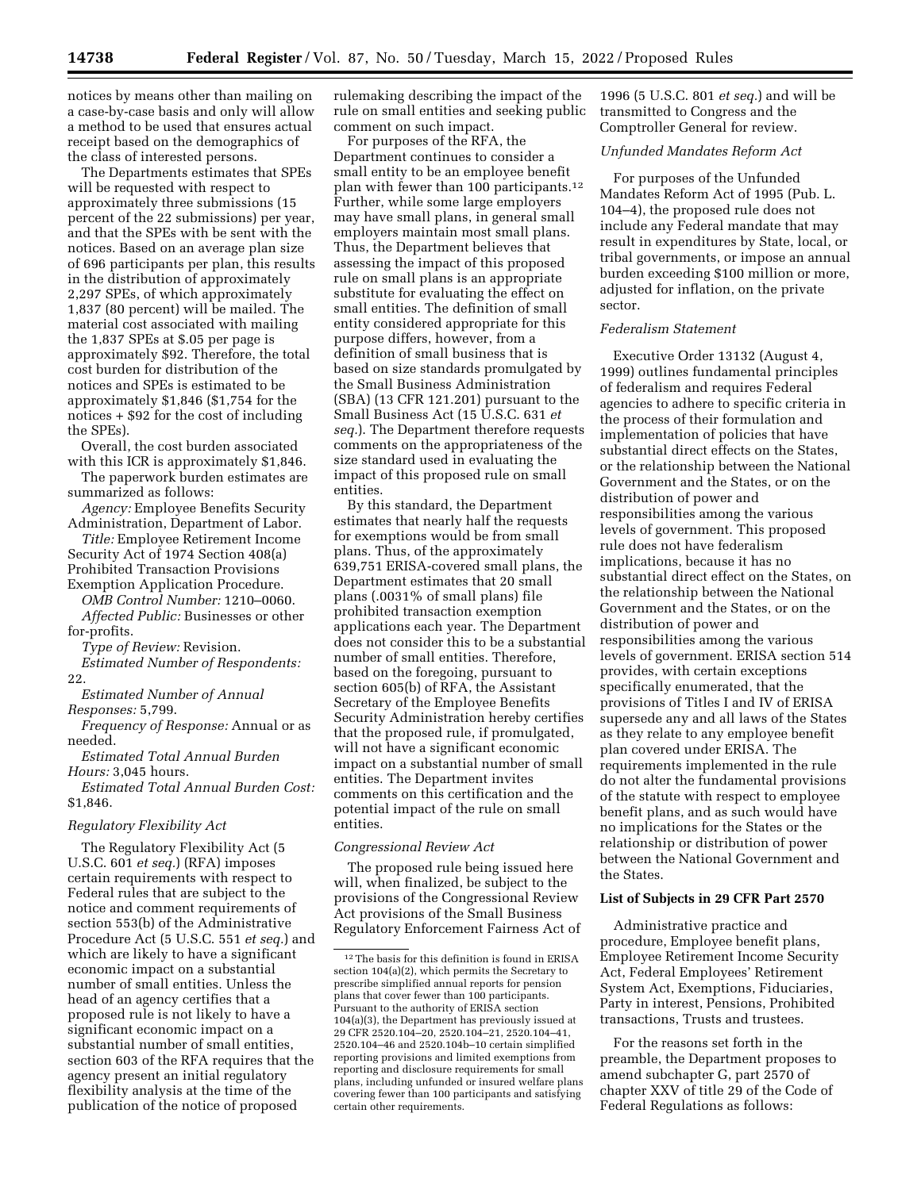notices by means other than mailing on a case-by-case basis and only will allow a method to be used that ensures actual receipt based on the demographics of the class of interested persons.

The Departments estimates that SPEs will be requested with respect to approximately three submissions (15 percent of the 22 submissions) per year, and that the SPEs with be sent with the notices. Based on an average plan size of 696 participants per plan, this results in the distribution of approximately 2,297 SPEs, of which approximately 1,837 (80 percent) will be mailed. The material cost associated with mailing the 1,837 SPEs at $.05 per page is approximately $92. Therefore, the total cost burden for distribution of the notices and SPEs is estimated to be approximately $1,846 ($1,754 for the notices + $92 for the cost of including the SPEs).

Overall, the cost burden associated with this ICR is approximately $1,846.

The paperwork burden estimates are summarized as follows:

*Agency:* Employee Benefits Security Administration, Department of Labor.

*Title:* Employee Retirement Income Security Act of 1974 Section 408(a) Prohibited Transaction Provisions Exemption Application Procedure.

*OMB Control Number:* 1210–0060.

*Affected Public:* Businesses or other for-profits.

*Type of Review:* Revision.

*Estimated Number of Respondents:* 22.

*Estimated Number of Annual Responses:* 5,799.

*Frequency of Response:* Annual or as needed.

*Estimated Total Annual Burden Hours:* 3,045 hours.

*Estimated Total Annual Burden Cost:* $1,846.

### *Regulatory Flexibility Act*

The Regulatory Flexibility Act (5 U.S.C. 601 *et seq.*) (RFA) imposes certain requirements with respect to Federal rules that are subject to the notice and comment requirements of section 553(b) of the Administrative Procedure Act (5 U.S.C. 551 *et seq.*) and which are likely to have a significant economic impact on a substantial number of small entities. Unless the head of an agency certifies that a proposed rule is not likely to have a significant economic impact on a substantial number of small entities, section 603 of the RFA requires that the agency present an initial regulatory flexibility analysis at the time of the publication of the notice of proposed rulemaking describing the impact of the rule on small entities and seeking public comment on such impact.

For purposes of the RFA, the Department continues to consider a small entity to be an employee benefit plan with fewer than 100 participants.[12] Further, while some large employers may have small plans, in general small employers maintain most small plans. Thus, the Department believes that assessing the impact of this proposed rule on small plans is an appropriate substitute for evaluating the effect on small entities. The definition of small entity considered appropriate for this purpose differs, however, from a definition of small business that is based on size standards promulgated by the Small Business Administration (SBA) (13 CFR 121.201) pursuant to the Small Business Act (15 U.S.C. 631 *et seq.*). The Department therefore requests comments on the appropriateness of the size standard used in evaluating the impact of this proposed rule on small entities.

By this standard, the Department estimates that nearly half the requests for exemptions would be from small plans. Thus, of the approximately 639,751 ERISA-covered small plans, the Department estimates that 20 small plans (.0031% of small plans) file prohibited transaction exemption applications each year. The Department does not consider this to be a substantial number of small entities. Therefore, based on the foregoing, pursuant to section 605(b) of RFA, the Assistant Secretary of the Employee Benefits Security Administration hereby certifies that the proposed rule, if promulgated, will not have a significant economic impact on a substantial number of small entities. The Department invites comments on this certification and the potential impact of the rule on small entities.

### *Congressional Review Act*

The proposed rule being issued here will, when finalized, be subject to the provisions of the Congressional Review Act provisions of the Small Business Regulatory Enforcement Fairness Act of 1996 (5 U.S.C. 801 *et seq.*) and will be transmitted to Congress and the Comptroller General for review.

### *Unfunded Mandates Reform Act*

For purposes of the Unfunded Mandates Reform Act of 1995 (Pub. L. 104–4), the proposed rule does not include any Federal mandate that may result in expenditures by State, local, or tribal governments, or impose an annual burden exceeding $100 million or more, adjusted for inflation, on the private sector.

### *Federalism Statement*

Executive Order 13132 (August 4, 1999) outlines fundamental principles of federalism and requires Federal agencies to adhere to specific criteria in the process of their formulation and implementation of policies that have substantial direct effects on the States, or the relationship between the National Government and the States, or on the distribution of power and responsibilities among the various levels of government. This proposed rule does not have federalism implications, because it has no substantial direct effect on the States, on the relationship between the National Government and the States, or on the distribution of power and responsibilities among the various levels of government. ERISA section 514 provides, with certain exceptions specifically enumerated, that the provisions of Titles I and IV of ERISA supersede any and all laws of the States as they relate to any employee benefit plan covered under ERISA. The requirements implemented in the rule do not alter the fundamental provisions of the statute with respect to employee benefit plans, and as such would have no implications for the States or the relationship or distribution of power between the National Government and the States.

## List of Subjects in 29 CFR Part 2570

Administrative practice and procedure, Employee benefit plans, Employee Retirement Income Security Act, Federal Employees' Retirement System Act, Exemptions, Fiduciaries, Party in interest, Pensions, Prohibited transactions, Trusts and trustees.

For the reasons set forth in the preamble, the Department proposes to amend subchapter G, part 2570 of chapter XXV of title 29 of the Code of Federal Regulations as follows:

---

[12] The basis for this definition is found in ERISA section 104(a)(2), which permits the Secretary to prescribe simplified annual reports for pension plans that cover fewer than 100 participants. Pursuant to the authority of ERISA section 104(a)(3), the Department has previously issued at 29 CFR 2520.104–20, 2520.104–21, 2520.104–41, 2520.104–46 and 2520.104b–10 certain simplified reporting provisions and limited exemptions from reporting and disclosure requirements for small plans, including unfunded or insured welfare plans covering fewer than 100 participants and satisfying certain other requirements.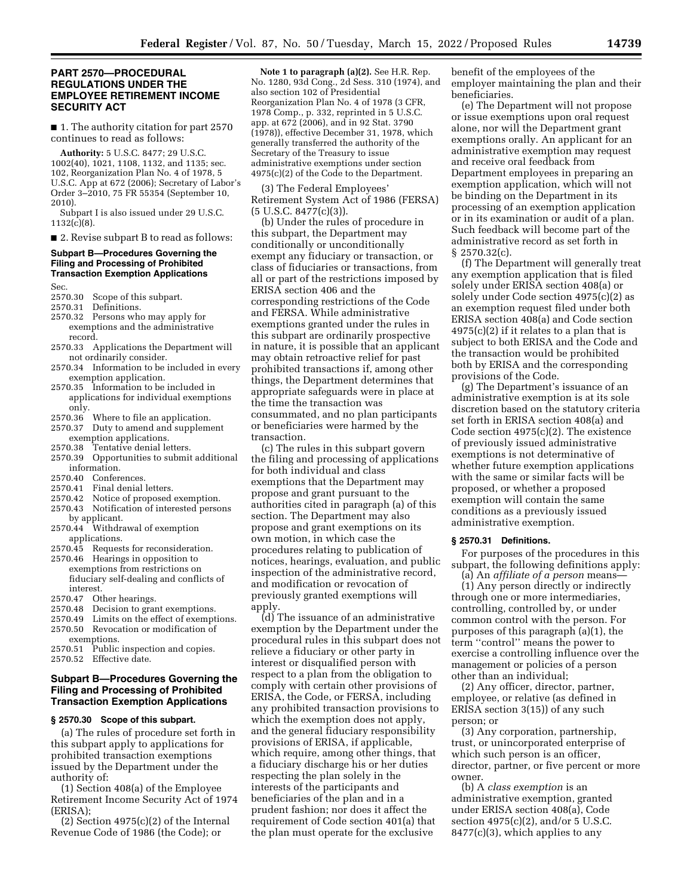## PART 2570—PROCEDURAL REGULATIONS UNDER THE EMPLOYEE RETIREMENT INCOME SECURITY ACT

■ 1. The authority citation for part 2570 continues to read as follows:

**Authority:** 5 U.S.C. 8477; 29 U.S.C. 1002(40), 1021, 1108, 1132, and 1135; sec. 102, Reorganization Plan No. 4 of 1978, 5 U.S.C. App at 672 (2006); Secretary of Labor's Order 3–2010, 75 FR 55354 (September 10, 2010).

Subpart I is also issued under 29 U.S.C. 1132(c)(8).

■ 2. Revise subpart B to read as follows:

### Subpart B—Procedures Governing the Filing and Processing of Prohibited Transaction Exemption Applications

Sec.
2570.30 Scope of this subpart.
2570.31 Definitions.
2570.32 Persons who may apply for exemptions and the administrative record.
2570.33 Applications the Department will not ordinarily consider.
2570.34 Information to be included in every exemption application.
2570.35 Information to be included in applications for individual exemptions only.
2570.36 Where to file an application.
2570.37 Duty to amend and supplement exemption applications.
2570.38 Tentative denial letters.
2570.39 Opportunities to submit additional information.
2570.40 Conferences.
2570.41 Final denial letters.
2570.42 Notice of proposed exemption.
2570.43 Notification of interested persons by applicant.
2570.44 Withdrawal of exemption applications.
2570.45 Requests for reconsideration.
2570.46 Hearings in opposition to exemptions from restrictions on fiduciary self-dealing and conflicts of interest.
2570.47 Other hearings.
2570.48 Decision to grant exemptions.
2570.49 Limits on the effect of exemptions.
2570.50 Revocation or modification of exemptions.
2570.51 Public inspection and copies.
2570.52 Effective date.

### Subpart B—Procedures Governing the Filing and Processing of Prohibited Transaction Exemption Applications

#### § 2570.30 Scope of this subpart.

(a) The rules of procedure set forth in this subpart apply to applications for prohibited transaction exemptions issued by the Department under the authority of:

(1) Section 408(a) of the Employee Retirement Income Security Act of 1974 (ERISA);

(2) Section 4975(c)(2) of the Internal Revenue Code of 1986 (the Code); or

**Note 1 to paragraph (a)(2).** See H.R. Rep. No. 1280, 93d Cong., 2d Sess. 310 (1974), and also section 102 of Presidential Reorganization Plan No. 4 of 1978 (3 CFR, 1978 Comp., p. 332, reprinted in 5 U.S.C. app. at 672 (2006), and in 92 Stat. 3790 (1978)), effective December 31, 1978, which generally transferred the authority of the Secretary of the Treasury to issue administrative exemptions under section 4975(c)(2) of the Code to the Department.

(3) The Federal Employees' Retirement System Act of 1986 (FERSA) (5 U.S.C. 8477(c)(3)).

(b) Under the rules of procedure in this subpart, the Department may conditionally or unconditionally exempt any fiduciary or transaction, or class of fiduciaries or transactions, from all or part of the restrictions imposed by ERISA section 406 and the corresponding restrictions of the Code and FERSA. While administrative exemptions granted under the rules in this subpart are ordinarily prospective in nature, it is possible that an applicant may obtain retroactive relief for past prohibited transactions if, among other things, the Department determines that appropriate safeguards were in place at the time the transaction was consummated, and no plan participants or beneficiaries were harmed by the transaction.

(c) The rules in this subpart govern the filing and processing of applications for both individual and class exemptions that the Department may propose and grant pursuant to the authorities cited in paragraph (a) of this section. The Department may also propose and grant exemptions on its own motion, in which case the procedures relating to publication of notices, hearings, evaluation, and public inspection of the administrative record, and modification or revocation of previously granted exemptions will apply.

(d) The issuance of an administrative exemption by the Department under the procedural rules in this subpart does not relieve a fiduciary or other party in interest or disqualified person with respect to a plan from the obligation to comply with certain other provisions of ERISA, the Code, or FERSA, including any prohibited transaction provisions to which the exemption does not apply, and the general fiduciary responsibility provisions of ERISA, if applicable, which require, among other things, that a fiduciary discharge his or her duties respecting the plan solely in the interests of the participants and beneficiaries of the plan and in a prudent fashion; nor does it affect the requirement of Code section 401(a) that the plan must operate for the exclusive benefit of the employees of the employer maintaining the plan and their beneficiaries.

(e) The Department will not propose or issue exemptions upon oral request alone, nor will the Department grant exemptions orally. An applicant for an administrative exemption may request and receive oral feedback from Department employees in preparing an exemption application, which will not be binding on the Department in its processing of an exemption application or in its examination or audit of a plan. Such feedback will become part of the administrative record as set forth in § 2570.32(c).

(f) The Department will generally treat any exemption application that is filed solely under ERISA section 408(a) or solely under Code section 4975(c)(2) as an exemption request filed under both ERISA section 408(a) and Code section 4975(c)(2) if it relates to a plan that is subject to both ERISA and the Code and the transaction would be prohibited both by ERISA and the corresponding provisions of the Code.

(g) The Department's issuance of an administrative exemption is at its sole discretion based on the statutory criteria set forth in ERISA section 408(a) and Code section 4975(c)(2). The existence of previously issued administrative exemptions is not determinative of whether future exemption applications with the same or similar facts will be proposed, or whether a proposed exemption will contain the same conditions as a previously issued administrative exemption.

#### § 2570.31 Definitions.

For purposes of the procedures in this subpart, the following definitions apply:

(a) An *affiliate of a person* means—

(1) Any person directly or indirectly through one or more intermediaries, controlling, controlled by, or under common control with the person. For purposes of this paragraph (a)(1), the term ''control'' means the power to exercise a controlling influence over the management or policies of a person other than an individual;

(2) Any officer, director, partner, employee, or relative (as defined in ERISA section 3(15)) of any such person; or

(3) Any corporation, partnership, trust, or unincorporated enterprise of which such person is an officer, director, partner, or five percent or more owner.

(b) A *class exemption* is an administrative exemption, granted under ERISA section 408(a), Code section 4975(c)(2), and/or 5 U.S.C. 8477(c)(3), which applies to any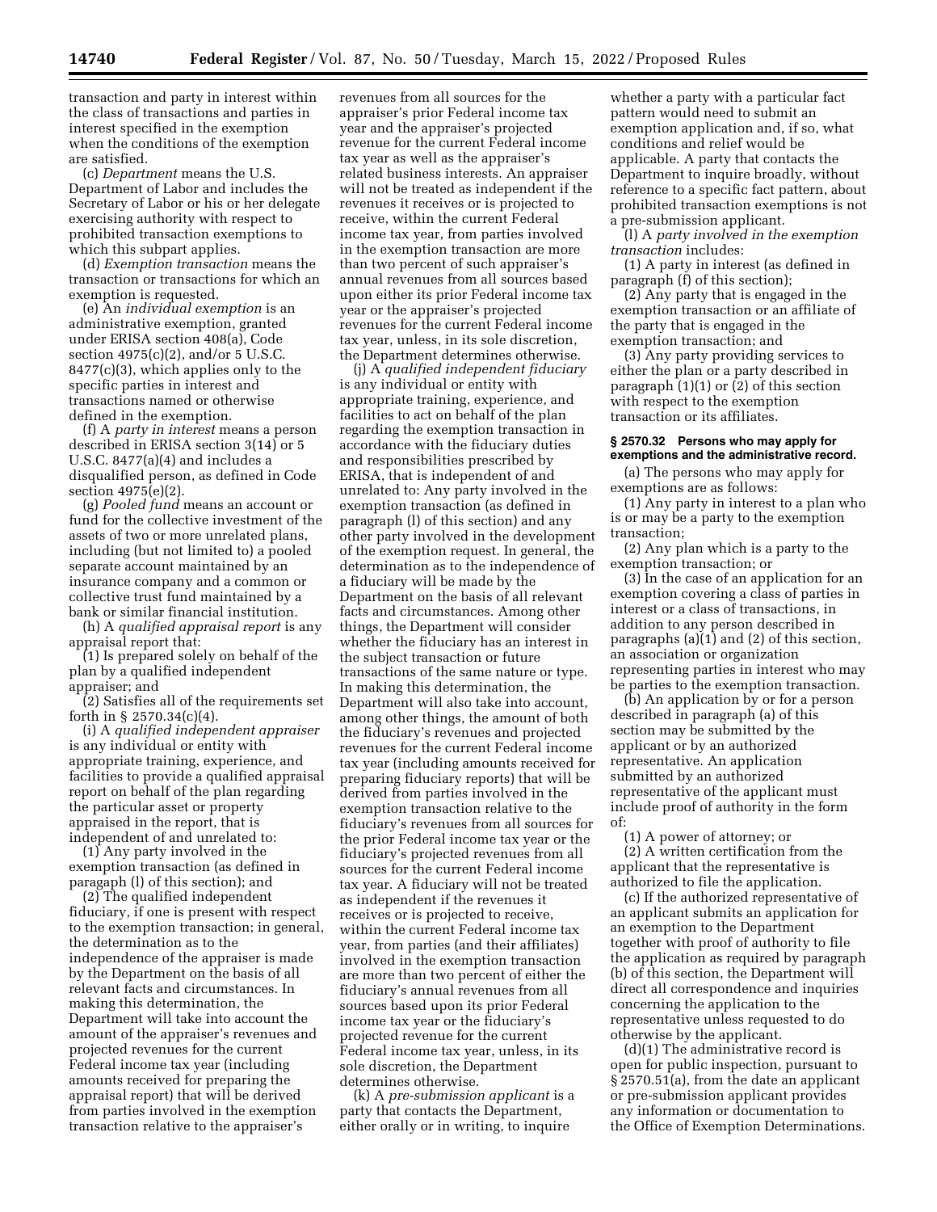transaction and party in interest within the class of transactions and parties in interest specified in the exemption when the conditions of the exemption are satisfied.

(c) *Department* means the U.S. Department of Labor and includes the Secretary of Labor or his or her delegate exercising authority with respect to prohibited transaction exemptions to which this subpart applies.

(d) *Exemption transaction* means the transaction or transactions for which an exemption is requested.

(e) An *individual exemption* is an administrative exemption, granted under ERISA section 408(a), Code section 4975(c)(2), and/or 5 U.S.C. 8477(c)(3), which applies only to the specific parties in interest and transactions named or otherwise defined in the exemption.

(f) A *party in interest* means a person described in ERISA section 3(14) or 5 U.S.C. 8477(a)(4) and includes a disqualified person, as defined in Code section 4975(e)(2).

(g) *Pooled fund* means an account or fund for the collective investment of the assets of two or more unrelated plans, including (but not limited to) a pooled separate account maintained by an insurance company and a common or collective trust fund maintained by a bank or similar financial institution.

(h) A *qualified appraisal report* is any appraisal report that:

(1) Is prepared solely on behalf of the plan by a qualified independent appraiser; and

(2) Satisfies all of the requirements set forth in § 2570.34(c)(4).

(i) A *qualified independent appraiser* is any individual or entity with appropriate training, experience, and facilities to provide a qualified appraisal report on behalf of the plan regarding the particular asset or property appraised in the report, that is independent of and unrelated to:

(1) Any party involved in the exemption transaction (as defined in paragaph (l) of this section); and

(2) The qualified independent fiduciary, if one is present with respect to the exemption transaction; in general, the determination as to the independence of the appraiser is made by the Department on the basis of all relevant facts and circumstances. In making this determination, the Department will take into account the amount of the appraiser's revenues and projected revenues for the current Federal income tax year (including amounts received for preparing the appraisal report) that will be derived from parties involved in the exemption transaction relative to the appraiser's revenues from all sources for the appraiser's prior Federal income tax year and the appraiser's projected revenue for the current Federal income tax year as well as the appraiser's related business interests. An appraiser will not be treated as independent if the revenues it receives or is projected to receive, within the current Federal income tax year, from parties involved in the exemption transaction are more than two percent of such appraiser's annual revenues from all sources based upon either its prior Federal income tax year or the appraiser's projected revenues for the current Federal income tax year, unless, in its sole discretion, the Department determines otherwise.

(j) A *qualified independent fiduciary* is any individual or entity with appropriate training, experience, and facilities to act on behalf of the plan regarding the exemption transaction in accordance with the fiduciary duties and responsibilities prescribed by ERISA, that is independent of and unrelated to: Any party involved in the exemption transaction (as defined in paragraph (l) of this section) and any other party involved in the development of the exemption request. In general, the determination as to the independence of a fiduciary will be made by the Department on the basis of all relevant facts and circumstances. Among other things, the Department will consider whether the fiduciary has an interest in the subject transaction or future transactions of the same nature or type. In making this determination, the Department will also take into account, among other things, the amount of both the fiduciary's revenues and projected revenues for the current Federal income tax year (including amounts received for preparing fiduciary reports) that will be derived from parties involved in the exemption transaction relative to the fiduciary's revenues from all sources for the prior Federal income tax year or the fiduciary's projected revenues from all sources for the current Federal income tax year. A fiduciary will not be treated as independent if the revenues it receives or is projected to receive, within the current Federal income tax year, from parties (and their affiliates) involved in the exemption transaction are more than two percent of either the fiduciary's annual revenues from all sources based upon its prior Federal income tax year or the fiduciary's projected revenue for the current Federal income tax year, unless, in its sole discretion, the Department determines otherwise.

(k) A *pre-submission applicant* is a party that contacts the Department, either orally or in writing, to inquire whether a party with a particular fact pattern would need to submit an exemption application and, if so, what conditions and relief would be applicable. A party that contacts the Department to inquire broadly, without reference to a specific fact pattern, about prohibited transaction exemptions is not a pre-submission applicant.

(l) A *party involved in the exemption transaction* includes:

(1) A party in interest (as defined in paragraph (f) of this section);

(2) Any party that is engaged in the exemption transaction or an affiliate of the party that is engaged in the exemption transaction; and

(3) Any party providing services to either the plan or a party described in paragraph (l)(1) or (2) of this section with respect to the exemption transaction or its affiliates.

### § 2570.32 Persons who may apply for exemptions and the administrative record.

(a) The persons who may apply for exemptions are as follows:

(1) Any party in interest to a plan who is or may be a party to the exemption transaction;

(2) Any plan which is a party to the exemption transaction; or

(3) In the case of an application for an exemption covering a class of parties in interest or a class of transactions, in addition to any person described in paragraphs (a)(1) and (2) of this section, an association or organization representing parties in interest who may be parties to the exemption transaction.

(b) An application by or for a person described in paragraph (a) of this section may be submitted by the applicant or by an authorized representative. An application submitted by an authorized representative of the applicant must include proof of authority in the form of:

(1) A power of attorney; or

(2) A written certification from the applicant that the representative is authorized to file the application.

(c) If the authorized representative of an applicant submits an application for an exemption to the Department together with proof of authority to file the application as required by paragraph (b) of this section, the Department will direct all correspondence and inquiries concerning the application to the representative unless requested to do otherwise by the applicant.

(d)(1) The administrative record is open for public inspection, pursuant to § 2570.51(a), from the date an applicant or pre-submission applicant provides any information or documentation to the Office of Exemption Determinations.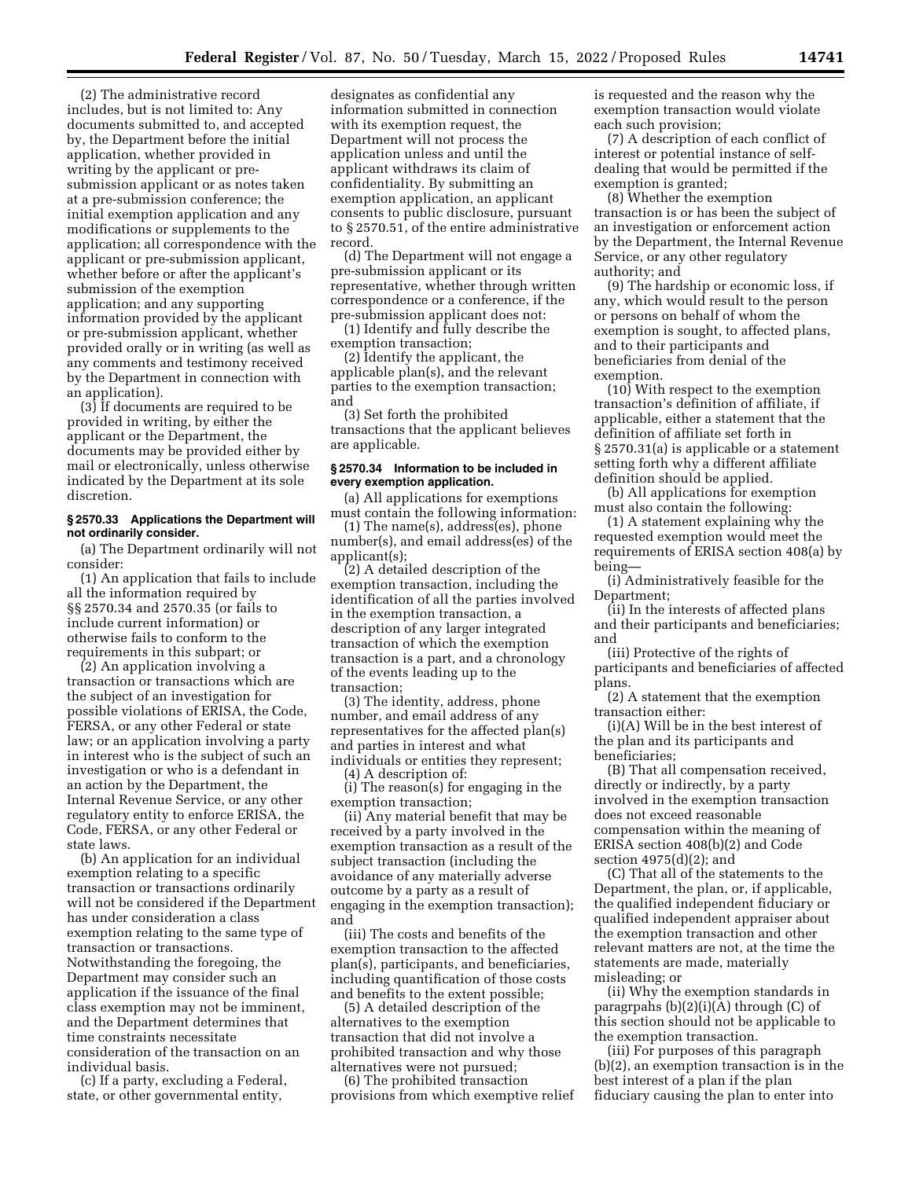(2) The administrative record includes, but is not limited to: Any documents submitted to, and accepted by, the Department before the initial application, whether provided in writing by the applicant or pre-submission applicant or as notes taken at a pre-submission conference; the initial exemption application and any modifications or supplements to the application; all correspondence with the applicant or pre-submission applicant, whether before or after the applicant's submission of the exemption application; and any supporting information provided by the applicant or pre-submission applicant, whether provided orally or in writing (as well as any comments and testimony received by the Department in connection with an application).

(3) If documents are required to be provided in writing, by either the applicant or the Department, the documents may be provided either by mail or electronically, unless otherwise indicated by the Department at its sole discretion.

#### § 2570.33 Applications the Department will not ordinarily consider.

(a) The Department ordinarily will not consider:

(1) An application that fails to include all the information required by §§ 2570.34 and 2570.35 (or fails to include current information) or otherwise fails to conform to the requirements in this subpart; or

(2) An application involving a transaction or transactions which are the subject of an investigation for possible violations of ERISA, the Code, FERSA, or any other Federal or state law; or an application involving a party in interest who is the subject of such an investigation or who is a defendant in an action by the Department, the Internal Revenue Service, or any other regulatory entity to enforce ERISA, the Code, FERSA, or any other Federal or state laws.

(b) An application for an individual exemption relating to a specific transaction or transactions ordinarily will not be considered if the Department has under consideration a class exemption relating to the same type of transaction or transactions. Notwithstanding the foregoing, the Department may consider such an application if the issuance of the final class exemption may not be imminent, and the Department determines that time constraints necessitate consideration of the transaction on an individual basis.

(c) If a party, excluding a Federal, state, or other governmental entity, designates as confidential any information submitted in connection with its exemption request, the Department will not process the application unless and until the applicant withdraws its claim of confidentiality. By submitting an exemption application, an applicant consents to public disclosure, pursuant to § 2570.51, of the entire administrative record.

(d) The Department will not engage a pre-submission applicant or its representative, whether through written correspondence or a conference, if the pre-submission applicant does not:

(1) Identify and fully describe the exemption transaction;

(2) Identify the applicant, the applicable plan(s), and the relevant parties to the exemption transaction; and

(3) Set forth the prohibited transactions that the applicant believes are applicable.

#### § 2570.34 Information to be included in every exemption application.

(a) All applications for exemptions must contain the following information:

(1) The name(s), address(es), phone number(s), and email address(es) of the applicant(s);

(2) A detailed description of the exemption transaction, including the identification of all the parties involved in the exemption transaction, a description of any larger integrated transaction of which the exemption transaction is a part, and a chronology of the events leading up to the transaction;

(3) The identity, address, phone number, and email address of any representatives for the affected plan(s) and parties in interest and what individuals or entities they represent;

(4) A description of:

(i) The reason(s) for engaging in the exemption transaction;

(ii) Any material benefit that may be received by a party involved in the exemption transaction as a result of the subject transaction (including the avoidance of any materially adverse outcome by a party as a result of engaging in the exemption transaction); and

(iii) The costs and benefits of the exemption transaction to the affected plan(s), participants, and beneficiaries, including quantification of those costs and benefits to the extent possible;

(5) A detailed description of the alternatives to the exemption transaction that did not involve a prohibited transaction and why those alternatives were not pursued;

(6) The prohibited transaction provisions from which exemptive relief is requested and the reason why the exemption transaction would violate each such provision;

(7) A description of each conflict of interest or potential instance of self-dealing that would be permitted if the exemption is granted;

(8) Whether the exemption transaction is or has been the subject of an investigation or enforcement action by the Department, the Internal Revenue Service, or any other regulatory authority; and

(9) The hardship or economic loss, if any, which would result to the person or persons on behalf of whom the exemption is sought, to affected plans, and to their participants and beneficiaries from denial of the exemption.

(10) With respect to the exemption transaction's definition of affiliate, if applicable, either a statement that the definition of affiliate set forth in § 2570.31(a) is applicable or a statement setting forth why a different affiliate definition should be applied.

(b) All applications for exemption must also contain the following:

(1) A statement explaining why the requested exemption would meet the requirements of ERISA section 408(a) by being—

(i) Administratively feasible for the Department;

(ii) In the interests of affected plans and their participants and beneficiaries; and

(iii) Protective of the rights of participants and beneficiaries of affected plans.

(2) A statement that the exemption transaction either:

(i)(A) Will be in the best interest of the plan and its participants and beneficiaries;

(B) That all compensation received, directly or indirectly, by a party involved in the exemption transaction does not exceed reasonable compensation within the meaning of ERISA section 408(b)(2) and Code section 4975(d)(2); and

(C) That all of the statements to the Department, the plan, or, if applicable, the qualified independent fiduciary or qualified independent appraiser about the exemption transaction and other relevant matters are not, at the time the statements are made, materially misleading; or

(ii) Why the exemption standards in paragrpahs (b)(2)(i)(A) through (C) of this section should not be applicable to the exemption transaction.

(iii) For purposes of this paragraph (b)(2), an exemption transaction is in the best interest of a plan if the plan fiduciary causing the plan to enter into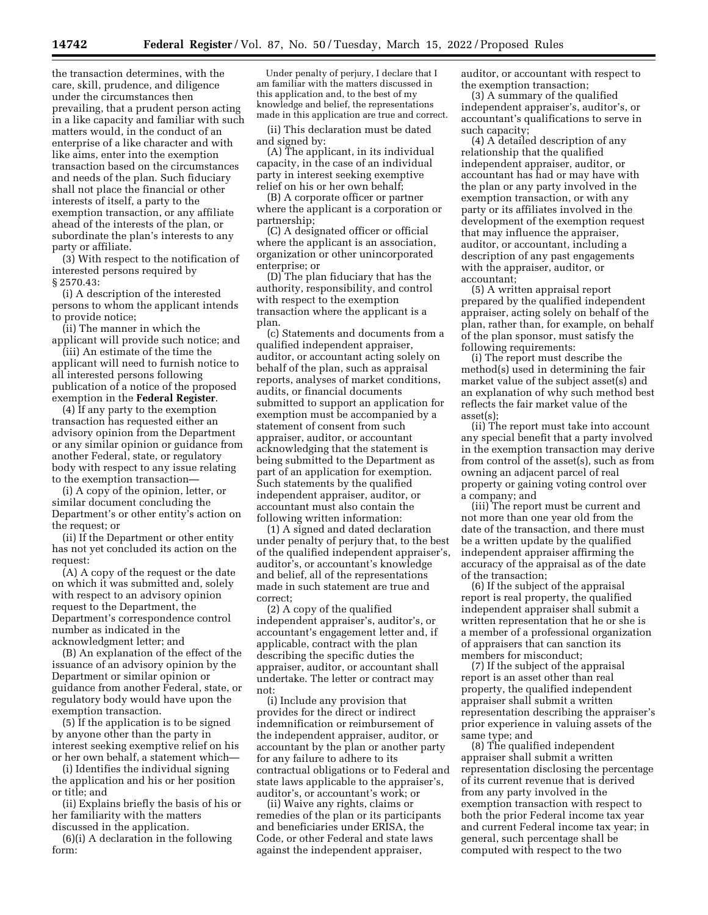the transaction determines, with the care, skill, prudence, and diligence under the circumstances then prevailing, that a prudent person acting in a like capacity and familiar with such matters would, in the conduct of an enterprise of a like character and with like aims, enter into the exemption transaction based on the circumstances and needs of the plan. Such fiduciary shall not place the financial or other interests of itself, a party to the exemption transaction, or any affiliate ahead of the interests of the plan, or subordinate the plan's interests to any party or affiliate.

(3) With respect to the notification of interested persons required by § 2570.43:

(i) A description of the interested persons to whom the applicant intends to provide notice;

(ii) The manner in which the applicant will provide such notice; and

(iii) An estimate of the time the applicant will need to furnish notice to all interested persons following publication of a notice of the proposed exemption in the **Federal Register**.

(4) If any party to the exemption transaction has requested either an advisory opinion from the Department or any similar opinion or guidance from another Federal, state, or regulatory body with respect to any issue relating to the exemption transaction—

(i) A copy of the opinion, letter, or similar document concluding the Department's or other entity's action on the request; or

(ii) If the Department or other entity has not yet concluded its action on the request:

(A) A copy of the request or the date on which it was submitted and, solely with respect to an advisory opinion request to the Department, the Department's correspondence control number as indicated in the acknowledgment letter; and

(B) An explanation of the effect of the issuance of an advisory opinion by the Department or similar opinion or guidance from another Federal, state, or regulatory body would have upon the exemption transaction.

(5) If the application is to be signed by anyone other than the party in interest seeking exemptive relief on his or her own behalf, a statement which—

(i) Identifies the individual signing the application and his or her position or title; and

(ii) Explains briefly the basis of his or her familiarity with the matters discussed in the application.

(6)(i) A declaration in the following form:

Under penalty of perjury, I declare that I am familiar with the matters discussed in this application and, to the best of my knowledge and belief, the representations made in this application are true and correct.

(ii) This declaration must be dated and signed by:

(A) The applicant, in its individual capacity, in the case of an individual party in interest seeking exemptive relief on his or her own behalf;

(B) A corporate officer or partner where the applicant is a corporation or partnership;

(C) A designated officer or official where the applicant is an association, organization or other unincorporated enterprise; or

(D) The plan fiduciary that has the authority, responsibility, and control with respect to the exemption transaction where the applicant is a plan.

(c) Statements and documents from a qualified independent appraiser, auditor, or accountant acting solely on behalf of the plan, such as appraisal reports, analyses of market conditions, audits, or financial documents submitted to support an application for exemption must be accompanied by a statement of consent from such appraiser, auditor, or accountant acknowledging that the statement is being submitted to the Department as part of an application for exemption. Such statements by the qualified independent appraiser, auditor, or accountant must also contain the following written information:

(1) A signed and dated declaration under penalty of perjury that, to the best of the qualified independent appraiser's, auditor's, or accountant's knowledge and belief, all of the representations made in such statement are true and correct;

(2) A copy of the qualified independent appraiser's, auditor's, or accountant's engagement letter and, if applicable, contract with the plan describing the specific duties the appraiser, auditor, or accountant shall undertake. The letter or contract may not:

(i) Include any provision that provides for the direct or indirect indemnification or reimbursement of the independent appraiser, auditor, or accountant by the plan or another party for any failure to adhere to its contractual obligations or to Federal and state laws applicable to the appraiser's, auditor's, or accountant's work; or

(ii) Waive any rights, claims or remedies of the plan or its participants and beneficiaries under ERISA, the Code, or other Federal and state laws against the independent appraiser, auditor, or accountant with respect to the exemption transaction;

(3) A summary of the qualified independent appraiser's, auditor's, or accountant's qualifications to serve in such capacity;

(4) A detailed description of any relationship that the qualified independent appraiser, auditor, or accountant has had or may have with the plan or any party involved in the exemption transaction, or with any party or its affiliates involved in the development of the exemption request that may influence the appraiser, auditor, or accountant, including a description of any past engagements with the appraiser, auditor, or accountant;

(5) A written appraisal report prepared by the qualified independent appraiser, acting solely on behalf of the plan, rather than, for example, on behalf of the plan sponsor, must satisfy the following requirements:

(i) The report must describe the method(s) used in determining the fair market value of the subject asset(s) and an explanation of why such method best reflects the fair market value of the asset(s);

(ii) The report must take into account any special benefit that a party involved in the exemption transaction may derive from control of the asset(s), such as from owning an adjacent parcel of real property or gaining voting control over a company; and

(iii) The report must be current and not more than one year old from the date of the transaction, and there must be a written update by the qualified independent appraiser affirming the accuracy of the appraisal as of the date of the transaction;

(6) If the subject of the appraisal report is real property, the qualified independent appraiser shall submit a written representation that he or she is a member of a professional organization of appraisers that can sanction its members for misconduct;

(7) If the subject of the appraisal report is an asset other than real property, the qualified independent appraiser shall submit a written representation describing the appraiser's prior experience in valuing assets of the same type; and

(8) The qualified independent appraiser shall submit a written representation disclosing the percentage of its current revenue that is derived from any party involved in the exemption transaction with respect to both the prior Federal income tax year and current Federal income tax year; in general, such percentage shall be computed with respect to the two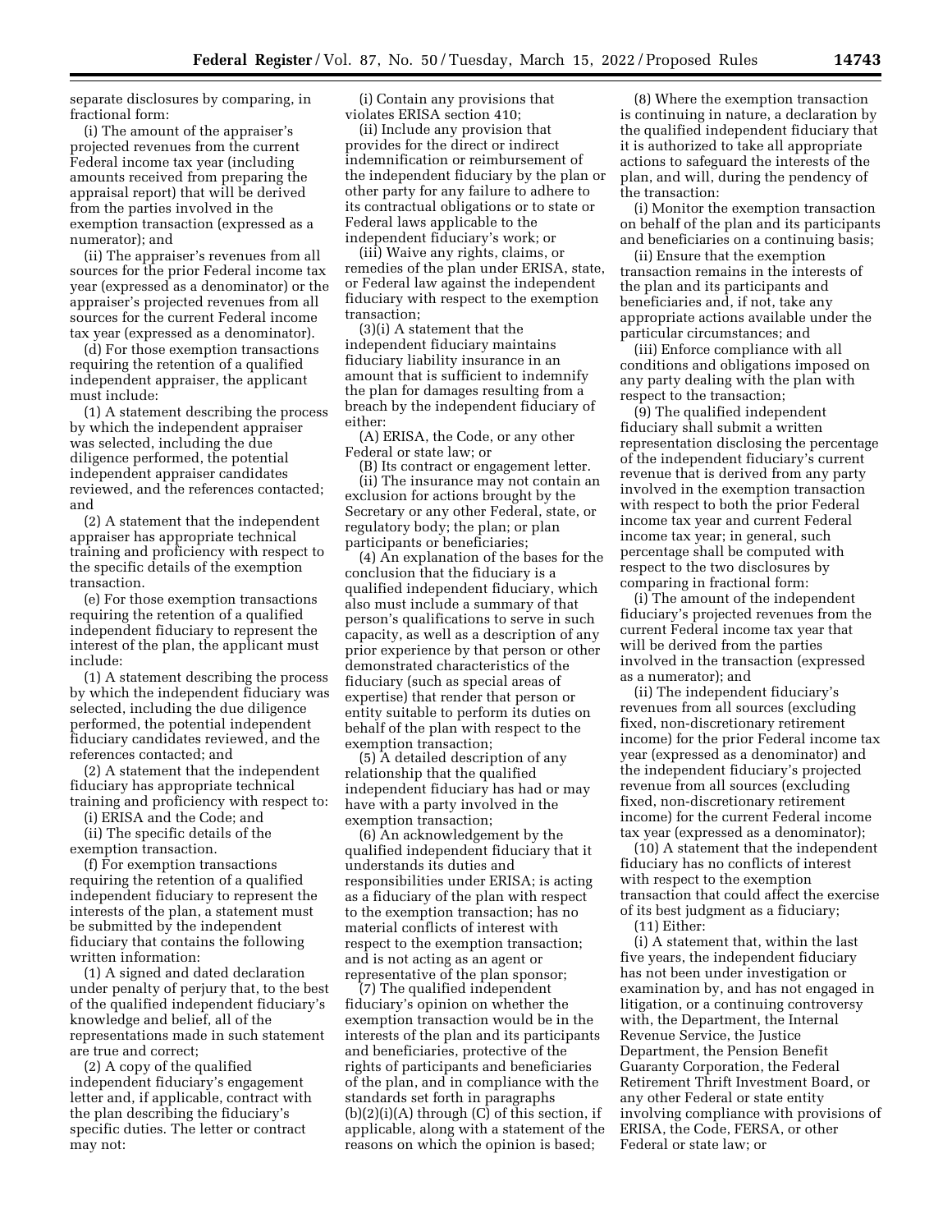separate disclosures by comparing, in fractional form:

(i) The amount of the appraiser's projected revenues from the current Federal income tax year (including amounts received from preparing the appraisal report) that will be derived from the parties involved in the exemption transaction (expressed as a numerator); and

(ii) The appraiser's revenues from all sources for the prior Federal income tax year (expressed as a denominator) or the appraiser's projected revenues from all sources for the current Federal income tax year (expressed as a denominator).

(d) For those exemption transactions requiring the retention of a qualified independent appraiser, the applicant must include:

(1) A statement describing the process by which the independent appraiser was selected, including the due diligence performed, the potential independent appraiser candidates reviewed, and the references contacted; and

(2) A statement that the independent appraiser has appropriate technical training and proficiency with respect to the specific details of the exemption transaction.

(e) For those exemption transactions requiring the retention of a qualified independent fiduciary to represent the interest of the plan, the applicant must include:

(1) A statement describing the process by which the independent fiduciary was selected, including the due diligence performed, the potential independent fiduciary candidates reviewed, and the references contacted; and

(2) A statement that the independent fiduciary has appropriate technical training and proficiency with respect to:

(i) ERISA and the Code; and

(ii) The specific details of the exemption transaction.

(f) For exemption transactions requiring the retention of a qualified independent fiduciary to represent the interests of the plan, a statement must be submitted by the independent fiduciary that contains the following written information:

(1) A signed and dated declaration under penalty of perjury that, to the best of the qualified independent fiduciary's knowledge and belief, all of the representations made in such statement are true and correct;

(2) A copy of the qualified independent fiduciary's engagement letter and, if applicable, contract with the plan describing the fiduciary's specific duties. The letter or contract may not:

(i) Contain any provisions that violates ERISA section 410;

(ii) Include any provision that provides for the direct or indirect indemnification or reimbursement of the independent fiduciary by the plan or other party for any failure to adhere to its contractual obligations or to state or Federal laws applicable to the independent fiduciary's work; or

(iii) Waive any rights, claims, or remedies of the plan under ERISA, state, or Federal law against the independent fiduciary with respect to the exemption transaction;

(3)(i) A statement that the independent fiduciary maintains fiduciary liability insurance in an amount that is sufficient to indemnify the plan for damages resulting from a breach by the independent fiduciary of either:

(A) ERISA, the Code, or any other Federal or state law; or

(B) Its contract or engagement letter.

(ii) The insurance may not contain an exclusion for actions brought by the Secretary or any other Federal, state, or regulatory body; the plan; or plan participants or beneficiaries;

(4) An explanation of the bases for the conclusion that the fiduciary is a qualified independent fiduciary, which also must include a summary of that person's qualifications to serve in such capacity, as well as a description of any prior experience by that person or other demonstrated characteristics of the fiduciary (such as special areas of expertise) that render that person or entity suitable to perform its duties on behalf of the plan with respect to the exemption transaction;

(5) A detailed description of any relationship that the qualified independent fiduciary has had or may have with a party involved in the exemption transaction;

(6) An acknowledgement by the qualified independent fiduciary that it understands its duties and responsibilities under ERISA; is acting as a fiduciary of the plan with respect to the exemption transaction; has no material conflicts of interest with respect to the exemption transaction; and is not acting as an agent or representative of the plan sponsor;

(7) The qualified independent fiduciary's opinion on whether the exemption transaction would be in the interests of the plan and its participants and beneficiaries, protective of the rights of participants and beneficiaries of the plan, and in compliance with the standards set forth in paragraphs (b)(2)(i)(A) through (C) of this section, if applicable, along with a statement of the reasons on which the opinion is based;

(8) Where the exemption transaction is continuing in nature, a declaration by the qualified independent fiduciary that it is authorized to take all appropriate actions to safeguard the interests of the plan, and will, during the pendency of the transaction:

(i) Monitor the exemption transaction on behalf of the plan and its participants and beneficiaries on a continuing basis;

(ii) Ensure that the exemption transaction remains in the interests of the plan and its participants and beneficiaries and, if not, take any appropriate actions available under the particular circumstances; and

(iii) Enforce compliance with all conditions and obligations imposed on any party dealing with the plan with respect to the transaction;

(9) The qualified independent fiduciary shall submit a written representation disclosing the percentage of the independent fiduciary's current revenue that is derived from any party involved in the exemption transaction with respect to both the prior Federal income tax year and current Federal income tax year; in general, such percentage shall be computed with respect to the two disclosures by comparing in fractional form:

(i) The amount of the independent fiduciary's projected revenues from the current Federal income tax year that will be derived from the parties involved in the transaction (expressed as a numerator); and

(ii) The independent fiduciary's revenues from all sources (excluding fixed, non-discretionary retirement income) for the prior Federal income tax year (expressed as a denominator) and the independent fiduciary's projected revenue from all sources (excluding fixed, non-discretionary retirement income) for the current Federal income tax year (expressed as a denominator);

(10) A statement that the independent fiduciary has no conflicts of interest with respect to the exemption transaction that could affect the exercise of its best judgment as a fiduciary;

(11) Either:

(i) A statement that, within the last five years, the independent fiduciary has not been under investigation or examination by, and has not engaged in litigation, or a continuing controversy with, the Department, the Internal Revenue Service, the Justice Department, the Pension Benefit Guaranty Corporation, the Federal Retirement Thrift Investment Board, or any other Federal or state entity involving compliance with provisions of ERISA, the Code, FERSA, or other Federal or state law; or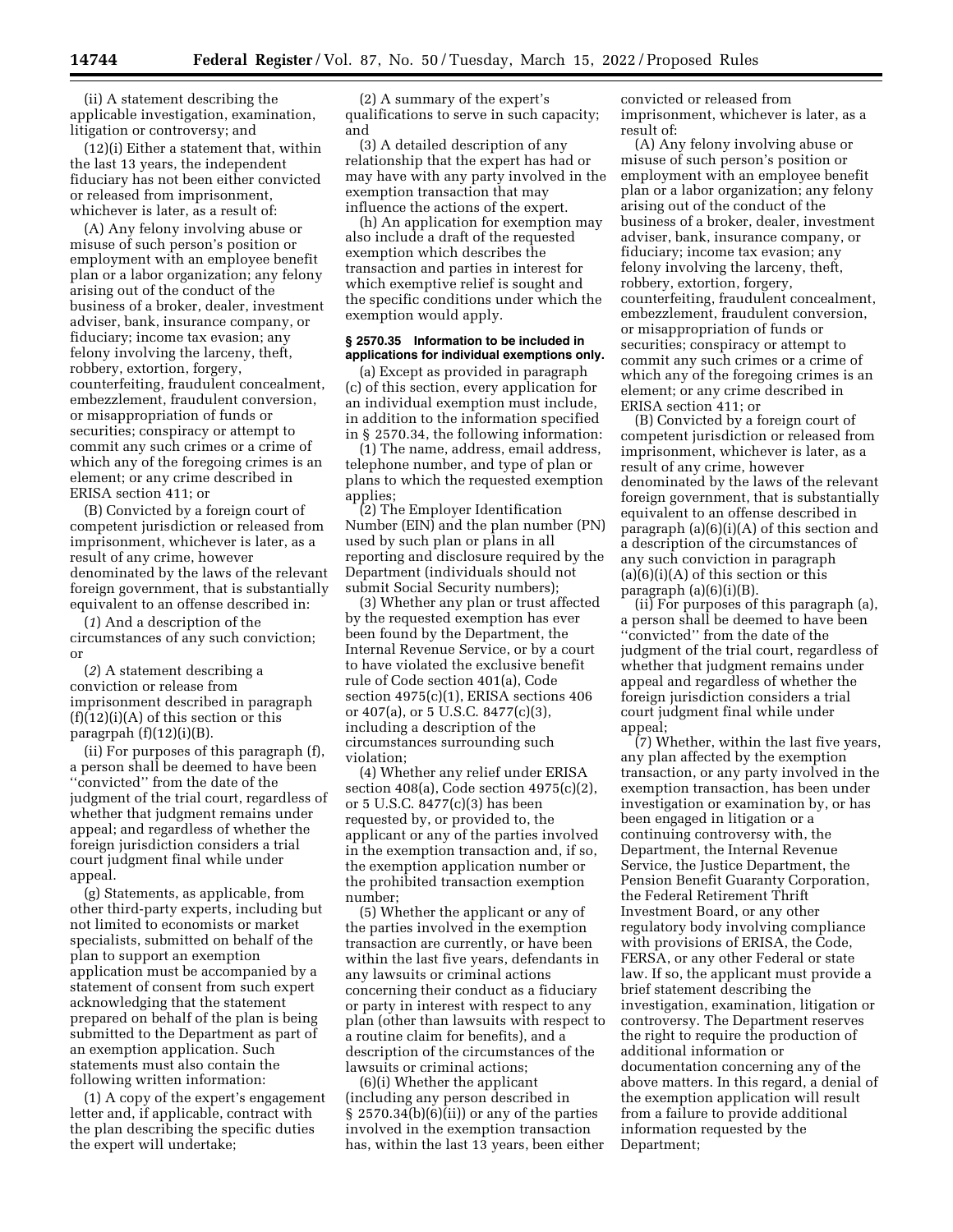(ii) A statement describing the applicable investigation, examination, litigation or controversy; and

(12)(i) Either a statement that, within the last 13 years, the independent fiduciary has not been either convicted or released from imprisonment, whichever is later, as a result of:

(A) Any felony involving abuse or misuse of such person's position or employment with an employee benefit plan or a labor organization; any felony arising out of the conduct of the business of a broker, dealer, investment adviser, bank, insurance company, or fiduciary; income tax evasion; any felony involving the larceny, theft, robbery, extortion, forgery, counterfeiting, fraudulent concealment, embezzlement, fraudulent conversion, or misappropriation of funds or securities; conspiracy or attempt to commit any such crimes or a crime of which any of the foregoing crimes is an element; or any crime described in ERISA section 411; or

(B) Convicted by a foreign court of competent jurisdiction or released from imprisonment, whichever is later, as a result of any crime, however denominated by the laws of the relevant foreign government, that is substantially equivalent to an offense described in:

(*1*) And a description of the circumstances of any such conviction; or

(*2*) A statement describing a conviction or release from imprisonment described in paragraph (f)(12)(i)(A) of this section or this paragrpah (f)(12)(i)(B).

(ii) For purposes of this paragraph (f), a person shall be deemed to have been ''convicted'' from the date of the judgment of the trial court, regardless of whether that judgment remains under appeal; and regardless of whether the foreign jurisdiction considers a trial court judgment final while under appeal.

(g) Statements, as applicable, from other third-party experts, including but not limited to economists or market specialists, submitted on behalf of the plan to support an exemption application must be accompanied by a statement of consent from such expert acknowledging that the statement prepared on behalf of the plan is being submitted to the Department as part of an exemption application. Such statements must also contain the following written information:

(1) A copy of the expert's engagement letter and, if applicable, contract with the plan describing the specific duties the expert will undertake;

(2) A summary of the expert's qualifications to serve in such capacity; and

(3) A detailed description of any relationship that the expert has had or may have with any party involved in the exemption transaction that may influence the actions of the expert.

(h) An application for exemption may also include a draft of the requested exemption which describes the transaction and parties in interest for which exemptive relief is sought and the specific conditions under which the exemption would apply.

#### § 2570.35 Information to be included in applications for individual exemptions only.

(a) Except as provided in paragraph (c) of this section, every application for an individual exemption must include, in addition to the information specified in § 2570.34, the following information:

(1) The name, address, email address, telephone number, and type of plan or plans to which the requested exemption applies;

(2) The Employer Identification Number (EIN) and the plan number (PN) used by such plan or plans in all reporting and disclosure required by the Department (individuals should not submit Social Security numbers);

(3) Whether any plan or trust affected by the requested exemption has ever been found by the Department, the Internal Revenue Service, or by a court to have violated the exclusive benefit rule of Code section 401(a), Code section 4975(c)(1), ERISA sections 406 or 407(a), or 5 U.S.C. 8477(c)(3), including a description of the circumstances surrounding such violation;

(4) Whether any relief under ERISA section 408(a), Code section 4975(c)(2), or 5 U.S.C. 8477(c)(3) has been requested by, or provided to, the applicant or any of the parties involved in the exemption transaction and, if so, the exemption application number or the prohibited transaction exemption number;

(5) Whether the applicant or any of the parties involved in the exemption transaction are currently, or have been within the last five years, defendants in any lawsuits or criminal actions concerning their conduct as a fiduciary or party in interest with respect to any plan (other than lawsuits with respect to a routine claim for benefits), and a description of the circumstances of the lawsuits or criminal actions;

(6)(i) Whether the applicant (including any person described in § 2570.34(b)(6)(ii)) or any of the parties involved in the exemption transaction has, within the last 13 years, been either convicted or released from imprisonment, whichever is later, as a result of:

(A) Any felony involving abuse or misuse of such person's position or employment with an employee benefit plan or a labor organization; any felony arising out of the conduct of the business of a broker, dealer, investment adviser, bank, insurance company, or fiduciary; income tax evasion; any felony involving the larceny, theft, robbery, extortion, forgery, counterfeiting, fraudulent concealment, embezzlement, fraudulent conversion, or misappropriation of funds or securities; conspiracy or attempt to commit any such crimes or a crime of which any of the foregoing crimes is an element; or any crime described in ERISA section 411; or

(B) Convicted by a foreign court of competent jurisdiction or released from imprisonment, whichever is later, as a result of any crime, however denominated by the laws of the relevant foreign government, that is substantially equivalent to an offense described in paragraph (a)(6)(i)(A) of this section and a description of the circumstances of any such conviction in paragraph (a)(6)(i)(A) of this section or this paragraph (a)(6)(i)(B).

(ii) For purposes of this paragraph (a), a person shall be deemed to have been ''convicted'' from the date of the judgment of the trial court, regardless of whether that judgment remains under appeal and regardless of whether the foreign jurisdiction considers a trial court judgment final while under appeal;

(7) Whether, within the last five years, any plan affected by the exemption transaction, or any party involved in the exemption transaction, has been under investigation or examination by, or has been engaged in litigation or a continuing controversy with, the Department, the Internal Revenue Service, the Justice Department, the Pension Benefit Guaranty Corporation, the Federal Retirement Thrift Investment Board, or any other regulatory body involving compliance with provisions of ERISA, the Code, FERSA, or any other Federal or state law. If so, the applicant must provide a brief statement describing the investigation, examination, litigation or controversy. The Department reserves the right to require the production of additional information or documentation concerning any of the above matters. In this regard, a denial of the exemption application will result from a failure to provide additional information requested by the Department;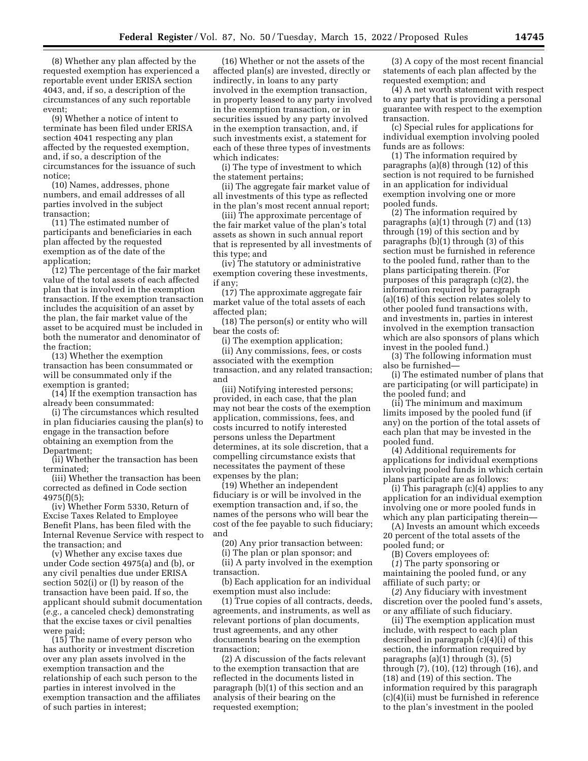(8) Whether any plan affected by the requested exemption has experienced a reportable event under ERISA section 4043, and, if so, a description of the circumstances of any such reportable event;

(9) Whether a notice of intent to terminate has been filed under ERISA section 4041 respecting any plan affected by the requested exemption, and, if so, a description of the circumstances for the issuance of such notice;

(10) Names, addresses, phone numbers, and email addresses of all parties involved in the subject transaction;

(11) The estimated number of participants and beneficiaries in each plan affected by the requested exemption as of the date of the application;

(12) The percentage of the fair market value of the total assets of each affected plan that is involved in the exemption transaction. If the exemption transaction includes the acquisition of an asset by the plan, the fair market value of the asset to be acquired must be included in both the numerator and denominator of the fraction;

(13) Whether the exemption transaction has been consummated or will be consummated only if the exemption is granted;

(14) If the exemption transaction has already been consummated:

(i) The circumstances which resulted in plan fiduciaries causing the plan(s) to engage in the transaction before obtaining an exemption from the Department;

(ii) Whether the transaction has been terminated;

(iii) Whether the transaction has been corrected as defined in Code section 4975(f)(5);

(iv) Whether Form 5330, Return of Excise Taxes Related to Employee Benefit Plans, has been filed with the Internal Revenue Service with respect to the transaction; and

(v) Whether any excise taxes due under Code section 4975(a) and (b), or any civil penalties due under ERISA section 502(i) or (l) by reason of the transaction have been paid. If so, the applicant should submit documentation (*e.g.,* a canceled check) demonstrating that the excise taxes or civil penalties were paid;

(15) The name of every person who has authority or investment discretion over any plan assets involved in the exemption transaction and the relationship of each such person to the parties in interest involved in the exemption transaction and the affiliates of such parties in interest;

(16) Whether or not the assets of the affected plan(s) are invested, directly or indirectly, in loans to any party involved in the exemption transaction, in property leased to any party involved in the exemption transaction, or in securities issued by any party involved in the exemption transaction, and, if such investments exist, a statement for each of these three types of investments which indicates:

(i) The type of investment to which the statement pertains;

(ii) The aggregate fair market value of all investments of this type as reflected in the plan's most recent annual report;

(iii) The approximate percentage of the fair market value of the plan's total assets as shown in such annual report that is represented by all investments of this type; and

(iv) The statutory or administrative exemption covering these investments, if any;

(17) The approximate aggregate fair market value of the total assets of each affected plan;

(18) The person(s) or entity who will bear the costs of:

(i) The exemption application;

(ii) Any commissions, fees, or costs associated with the exemption transaction, and any related transaction; and

(iii) Notifying interested persons; provided, in each case, that the plan may not bear the costs of the exemption application, commissions, fees, and costs incurred to notify interested persons unless the Department determines, at its sole discretion, that a compelling circumstance exists that necessitates the payment of these expenses by the plan;

(19) Whether an independent fiduciary is or will be involved in the exemption transaction and, if so, the names of the persons who will bear the cost of the fee payable to such fiduciary; and

(20) Any prior transaction between:

(i) The plan or plan sponsor; and

(ii) A party involved in the exemption transaction.

(b) Each application for an individual exemption must also include:

(1) True copies of all contracts, deeds, agreements, and instruments, as well as relevant portions of plan documents, trust agreements, and any other documents bearing on the exemption transaction;

(2) A discussion of the facts relevant to the exemption transaction that are reflected in the documents listed in paragraph (b)(1) of this section and an analysis of their bearing on the requested exemption;

(3) A copy of the most recent financial statements of each plan affected by the requested exemption; and

(4) A net worth statement with respect to any party that is providing a personal guarantee with respect to the exemption transaction.

(c) Special rules for applications for individual exemption involving pooled funds are as follows:

(1) The information required by paragraphs (a)(8) through (12) of this section is not required to be furnished in an application for individual exemption involving one or more pooled funds.

(2) The information required by paragraphs (a)(1) through (7) and (13) through (19) of this section and by paragraphs (b)(1) through (3) of this section must be furnished in reference to the pooled fund, rather than to the plans participating therein. (For purposes of this paragraph (c)(2), the information required by paragraph (a)(16) of this section relates solely to other pooled fund transactions with, and investments in, parties in interest involved in the exemption transaction which are also sponsors of plans which invest in the pooled fund.)

(3) The following information must also be furnished—

(i) The estimated number of plans that are participating (or will participate) in the pooled fund; and

(ii) The minimum and maximum limits imposed by the pooled fund (if any) on the portion of the total assets of each plan that may be invested in the pooled fund.

(4) Additional requirements for applications for individual exemptions involving pooled funds in which certain plans participate are as follows:

(i) This paragraph (c)(4) applies to any application for an individual exemption involving one or more pooled funds in which any plan participating therein—

(A) Invests an amount which exceeds 20 percent of the total assets of the pooled fund; or

(B) Covers employees of:

(*1*) The party sponsoring or maintaining the pooled fund, or any affiliate of such party; or

(*2*) Any fiduciary with investment discretion over the pooled fund's assets, or any affiliate of such fiduciary.

(ii) The exemption application must include, with respect to each plan described in paragraph (c)(4)(i) of this section, the information required by paragraphs (a)(1) through (3), (5) through (7), (10), (12) through (16), and (18) and (19) of this section. The information required by this paragraph (c)(4)(ii) must be furnished in reference to the plan's investment in the pooled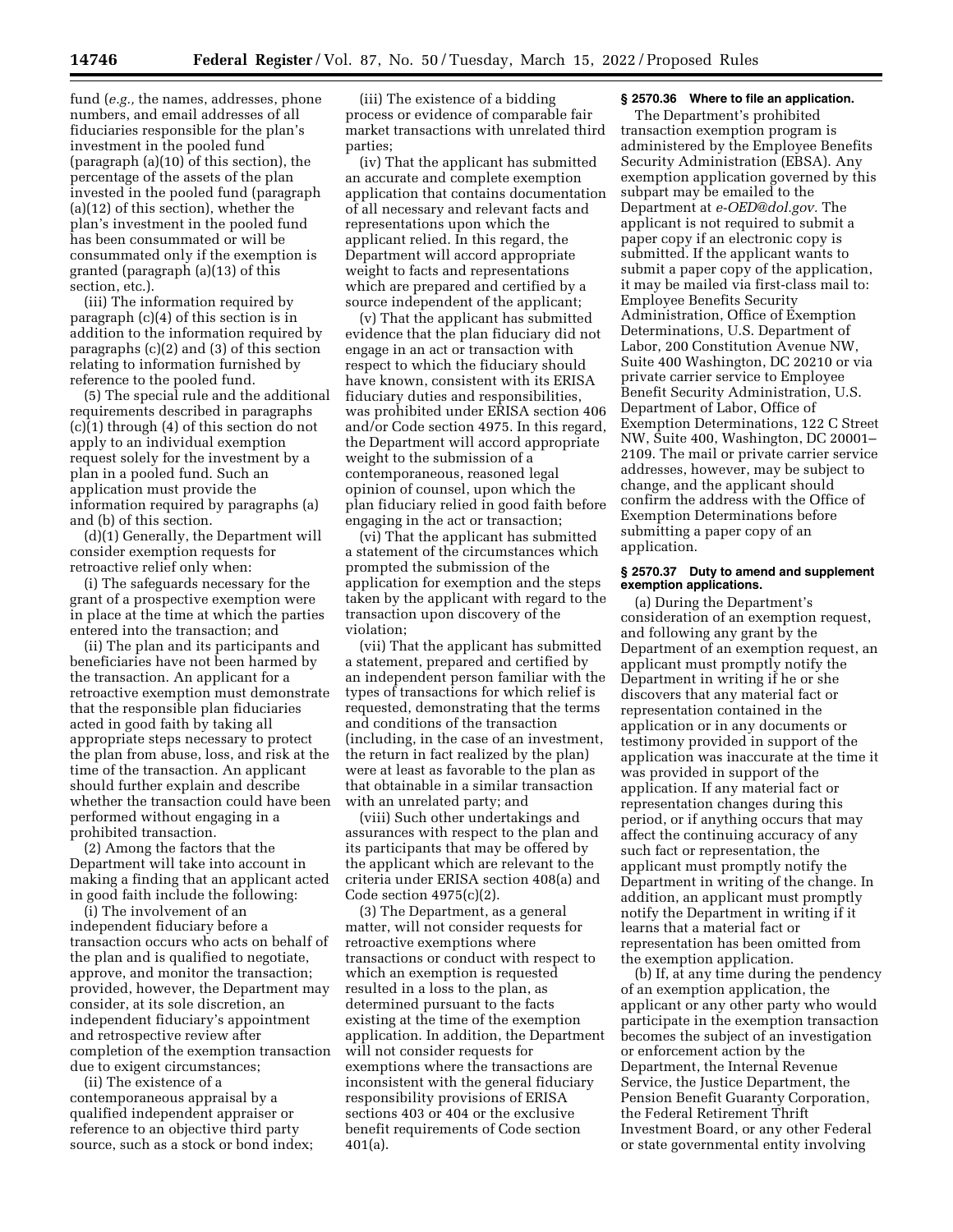fund (*e.g.,* the names, addresses, phone numbers, and email addresses of all fiduciaries responsible for the plan's investment in the pooled fund (paragraph (a)(10) of this section), the percentage of the assets of the plan invested in the pooled fund (paragraph (a)(12) of this section), whether the plan's investment in the pooled fund has been consummated or will be consummated only if the exemption is granted (paragraph (a)(13) of this section, etc.).

(iii) The information required by paragraph (c)(4) of this section is in addition to the information required by paragraphs (c)(2) and (3) of this section relating to information furnished by reference to the pooled fund.

(5) The special rule and the additional requirements described in paragraphs (c)(1) through (4) of this section do not apply to an individual exemption request solely for the investment by a plan in a pooled fund. Such an application must provide the information required by paragraphs (a) and (b) of this section.

(d)(1) Generally, the Department will consider exemption requests for retroactive relief only when:

(i) The safeguards necessary for the grant of a prospective exemption were in place at the time at which the parties entered into the transaction; and

(ii) The plan and its participants and beneficiaries have not been harmed by the transaction. An applicant for a retroactive exemption must demonstrate that the responsible plan fiduciaries acted in good faith by taking all appropriate steps necessary to protect the plan from abuse, loss, and risk at the time of the transaction. An applicant should further explain and describe whether the transaction could have been performed without engaging in a prohibited transaction.

(2) Among the factors that the Department will take into account in making a finding that an applicant acted in good faith include the following:

(i) The involvement of an independent fiduciary before a transaction occurs who acts on behalf of the plan and is qualified to negotiate, approve, and monitor the transaction; provided, however, the Department may consider, at its sole discretion, an independent fiduciary's appointment and retrospective review after completion of the exemption transaction due to exigent circumstances;

(ii) The existence of a contemporaneous appraisal by a qualified independent appraiser or reference to an objective third party source, such as a stock or bond index;

(iii) The existence of a bidding process or evidence of comparable fair market transactions with unrelated third parties;

(iv) That the applicant has submitted an accurate and complete exemption application that contains documentation of all necessary and relevant facts and representations upon which the applicant relied. In this regard, the Department will accord appropriate weight to facts and representations which are prepared and certified by a source independent of the applicant;

(v) That the applicant has submitted evidence that the plan fiduciary did not engage in an act or transaction with respect to which the fiduciary should have known, consistent with its ERISA fiduciary duties and responsibilities, was prohibited under ERISA section 406 and/or Code section 4975. In this regard, the Department will accord appropriate weight to the submission of a contemporaneous, reasoned legal opinion of counsel, upon which the plan fiduciary relied in good faith before engaging in the act or transaction;

(vi) That the applicant has submitted a statement of the circumstances which prompted the submission of the application for exemption and the steps taken by the applicant with regard to the transaction upon discovery of the violation;

(vii) That the applicant has submitted a statement, prepared and certified by an independent person familiar with the types of transactions for which relief is requested, demonstrating that the terms and conditions of the transaction (including, in the case of an investment, the return in fact realized by the plan) were at least as favorable to the plan as that obtainable in a similar transaction with an unrelated party; and

(viii) Such other undertakings and assurances with respect to the plan and its participants that may be offered by the applicant which are relevant to the criteria under ERISA section 408(a) and Code section 4975(c)(2).

(3) The Department, as a general matter, will not consider requests for retroactive exemptions where transactions or conduct with respect to which an exemption is requested resulted in a loss to the plan, as determined pursuant to the facts existing at the time of the exemption application. In addition, the Department will not consider requests for exemptions where the transactions are inconsistent with the general fiduciary responsibility provisions of ERISA sections 403 or 404 or the exclusive benefit requirements of Code section 401(a).

#### § 2570.36 Where to file an application.

The Department's prohibited transaction exemption program is administered by the Employee Benefits Security Administration (EBSA). Any exemption application governed by this subpart may be emailed to the Department at *e-OED@dol.gov.* The applicant is not required to submit a paper copy if an electronic copy is submitted. If the applicant wants to submit a paper copy of the application, it may be mailed via first-class mail to: Employee Benefits Security Administration, Office of Exemption Determinations, U.S. Department of Labor, 200 Constitution Avenue NW, Suite 400 Washington, DC 20210 or via private carrier service to Employee Benefit Security Administration, U.S. Department of Labor, Office of Exemption Determinations, 122 C Street NW, Suite 400, Washington, DC 20001–2109. The mail or private carrier service addresses, however, may be subject to change, and the applicant should confirm the address with the Office of Exemption Determinations before submitting a paper copy of an application.

#### § 2570.37 Duty to amend and supplement exemption applications.

(a) During the Department's consideration of an exemption request, and following any grant by the Department of an exemption request, an applicant must promptly notify the Department in writing if he or she discovers that any material fact or representation contained in the application or in any documents or testimony provided in support of the application was inaccurate at the time it was provided in support of the application. If any material fact or representation changes during this period, or if anything occurs that may affect the continuing accuracy of any such fact or representation, the applicant must promptly notify the Department in writing of the change. In addition, an applicant must promptly notify the Department in writing if it learns that a material fact or representation has been omitted from the exemption application.

(b) If, at any time during the pendency of an exemption application, the applicant or any other party who would participate in the exemption transaction becomes the subject of an investigation or enforcement action by the Department, the Internal Revenue Service, the Justice Department, the Pension Benefit Guaranty Corporation, the Federal Retirement Thrift Investment Board, or any other Federal or state governmental entity involving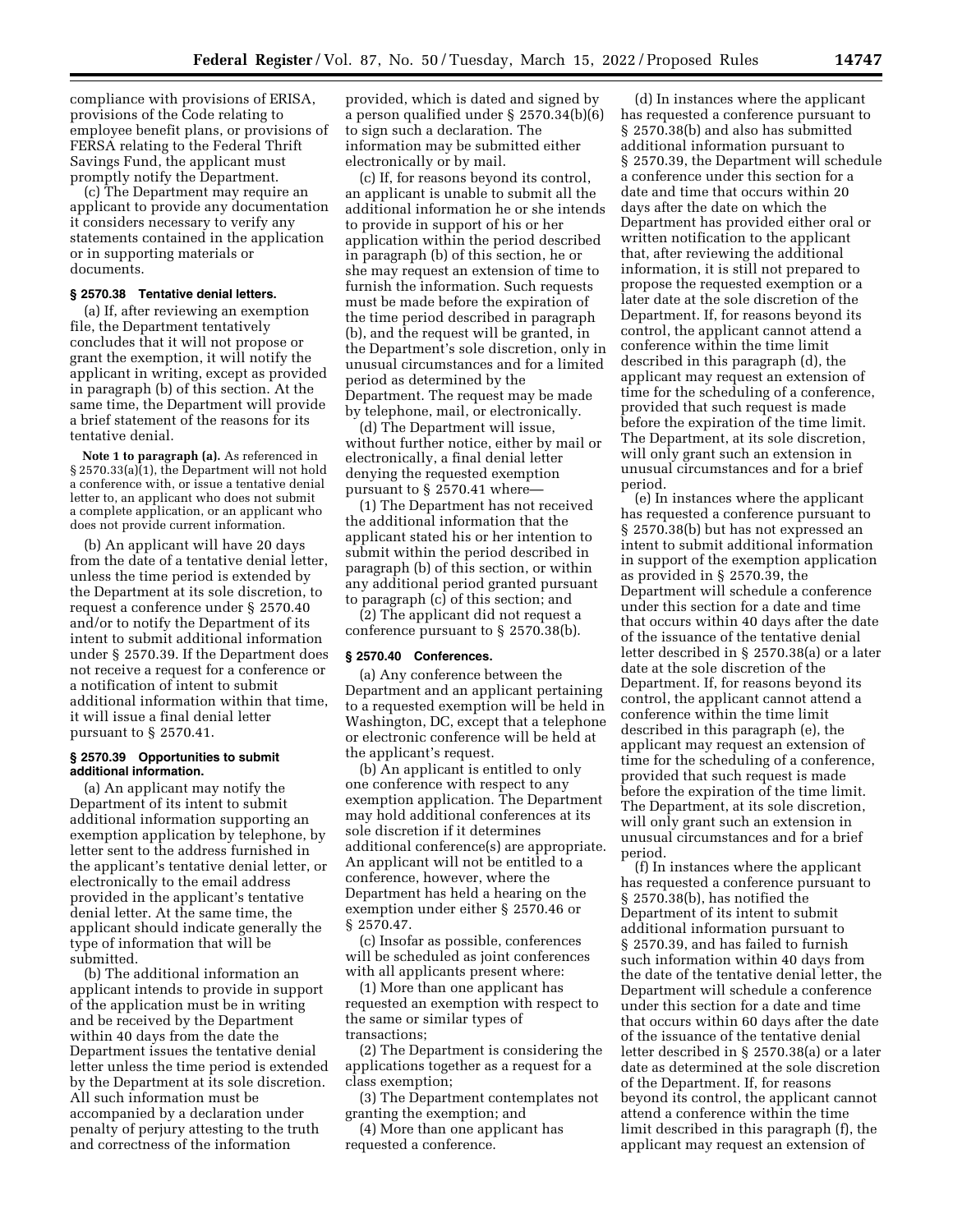compliance with provisions of ERISA, provisions of the Code relating to employee benefit plans, or provisions of FERSA relating to the Federal Thrift Savings Fund, the applicant must promptly notify the Department.

(c) The Department may require an applicant to provide any documentation it considers necessary to verify any statements contained in the application or in supporting materials or documents.

**§ 2570.38 Tentative denial letters.**

(a) If, after reviewing an exemption file, the Department tentatively concludes that it will not propose or grant the exemption, it will notify the applicant in writing, except as provided in paragraph (b) of this section. At the same time, the Department will provide a brief statement of the reasons for its tentative denial.

**Note 1 to paragraph (a).** As referenced in § 2570.33(a)(1), the Department will not hold a conference with, or issue a tentative denial letter to, an applicant who does not submit a complete application, or an applicant who does not provide current information.

(b) An applicant will have 20 days from the date of a tentative denial letter, unless the time period is extended by the Department at its sole discretion, to request a conference under § 2570.40 and/or to notify the Department of its intent to submit additional information under § 2570.39. If the Department does not receive a request for a conference or a notification of intent to submit additional information within that time, it will issue a final denial letter pursuant to § 2570.41.

**§ 2570.39 Opportunities to submit additional information.**

(a) An applicant may notify the Department of its intent to submit additional information supporting an exemption application by telephone, by letter sent to the address furnished in the applicant's tentative denial letter, or electronically to the email address provided in the applicant's tentative denial letter. At the same time, the applicant should indicate generally the type of information that will be submitted.

(b) The additional information an applicant intends to provide in support of the application must be in writing and be received by the Department within 40 days from the date the Department issues the tentative denial letter unless the time period is extended by the Department at its sole discretion. All such information must be accompanied by a declaration under penalty of perjury attesting to the truth and correctness of the information provided, which is dated and signed by a person qualified under § 2570.34(b)(6) to sign such a declaration. The information may be submitted either electronically or by mail.

(c) If, for reasons beyond its control, an applicant is unable to submit all the additional information he or she intends to provide in support of his or her application within the period described in paragraph (b) of this section, he or she may request an extension of time to furnish the information. Such requests must be made before the expiration of the time period described in paragraph (b), and the request will be granted, in the Department's sole discretion, only in unusual circumstances and for a limited period as determined by the Department. The request may be made by telephone, mail, or electronically.

(d) The Department will issue, without further notice, either by mail or electronically, a final denial letter denying the requested exemption pursuant to § 2570.41 where—

(1) The Department has not received the additional information that the applicant stated his or her intention to submit within the period described in paragraph (b) of this section, or within any additional period granted pursuant to paragraph (c) of this section; and

(2) The applicant did not request a conference pursuant to § 2570.38(b).

**§ 2570.40 Conferences.**

(a) Any conference between the Department and an applicant pertaining to a requested exemption will be held in Washington, DC, except that a telephone or electronic conference will be held at the applicant's request.

(b) An applicant is entitled to only one conference with respect to any exemption application. The Department may hold additional conferences at its sole discretion if it determines additional conference(s) are appropriate. An applicant will not be entitled to a conference, however, where the Department has held a hearing on the exemption under either § 2570.46 or § 2570.47.

(c) Insofar as possible, conferences will be scheduled as joint conferences with all applicants present where:

(1) More than one applicant has requested an exemption with respect to the same or similar types of transactions;

(2) The Department is considering the applications together as a request for a class exemption;

(3) The Department contemplates not granting the exemption; and

(4) More than one applicant has requested a conference.

(d) In instances where the applicant has requested a conference pursuant to § 2570.38(b) and also has submitted additional information pursuant to § 2570.39, the Department will schedule a conference under this section for a date and time that occurs within 20 days after the date on which the Department has provided either oral or written notification to the applicant that, after reviewing the additional information, it is still not prepared to propose the requested exemption or a later date at the sole discretion of the Department. If, for reasons beyond its control, the applicant cannot attend a conference within the time limit described in this paragraph (d), the applicant may request an extension of time for the scheduling of a conference, provided that such request is made before the expiration of the time limit. The Department, at its sole discretion, will only grant such an extension in unusual circumstances and for a brief period.

(e) In instances where the applicant has requested a conference pursuant to § 2570.38(b) but has not expressed an intent to submit additional information in support of the exemption application as provided in § 2570.39, the Department will schedule a conference under this section for a date and time that occurs within 40 days after the date of the issuance of the tentative denial letter described in § 2570.38(a) or a later date at the sole discretion of the Department. If, for reasons beyond its control, the applicant cannot attend a conference within the time limit described in this paragraph (e), the applicant may request an extension of time for the scheduling of a conference, provided that such request is made before the expiration of the time limit. The Department, at its sole discretion, will only grant such an extension in unusual circumstances and for a brief period.

(f) In instances where the applicant has requested a conference pursuant to § 2570.38(b), has notified the Department of its intent to submit additional information pursuant to § 2570.39, and has failed to furnish such information within 40 days from the date of the tentative denial letter, the Department will schedule a conference under this section for a date and time that occurs within 60 days after the date of the issuance of the tentative denial letter described in § 2570.38(a) or a later date as determined at the sole discretion of the Department. If, for reasons beyond its control, the applicant cannot attend a conference within the time limit described in this paragraph (f), the applicant may request an extension of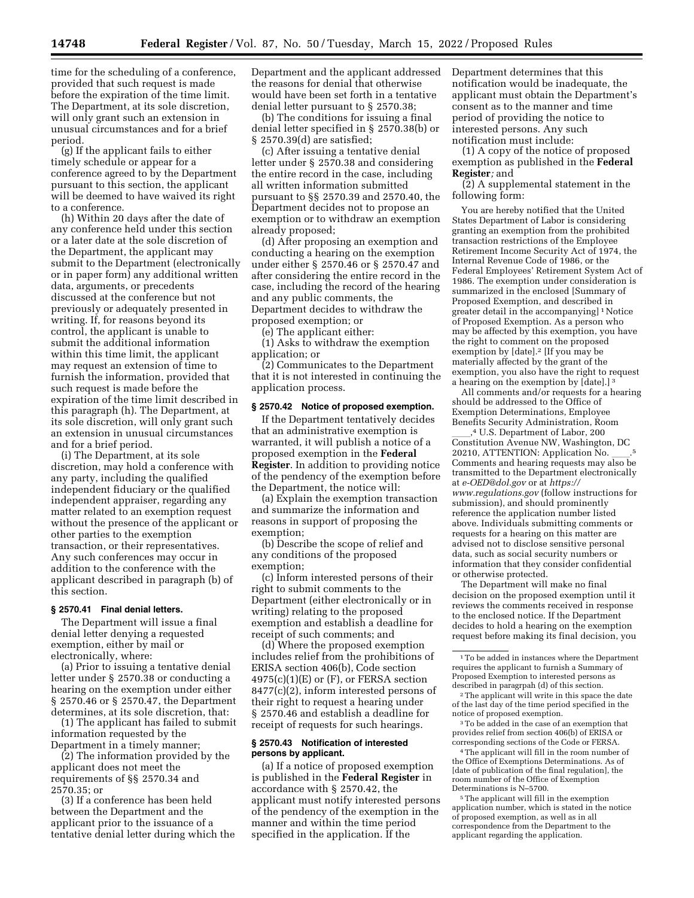time for the scheduling of a conference, provided that such request is made before the expiration of the time limit. The Department, at its sole discretion, will only grant such an extension in unusual circumstances and for a brief period.

(g) If the applicant fails to either timely schedule or appear for a conference agreed to by the Department pursuant to this section, the applicant will be deemed to have waived its right to a conference.

(h) Within 20 days after the date of any conference held under this section or a later date at the sole discretion of the Department, the applicant may submit to the Department (electronically or in paper form) any additional written data, arguments, or precedents discussed at the conference but not previously or adequately presented in writing. If, for reasons beyond its control, the applicant is unable to submit the additional information within this time limit, the applicant may request an extension of time to furnish the information, provided that such request is made before the expiration of the time limit described in this paragraph (h). The Department, at its sole discretion, will only grant such an extension in unusual circumstances and for a brief period.

(i) The Department, at its sole discretion, may hold a conference with any party, including the qualified independent fiduciary or the qualified independent appraiser, regarding any matter related to an exemption request without the presence of the applicant or other parties to the exemption transaction, or their representatives. Any such conferences may occur in addition to the conference with the applicant described in paragraph (b) of this section.

#### § 2570.41 Final denial letters.

The Department will issue a final denial letter denying a requested exemption, either by mail or electronically, where:

(a) Prior to issuing a tentative denial letter under § 2570.38 or conducting a hearing on the exemption under either § 2570.46 or § 2570.47, the Department determines, at its sole discretion, that:

(1) The applicant has failed to submit information requested by the Department in a timely manner;

(2) The information provided by the applicant does not meet the requirements of §§ 2570.34 and 2570.35; or

(3) If a conference has been held between the Department and the applicant prior to the issuance of a tentative denial letter during which the Department and the applicant addressed the reasons for denial that otherwise would have been set forth in a tentative denial letter pursuant to § 2570.38;

(b) The conditions for issuing a final denial letter specified in § 2570.38(b) or § 2570.39(d) are satisfied;

(c) After issuing a tentative denial letter under § 2570.38 and considering the entire record in the case, including all written information submitted pursuant to §§ 2570.39 and 2570.40, the Department decides not to propose an exemption or to withdraw an exemption already proposed;

(d) After proposing an exemption and conducting a hearing on the exemption under either § 2570.46 or § 2570.47 and after considering the entire record in the case, including the record of the hearing and any public comments, the Department decides to withdraw the proposed exemption; or

(e) The applicant either:

(1) Asks to withdraw the exemption application; or

(2) Communicates to the Department that it is not interested in continuing the application process.

#### § 2570.42 Notice of proposed exemption.

If the Department tentatively decides that an administrative exemption is warranted, it will publish a notice of a proposed exemption in the **Federal Register**. In addition to providing notice of the pendency of the exemption before the Department, the notice will:

(a) Explain the exemption transaction and summarize the information and reasons in support of proposing the exemption;

(b) Describe the scope of relief and any conditions of the proposed exemption;

(c) Inform interested persons of their right to submit comments to the Department (either electronically or in writing) relating to the proposed exemption and establish a deadline for receipt of such comments; and

(d) Where the proposed exemption includes relief from the prohibitions of ERISA section 406(b), Code section 4975(c)(1)(E) or (F), or FERSA section 8477(c)(2), inform interested persons of their right to request a hearing under § 2570.46 and establish a deadline for receipt of requests for such hearings.

#### § 2570.43 Notification of interested persons by applicant.

(a) If a notice of proposed exemption is published in the **Federal Register** in accordance with § 2570.42, the applicant must notify interested persons of the pendency of the exemption in the manner and within the time period specified in the application. If the Department determines that this notification would be inadequate, the applicant must obtain the Department's consent as to the manner and time period of providing the notice to interested persons. Any such notification must include:

(1) A copy of the notice of proposed exemption as published in the **Federal Register***;* and

(2) A supplemental statement in the following form:

You are hereby notified that the United States Department of Labor is considering granting an exemption from the prohibited transaction restrictions of the Employee Retirement Income Security Act of 1974, the Internal Revenue Code of 1986, or the Federal Employees' Retirement System Act of 1986. The exemption under consideration is summarized in the enclosed [Summary of Proposed Exemption, and described in greater detail in the accompanying] [1] Notice of Proposed Exemption. As a person who may be affected by this exemption, you have the right to comment on the proposed exemption by [date].[2] [If you may be materially affected by the grant of the exemption, you also have the right to request a hearing on the exemption by [date].] [3]

All comments and/or requests for a hearing should be addressed to the Office of Exemption Determinations, Employee Benefits Security Administration, Room ____,[4] U.S. Department of Labor, 200 Constitution Avenue NW, Washington, DC 20210, ATTENTION: Application No. ____.[5] Comments and hearing requests may also be transmitted to the Department electronically at *e-OED@dol.gov* or at *https://www.regulations.gov* (follow instructions for submission), and should prominently reference the application number listed above. Individuals submitting comments or requests for a hearing on this matter are advised not to disclose sensitive personal data, such as social security numbers or information that they consider confidential or otherwise protected.

The Department will make no final decision on the proposed exemption until it reviews the comments received in response to the enclosed notice. If the Department decides to hold a hearing on the exemption request before making its final decision, you

---

[1] To be added in instances where the Department requires the applicant to furnish a Summary of Proposed Exemption to interested persons as described in paragrpah (d) of this section.

[2] The applicant will write in this space the date of the last day of the time period specified in the notice of proposed exemption.

[3] To be added in the case of an exemption that provides relief from section 406(b) of ERISA or corresponding sections of the Code or FERSA.

[4] The applicant will fill in the room number of the Office of Exemptions Determinations. As of [date of publication of the final regulation], the room number of the Office of Exemption Determinations is N–5700.

[5] The applicant will fill in the exemption application number, which is stated in the notice of proposed exemption, as well as in all correspondence from the Department to the applicant regarding the application.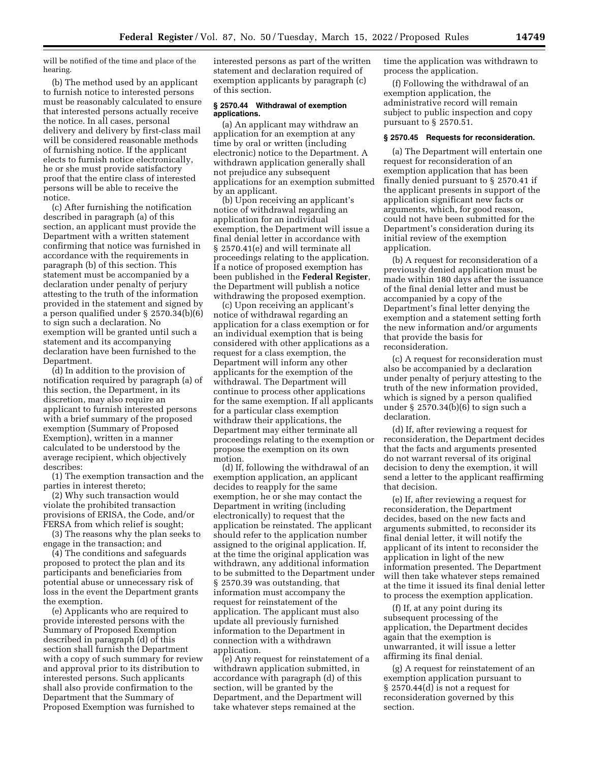will be notified of the time and place of the hearing.

(b) The method used by an applicant to furnish notice to interested persons must be reasonably calculated to ensure that interested persons actually receive the notice. In all cases, personal delivery and delivery by first-class mail will be considered reasonable methods of furnishing notice. If the applicant elects to furnish notice electronically, he or she must provide satisfactory proof that the entire class of interested persons will be able to receive the notice.

(c) After furnishing the notification described in paragraph (a) of this section, an applicant must provide the Department with a written statement confirming that notice was furnished in accordance with the requirements in paragraph (b) of this section. This statement must be accompanied by a declaration under penalty of perjury attesting to the truth of the information provided in the statement and signed by a person qualified under § 2570.34(b)(6) to sign such a declaration. No exemption will be granted until such a statement and its accompanying declaration have been furnished to the Department.

(d) In addition to the provision of notification required by paragraph (a) of this section, the Department, in its discretion, may also require an applicant to furnish interested persons with a brief summary of the proposed exemption (Summary of Proposed Exemption), written in a manner calculated to be understood by the average recipient, which objectively describes:

(1) The exemption transaction and the parties in interest thereto;

(2) Why such transaction would violate the prohibited transaction provisions of ERISA, the Code, and/or FERSA from which relief is sought;

(3) The reasons why the plan seeks to engage in the transaction; and

(4) The conditions and safeguards proposed to protect the plan and its participants and beneficiaries from potential abuse or unnecessary risk of loss in the event the Department grants the exemption.

(e) Applicants who are required to provide interested persons with the Summary of Proposed Exemption described in paragraph (d) of this section shall furnish the Department with a copy of such summary for review and approval prior to its distribution to interested persons. Such applicants shall also provide confirmation to the Department that the Summary of Proposed Exemption was furnished to interested persons as part of the written statement and declaration required of exemption applicants by paragraph (c) of this section.

#### § 2570.44 Withdrawal of exemption applications.

(a) An applicant may withdraw an application for an exemption at any time by oral or written (including electronic) notice to the Department. A withdrawn application generally shall not prejudice any subsequent applications for an exemption submitted by an applicant.

(b) Upon receiving an applicant's notice of withdrawal regarding an application for an individual exemption, the Department will issue a final denial letter in accordance with § 2570.41(e) and will terminate all proceedings relating to the application. If a notice of proposed exemption has been published in the **Federal Register**, the Department will publish a notice withdrawing the proposed exemption.

(c) Upon receiving an applicant's notice of withdrawal regarding an application for a class exemption or for an individual exemption that is being considered with other applications as a request for a class exemption, the Department will inform any other applicants for the exemption of the withdrawal. The Department will continue to process other applications for the same exemption. If all applicants for a particular class exemption withdraw their applications, the Department may either terminate all proceedings relating to the exemption or propose the exemption on its own motion.

(d) If, following the withdrawal of an exemption application, an applicant decides to reapply for the same exemption, he or she may contact the Department in writing (including electronically) to request that the application be reinstated. The applicant should refer to the application number assigned to the original application. If, at the time the original application was withdrawn, any additional information to be submitted to the Department under § 2570.39 was outstanding, that information must accompany the request for reinstatement of the application. The applicant must also update all previously furnished information to the Department in connection with a withdrawn application.

(e) Any request for reinstatement of a withdrawn application submitted, in accordance with paragraph (d) of this section, will be granted by the Department, and the Department will take whatever steps remained at the time the application was withdrawn to process the application.

(f) Following the withdrawal of an exemption application, the administrative record will remain subject to public inspection and copy pursuant to § 2570.51.

#### § 2570.45 Requests for reconsideration.

(a) The Department will entertain one request for reconsideration of an exemption application that has been finally denied pursuant to § 2570.41 if the applicant presents in support of the application significant new facts or arguments, which, for good reason, could not have been submitted for the Department's consideration during its initial review of the exemption application.

(b) A request for reconsideration of a previously denied application must be made within 180 days after the issuance of the final denial letter and must be accompanied by a copy of the Department's final letter denying the exemption and a statement setting forth the new information and/or arguments that provide the basis for reconsideration.

(c) A request for reconsideration must also be accompanied by a declaration under penalty of perjury attesting to the truth of the new information provided, which is signed by a person qualified under § 2570.34(b)(6) to sign such a declaration.

(d) If, after reviewing a request for reconsideration, the Department decides that the facts and arguments presented do not warrant reversal of its original decision to deny the exemption, it will send a letter to the applicant reaffirming that decision.

(e) If, after reviewing a request for reconsideration, the Department decides, based on the new facts and arguments submitted, to reconsider its final denial letter, it will notify the applicant of its intent to reconsider the application in light of the new information presented. The Department will then take whatever steps remained at the time it issued its final denial letter to process the exemption application.

(f) If, at any point during its subsequent processing of the application, the Department decides again that the exemption is unwarranted, it will issue a letter affirming its final denial.

(g) A request for reinstatement of an exemption application pursuant to § 2570.44(d) is not a request for reconsideration governed by this section.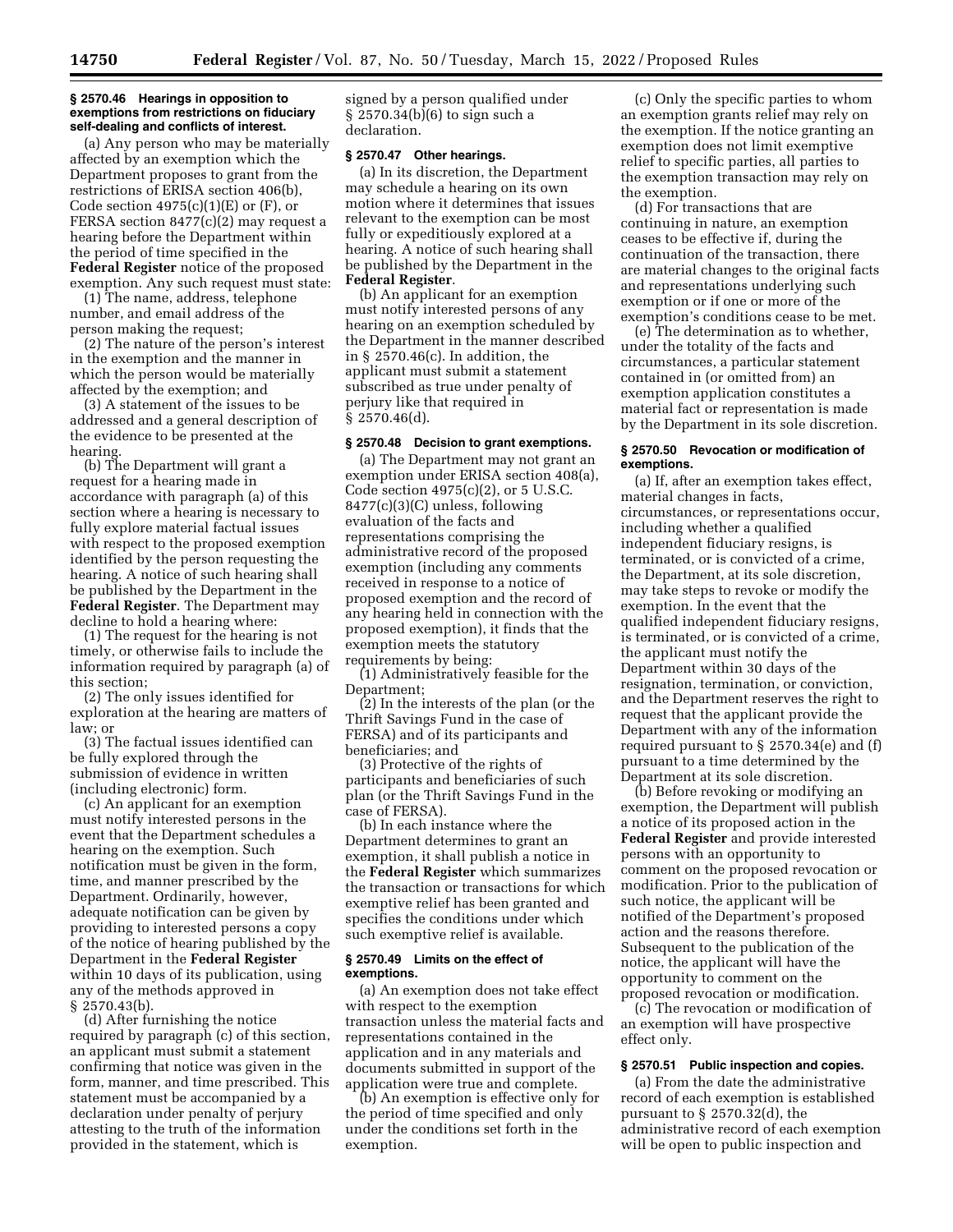**§ 2570.46 Hearings in opposition to exemptions from restrictions on fiduciary self-dealing and conflicts of interest.**

(a) Any person who may be materially affected by an exemption which the Department proposes to grant from the restrictions of ERISA section 406(b), Code section 4975(c)(1)(E) or (F), or FERSA section 8477(c)(2) may request a hearing before the Department within the period of time specified in the **Federal Register** notice of the proposed exemption. Any such request must state:

(1) The name, address, telephone number, and email address of the person making the request;

(2) The nature of the person's interest in the exemption and the manner in which the person would be materially affected by the exemption; and

(3) A statement of the issues to be addressed and a general description of the evidence to be presented at the hearing.

(b) The Department will grant a request for a hearing made in accordance with paragraph (a) of this section where a hearing is necessary to fully explore material factual issues with respect to the proposed exemption identified by the person requesting the hearing. A notice of such hearing shall be published by the Department in the **Federal Register**. The Department may decline to hold a hearing where:

(1) The request for the hearing is not timely, or otherwise fails to include the information required by paragraph (a) of this section;

(2) The only issues identified for exploration at the hearing are matters of law; or

(3) The factual issues identified can be fully explored through the submission of evidence in written (including electronic) form.

(c) An applicant for an exemption must notify interested persons in the event that the Department schedules a hearing on the exemption. Such notification must be given in the form, time, and manner prescribed by the Department. Ordinarily, however, adequate notification can be given by providing to interested persons a copy of the notice of hearing published by the Department in the **Federal Register** within 10 days of its publication, using any of the methods approved in § 2570.43(b).

(d) After furnishing the notice required by paragraph (c) of this section, an applicant must submit a statement confirming that notice was given in the form, manner, and time prescribed. This statement must be accompanied by a declaration under penalty of perjury attesting to the truth of the information provided in the statement, which is signed by a person qualified under § 2570.34(b)(6) to sign such a declaration.

**§ 2570.47 Other hearings.**

(a) In its discretion, the Department may schedule a hearing on its own motion where it determines that issues relevant to the exemption can be most fully or expeditiously explored at a hearing. A notice of such hearing shall be published by the Department in the **Federal Register**.

(b) An applicant for an exemption must notify interested persons of any hearing on an exemption scheduled by the Department in the manner described in § 2570.46(c). In addition, the applicant must submit a statement subscribed as true under penalty of perjury like that required in § 2570.46(d).

**§ 2570.48 Decision to grant exemptions.**

(a) The Department may not grant an exemption under ERISA section 408(a), Code section 4975(c)(2), or 5 U.S.C. 8477(c)(3)(C) unless, following evaluation of the facts and representations comprising the administrative record of the proposed exemption (including any comments received in response to a notice of proposed exemption and the record of any hearing held in connection with the proposed exemption), it finds that the exemption meets the statutory requirements by being:

(1) Administratively feasible for the Department;

(2) In the interests of the plan (or the Thrift Savings Fund in the case of FERSA) and of its participants and beneficiaries; and

(3) Protective of the rights of participants and beneficiaries of such plan (or the Thrift Savings Fund in the case of FERSA).

(b) In each instance where the Department determines to grant an exemption, it shall publish a notice in the **Federal Register** which summarizes the transaction or transactions for which exemptive relief has been granted and specifies the conditions under which such exemptive relief is available.

**§ 2570.49 Limits on the effect of exemptions.**

(a) An exemption does not take effect with respect to the exemption transaction unless the material facts and representations contained in the application and in any materials and documents submitted in support of the application were true and complete.

(b) An exemption is effective only for the period of time specified and only under the conditions set forth in the exemption.

(c) Only the specific parties to whom an exemption grants relief may rely on the exemption. If the notice granting an exemption does not limit exemptive relief to specific parties, all parties to the exemption transaction may rely on the exemption.

(d) For transactions that are continuing in nature, an exemption ceases to be effective if, during the continuation of the transaction, there are material changes to the original facts and representations underlying such exemption or if one or more of the exemption's conditions cease to be met.

(e) The determination as to whether, under the totality of the facts and circumstances, a particular statement contained in (or omitted from) an exemption application constitutes a material fact or representation is made by the Department in its sole discretion.

**§ 2570.50 Revocation or modification of exemptions.**

(a) If, after an exemption takes effect, material changes in facts, circumstances, or representations occur, including whether a qualified independent fiduciary resigns, is terminated, or is convicted of a crime, the Department, at its sole discretion, may take steps to revoke or modify the exemption. In the event that the qualified independent fiduciary resigns, is terminated, or is convicted of a crime, the applicant must notify the Department within 30 days of the resignation, termination, or conviction, and the Department reserves the right to request that the applicant provide the Department with any of the information required pursuant to § 2570.34(e) and (f) pursuant to a time determined by the Department at its sole discretion.

(b) Before revoking or modifying an exemption, the Department will publish a notice of its proposed action in the **Federal Register** and provide interested persons with an opportunity to comment on the proposed revocation or modification. Prior to the publication of such notice, the applicant will be notified of the Department's proposed action and the reasons therefore. Subsequent to the publication of the notice, the applicant will have the opportunity to comment on the proposed revocation or modification.

(c) The revocation or modification of an exemption will have prospective effect only.

**§ 2570.51 Public inspection and copies.**

(a) From the date the administrative record of each exemption is established pursuant to § 2570.32(d), the administrative record of each exemption will be open to public inspection and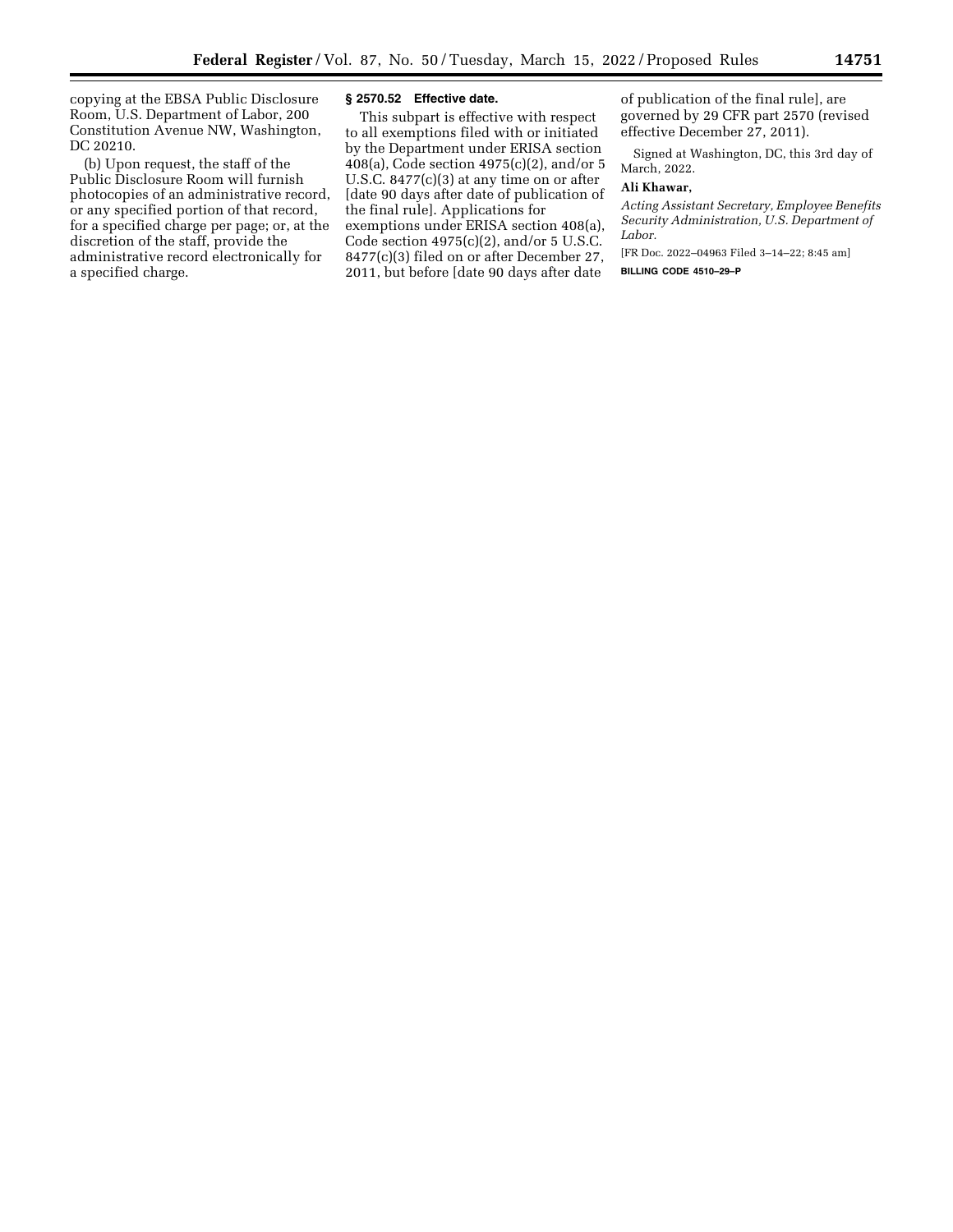copying at the EBSA Public Disclosure Room, U.S. Department of Labor, 200 Constitution Avenue NW, Washington, DC 20210.

(b) Upon request, the staff of the Public Disclosure Room will furnish photocopies of an administrative record, or any specified portion of that record, for a specified charge per page; or, at the discretion of the staff, provide the administrative record electronically for a specified charge.

**§ 2570.52 Effective date.**

This subpart is effective with respect to all exemptions filed with or initiated by the Department under ERISA section 408(a), Code section 4975(c)(2), and/or 5 U.S.C. 8477(c)(3) at any time on or after [date 90 days after date of publication of the final rule]. Applications for exemptions under ERISA section 408(a), Code section 4975(c)(2), and/or 5 U.S.C. 8477(c)(3) filed on or after December 27, 2011, but before [date 90 days after date of publication of the final rule], are governed by 29 CFR part 2570 (revised effective December 27, 2011).

Signed at Washington, DC, this 3rd day of March, 2022.

**Ali Khawar,**

*Acting Assistant Secretary, Employee Benefits Security Administration, U.S. Department of Labor.*

[FR Doc. 2022–04963 Filed 3–14–22; 8:45 am]

BILLING CODE 4510–29–P